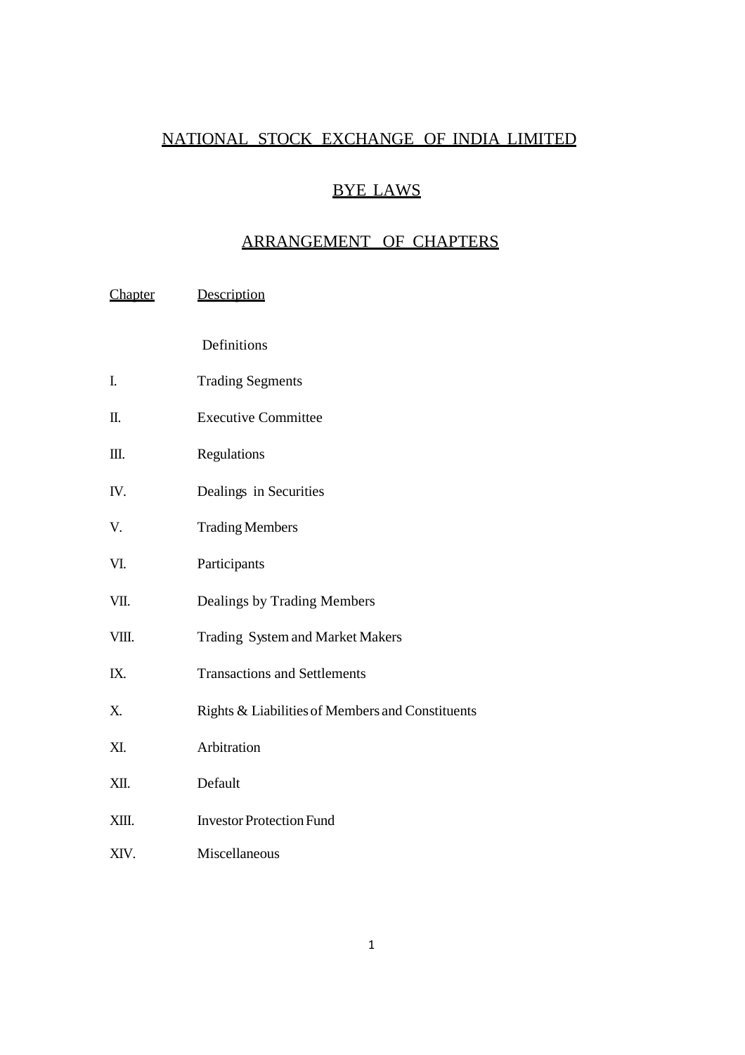# NATIONAL STOCK EXCHANGE OF INDIA LIMITED

## BYE LAWS

## ARRANGEMENT OF CHAPTERS

| Chapter | Description |
|---|---|
| | Definitions |
| I. | Trading Segments |
| II. | Executive Committee |
| III. | Regulations |
| IV. | Dealings in Securities |
| V. | Trading Members |
| VI. | Participants |
| VII. | Dealings by Trading Members |
| VIII. | Trading System and Market Makers |
| IX. | Transactions and Settlements |
| X. | Rights & Liabilities of Members and Constituents |
| XI. | Arbitration |
| XII. | Default |
| XIII. | Investor Protection Fund |
| XIV. | Miscellaneous |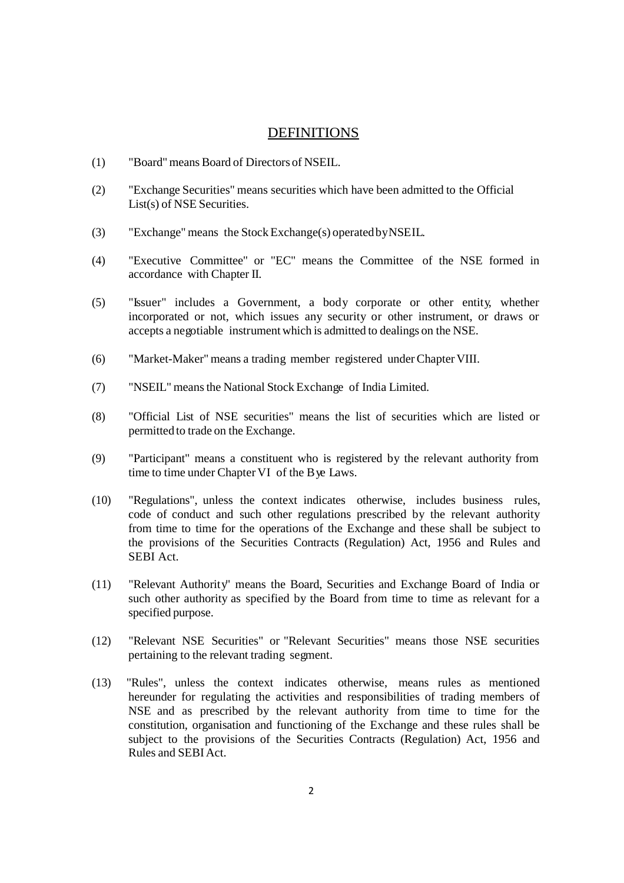## DEFINITIONS

(1) "Board" means Board of Directors of NSEIL.

(2) "Exchange Securities" means securities which have been admitted to the Official List(s) of NSE Securities.

(3) "Exchange" means the Stock Exchange(s) operated by NSEIL.

(4) "Executive Committee" or "EC" means the Committee of the NSE formed in accordance with Chapter II.

(5) "Issuer" includes a Government, a body corporate or other entity, whether incorporated or not, which issues any security or other instrument, or draws or accepts a negotiable instrument which is admitted to dealings on the NSE.

(6) "Market-Maker" means a trading member registered under Chapter VIII.

(7) "NSEIL" means the National Stock Exchange of India Limited.

(8) "Official List of NSE securities" means the list of securities which are listed or permitted to trade on the Exchange.

(9) "Participant" means a constituent who is registered by the relevant authority from time to time under Chapter VI of the Bye Laws.

(10) "Regulations", unless the context indicates otherwise, includes business rules, code of conduct and such other regulations prescribed by the relevant authority from time to time for the operations of the Exchange and these shall be subject to the provisions of the Securities Contracts (Regulation) Act, 1956 and Rules and SEBI Act.

(11) "Relevant Authority" means the Board, Securities and Exchange Board of India or such other authority as specified by the Board from time to time as relevant for a specified purpose.

(12) "Relevant NSE Securities" or "Relevant Securities" means those NSE securities pertaining to the relevant trading segment.

(13) "Rules", unless the context indicates otherwise, means rules as mentioned hereunder for regulating the activities and responsibilities of trading members of NSE and as prescribed by the relevant authority from time to time for the constitution, organisation and functioning of the Exchange and these rules shall be subject to the provisions of the Securities Contracts (Regulation) Act, 1956 and Rules and SEBI Act.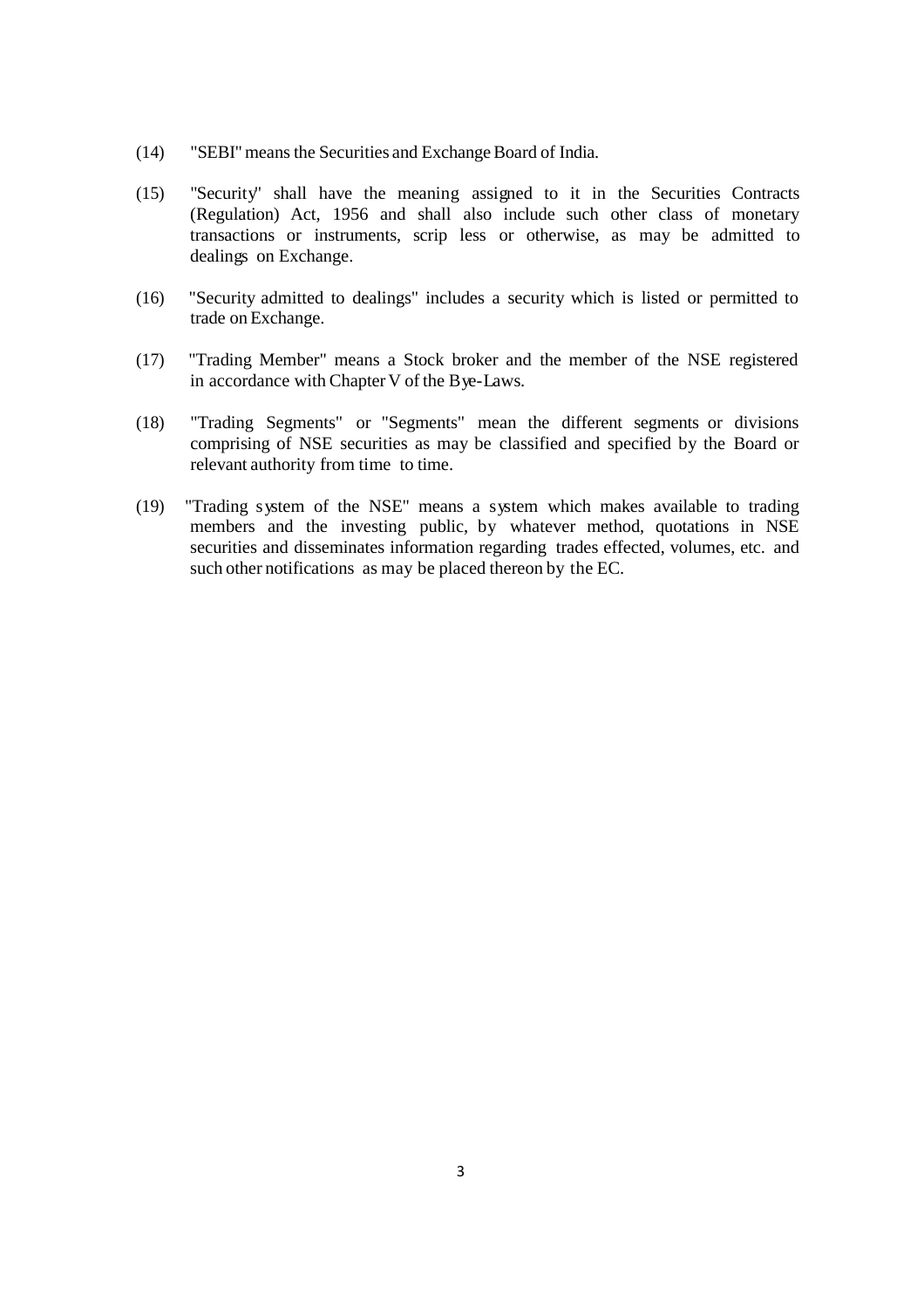(14) "SEBI" means the Securities and Exchange Board of India.

(15) "Security" shall have the meaning assigned to it in the Securities Contracts (Regulation) Act, 1956 and shall also include such other class of monetary transactions or instruments, scrip less or otherwise, as may be admitted to dealings on Exchange.

(16) "Security admitted to dealings" includes a security which is listed or permitted to trade on Exchange.

(17) "Trading Member" means a Stock broker and the member of the NSE registered in accordance with Chapter V of the Bye-Laws.

(18) "Trading Segments" or "Segments" mean the different segments or divisions comprising of NSE securities as may be classified and specified by the Board or relevant authority from time to time.

(19) "Trading system of the NSE" means a system which makes available to trading members and the investing public, by whatever method, quotations in NSE securities and disseminates information regarding trades effected, volumes, etc. and such other notifications as may be placed thereon by the EC.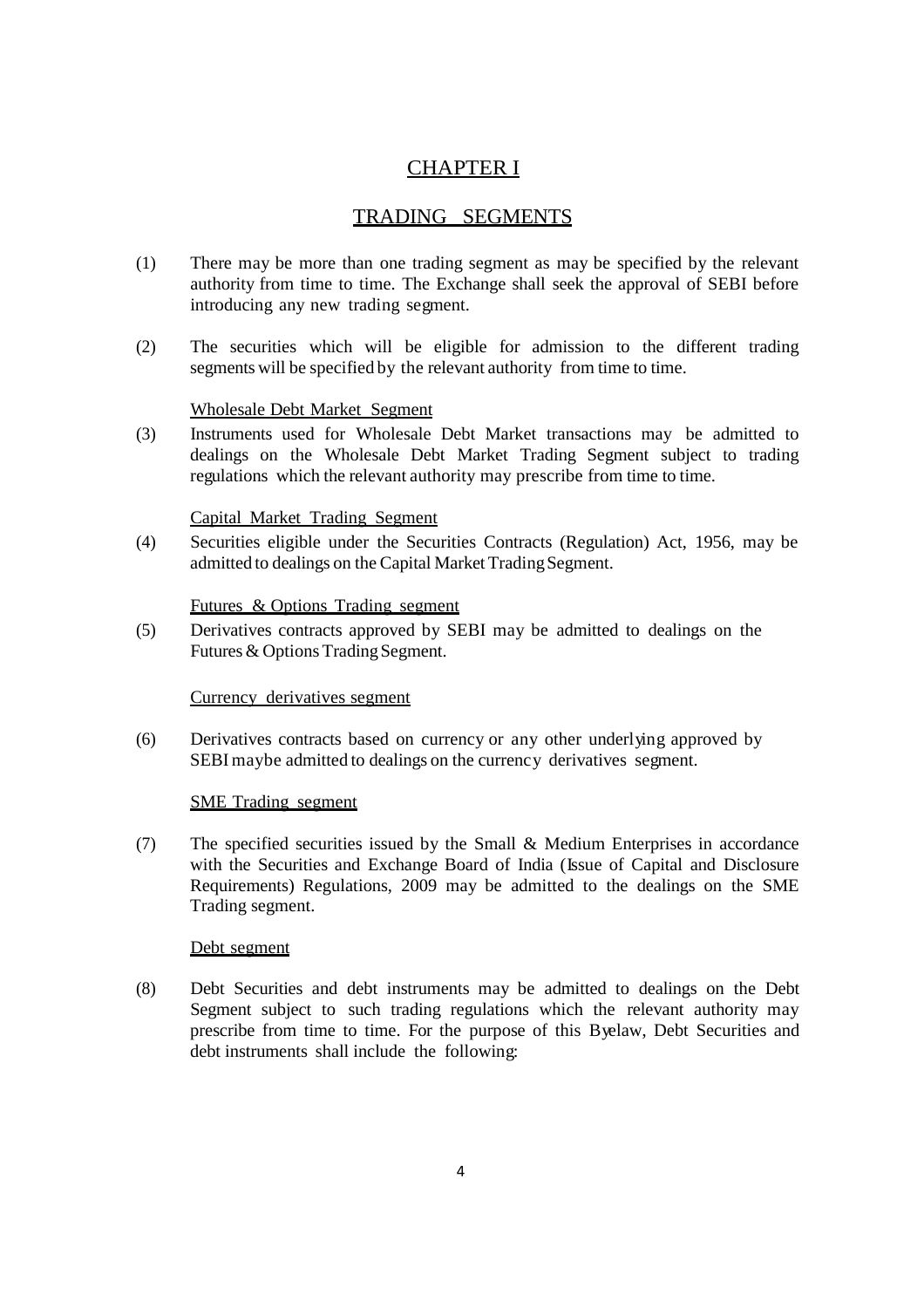# CHAPTER I

## TRADING SEGMENTS

(1) There may be more than one trading segment as may be specified by the relevant authority from time to time. The Exchange shall seek the approval of SEBI before introducing any new trading segment.

(2) The securities which will be eligible for admission to the different trading segments will be specified by the relevant authority from time to time.

### Wholesale Debt Market Segment

(3) Instruments used for Wholesale Debt Market transactions may be admitted to dealings on the Wholesale Debt Market Trading Segment subject to trading regulations which the relevant authority may prescribe from time to time.

### Capital Market Trading Segment

(4) Securities eligible under the Securities Contracts (Regulation) Act, 1956, may be admitted to dealings on the Capital Market Trading Segment.

### Futures & Options Trading segment

(5) Derivatives contracts approved by SEBI may be admitted to dealings on the Futures & Options Trading Segment.

### Currency derivatives segment

(6) Derivatives contracts based on currency or any other underlying approved by SEBI maybe admitted to dealings on the currency derivatives segment.

### SME Trading segment

(7) The specified securities issued by the Small & Medium Enterprises in accordance with the Securities and Exchange Board of India (Issue of Capital and Disclosure Requirements) Regulations, 2009 may be admitted to the dealings on the SME Trading segment.

### Debt segment

(8) Debt Securities and debt instruments may be admitted to dealings on the Debt Segment subject to such trading regulations which the relevant authority may prescribe from time to time. For the purpose of this Byelaw, Debt Securities and debt instruments shall include the following: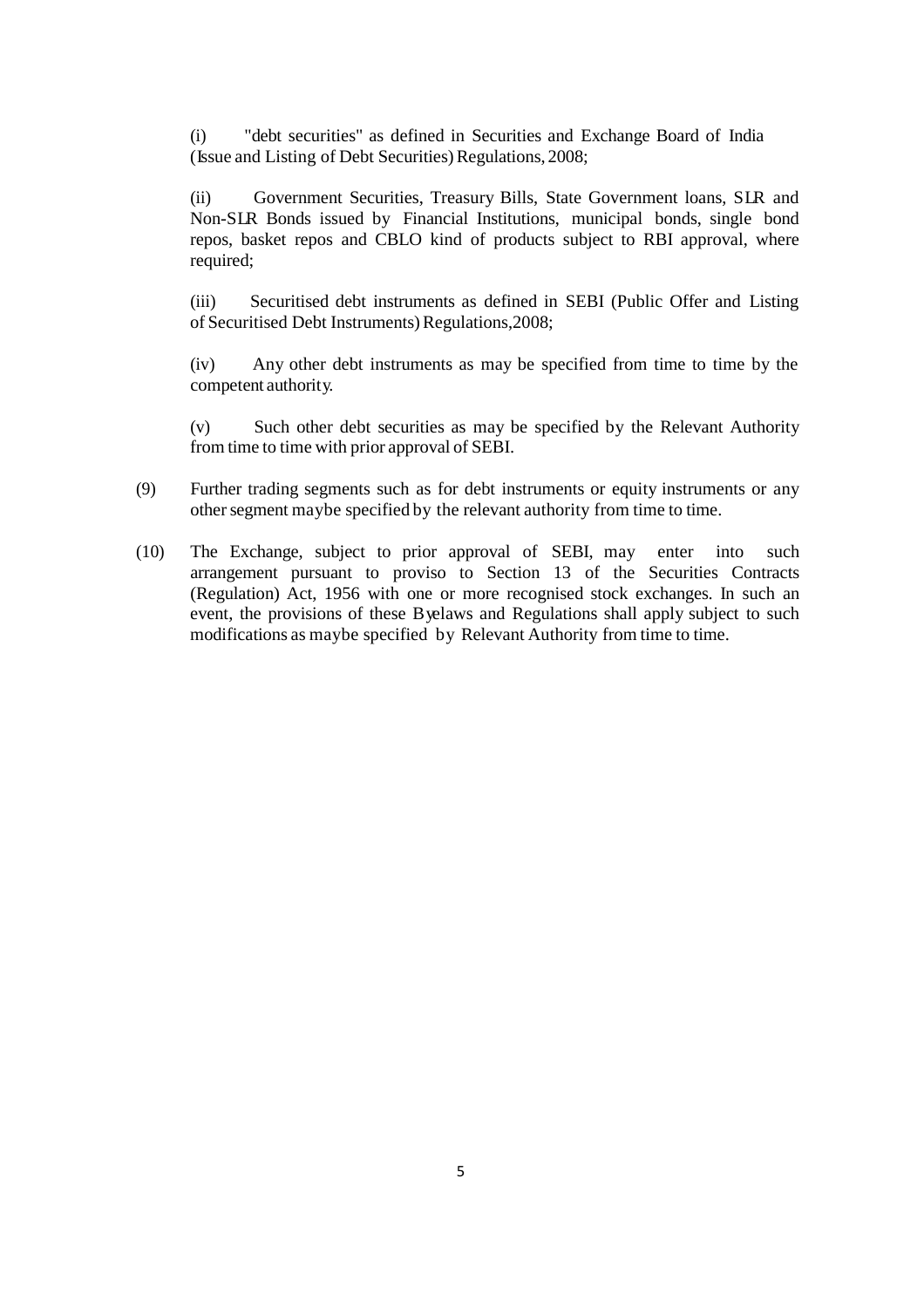(i) "debt securities" as defined in Securities and Exchange Board of India (Issue and Listing of Debt Securities) Regulations, 2008;

(ii) Government Securities, Treasury Bills, State Government loans, SLR and Non-SLR Bonds issued by Financial Institutions, municipal bonds, single bond repos, basket repos and CBLO kind of products subject to RBI approval, where required;

(iii) Securitised debt instruments as defined in SEBI (Public Offer and Listing of Securitised Debt Instruments) Regulations,2008;

(iv) Any other debt instruments as may be specified from time to time by the competent authority.

(v) Such other debt securities as may be specified by the Relevant Authority from time to time with prior approval of SEBI.

(9) Further trading segments such as for debt instruments or equity instruments or any other segment maybe specified by the relevant authority from time to time.

(10) The Exchange, subject to prior approval of SEBI, may enter into such arrangement pursuant to proviso to Section 13 of the Securities Contracts (Regulation) Act, 1956 with one or more recognised stock exchanges. In such an event, the provisions of these Byelaws and Regulations shall apply subject to such modifications as maybe specified by Relevant Authority from time to time.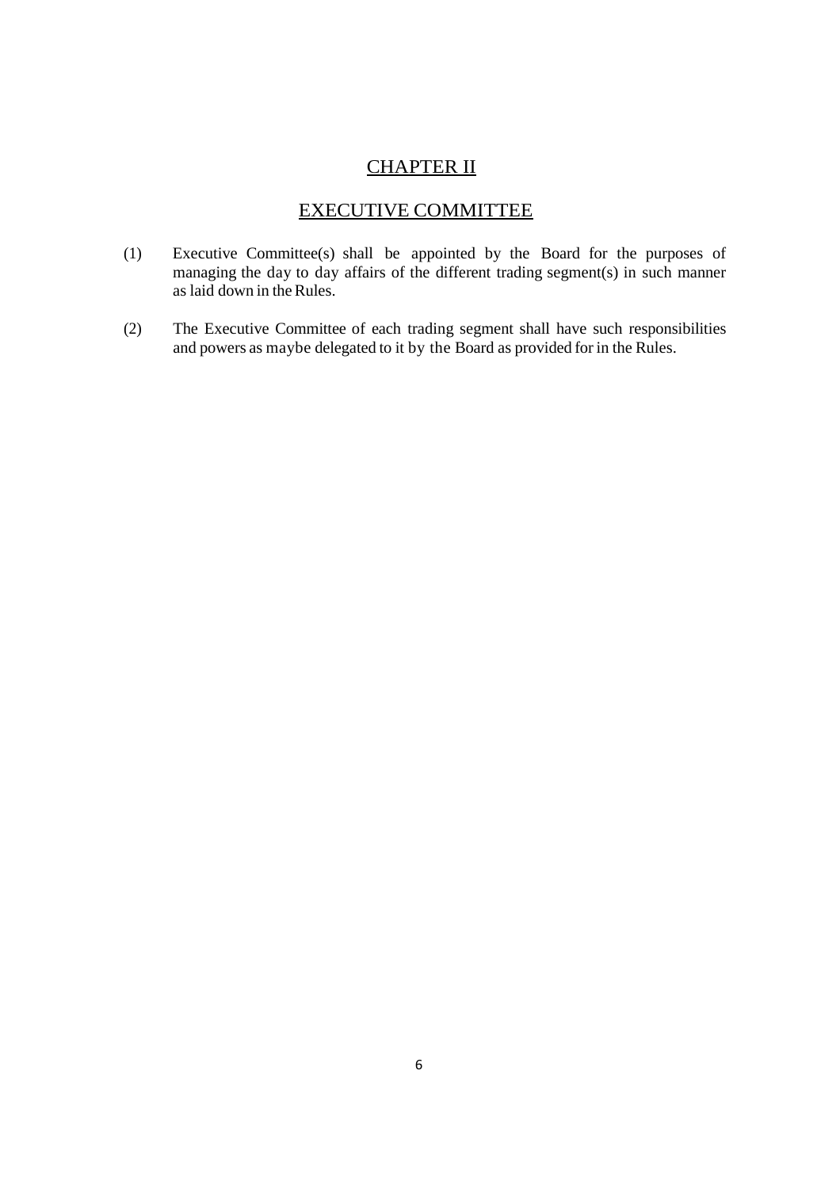# CHAPTER II

## EXECUTIVE COMMITTEE

(1) Executive Committee(s) shall be appointed by the Board for the purposes of managing the day to day affairs of the different trading segment(s) in such manner as laid down in the Rules.

(2) The Executive Committee of each trading segment shall have such responsibilities and powers as maybe delegated to it by the Board as provided for in the Rules.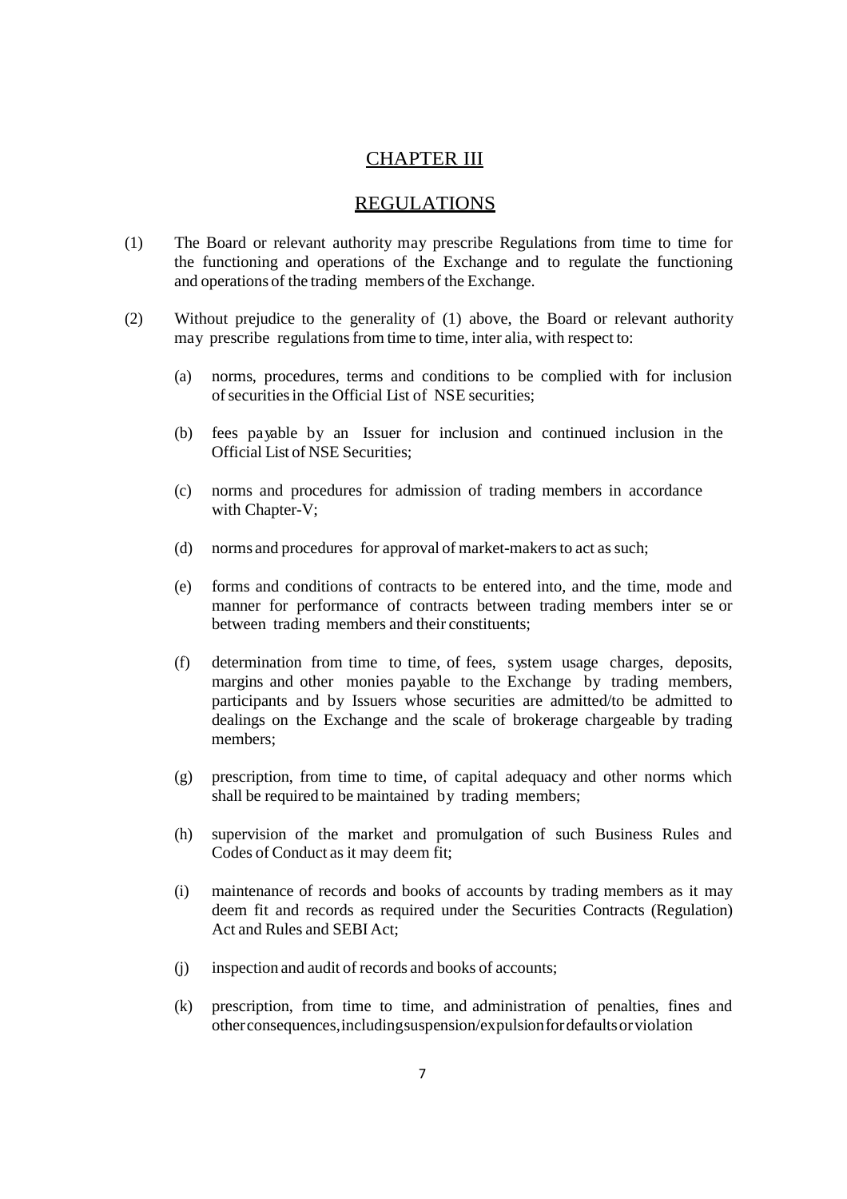# CHAPTER III

## REGULATIONS

(1) The Board or relevant authority may prescribe Regulations from time to time for the functioning and operations of the Exchange and to regulate the functioning and operations of the trading members of the Exchange.

(2) Without prejudice to the generality of (1) above, the Board or relevant authority may prescribe regulations from time to time, inter alia, with respect to:

(a) norms, procedures, terms and conditions to be complied with for inclusion of securities in the Official List of NSE securities;

(b) fees payable by an Issuer for inclusion and continued inclusion in the Official List of NSE Securities;

(c) norms and procedures for admission of trading members in accordance with Chapter-V;

(d) norms and procedures for approval of market-makers to act as such;

(e) forms and conditions of contracts to be entered into, and the time, mode and manner for performance of contracts between trading members inter se or between trading members and their constituents;

(f) determination from time to time, of fees, system usage charges, deposits, margins and other monies payable to the Exchange by trading members, participants and by Issuers whose securities are admitted/to be admitted to dealings on the Exchange and the scale of brokerage chargeable by trading members;

(g) prescription, from time to time, of capital adequacy and other norms which shall be required to be maintained by trading members;

(h) supervision of the market and promulgation of such Business Rules and Codes of Conduct as it may deem fit;

(i) maintenance of records and books of accounts by trading members as it may deem fit and records as required under the Securities Contracts (Regulation) Act and Rules and SEBI Act;

(j) inspection and audit of records and books of accounts;

(k) prescription, from time to time, and administration of penalties, fines and other consequences, including suspension/expulsion for defaults or violation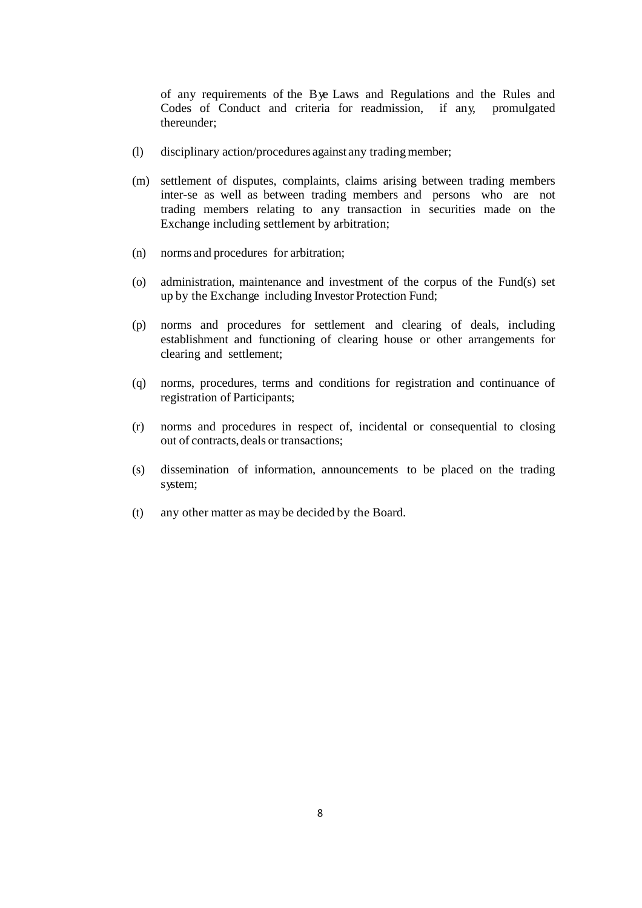of any requirements of the Bye Laws and Regulations and the Rules and Codes of Conduct and criteria for readmission, if any, promulgated thereunder;

(l) disciplinary action/procedures against any trading member;

(m) settlement of disputes, complaints, claims arising between trading members inter-se as well as between trading members and persons who are not trading members relating to any transaction in securities made on the Exchange including settlement by arbitration;

(n) norms and procedures for arbitration;

(o) administration, maintenance and investment of the corpus of the Fund(s) set up by the Exchange including Investor Protection Fund;

(p) norms and procedures for settlement and clearing of deals, including establishment and functioning of clearing house or other arrangements for clearing and settlement;

(q) norms, procedures, terms and conditions for registration and continuance of registration of Participants;

(r) norms and procedures in respect of, incidental or consequential to closing out of contracts, deals or transactions;

(s) dissemination of information, announcements to be placed on the trading system;

(t) any other matter as may be decided by the Board.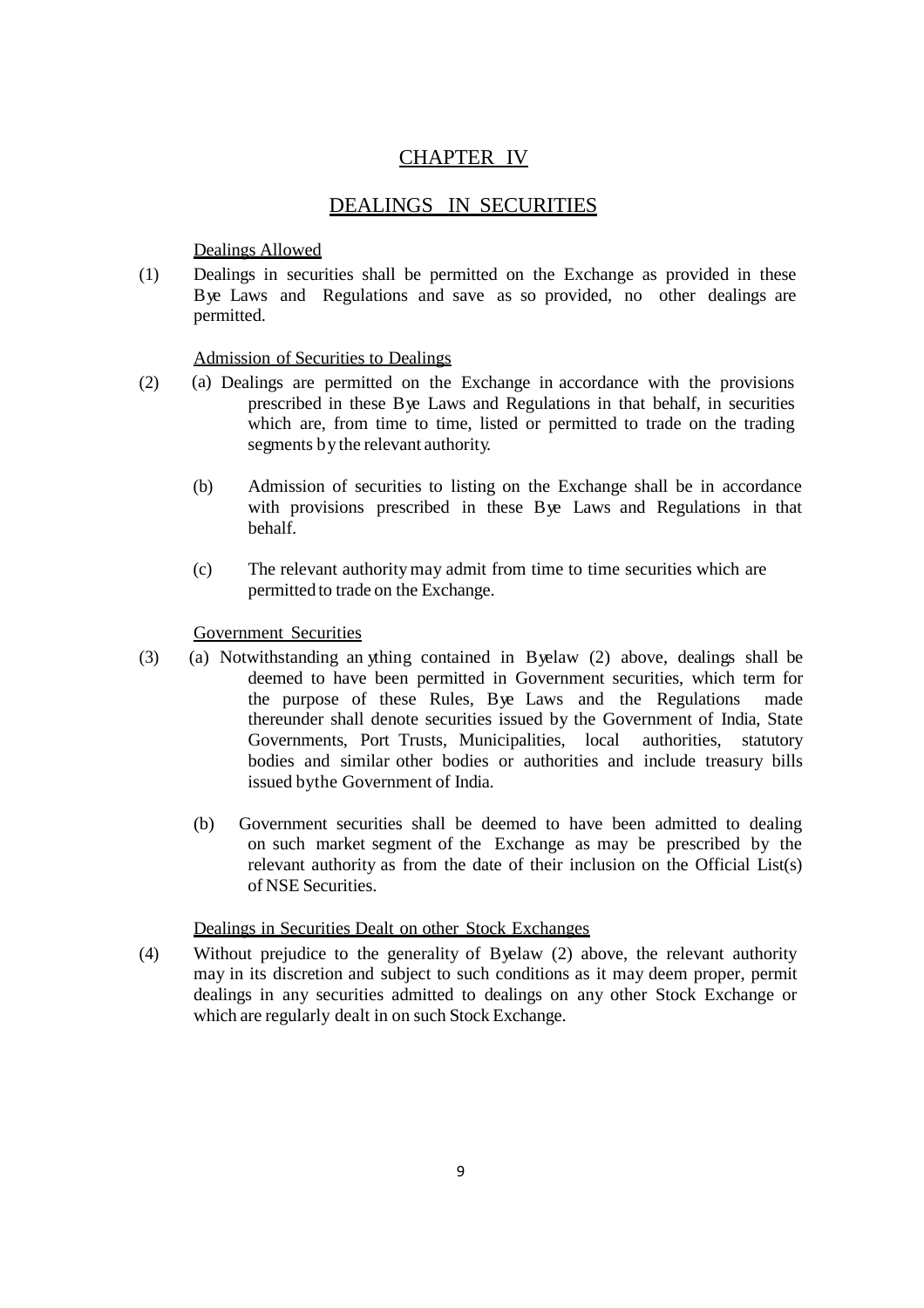# CHAPTER IV

## DEALINGS IN SECURITIES

### Dealings Allowed

(1) Dealings in securities shall be permitted on the Exchange as provided in these Bye Laws and Regulations and save as so provided, no other dealings are permitted.

### Admission of Securities to Dealings

(2) (a) Dealings are permitted on the Exchange in accordance with the provisions prescribed in these Bye Laws and Regulations in that behalf, in securities which are, from time to time, listed or permitted to trade on the trading segments by the relevant authority.

(b) Admission of securities to listing on the Exchange shall be in accordance with provisions prescribed in these Bye Laws and Regulations in that behalf.

(c) The relevant authority may admit from time to time securities which are permitted to trade on the Exchange.

### Government Securities

(3) (a) Notwithstanding anything contained in Byelaw (2) above, dealings shall be deemed to have been permitted in Government securities, which term for the purpose of these Rules, Bye Laws and the Regulations made thereunder shall denote securities issued by the Government of India, State Governments, Port Trusts, Municipalities, local authorities, statutory bodies and similar other bodies or authorities and include treasury bills issued by the Government of India.

(b) Government securities shall be deemed to have been admitted to dealing on such market segment of the Exchange as may be prescribed by the relevant authority as from the date of their inclusion on the Official List(s) of NSE Securities.

### Dealings in Securities Dealt on other Stock Exchanges

(4) Without prejudice to the generality of Byelaw (2) above, the relevant authority may in its discretion and subject to such conditions as it may deem proper, permit dealings in any securities admitted to dealings on any other Stock Exchange or which are regularly dealt in on such Stock Exchange.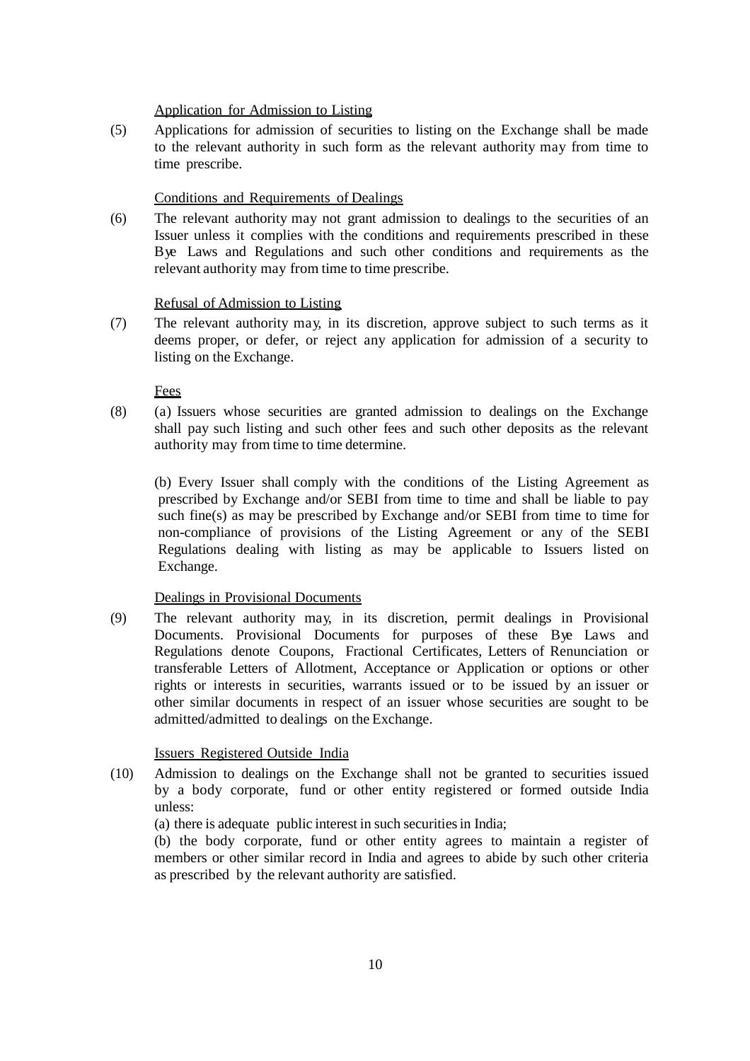Application for Admission to Listing

(5) Applications for admission of securities to listing on the Exchange shall be made to the relevant authority in such form as the relevant authority may from time to time prescribe.

Conditions and Requirements of Dealings

(6) The relevant authority may not grant admission to dealings to the securities of an Issuer unless it complies with the conditions and requirements prescribed in these Bye Laws and Regulations and such other conditions and requirements as the relevant authority may from time to time prescribe.

Refusal of Admission to Listing

(7) The relevant authority may, in its discretion, approve subject to such terms as it deems proper, or defer, or reject any application for admission of a security to listing on the Exchange.

Fees

(8) (a) Issuers whose securities are granted admission to dealings on the Exchange shall pay such listing and such other fees and such other deposits as the relevant authority may from time to time determine.

(b) Every Issuer shall comply with the conditions of the Listing Agreement as prescribed by Exchange and/or SEBI from time to time and shall be liable to pay such fine(s) as may be prescribed by Exchange and/or SEBI from time to time for non-compliance of provisions of the Listing Agreement or any of the SEBI Regulations dealing with listing as may be applicable to Issuers listed on Exchange.

Dealings in Provisional Documents

(9) The relevant authority may, in its discretion, permit dealings in Provisional Documents. Provisional Documents for purposes of these Bye Laws and Regulations denote Coupons, Fractional Certificates, Letters of Renunciation or transferable Letters of Allotment, Acceptance or Application or options or other rights or interests in securities, warrants issued or to be issued by an issuer or other similar documents in respect of an issuer whose securities are sought to be admitted/admitted to dealings on the Exchange.

Issuers Registered Outside India

(10) Admission to dealings on the Exchange shall not be granted to securities issued by a body corporate, fund or other entity registered or formed outside India unless:

(a) there is adequate public interest in such securities in India;

(b) the body corporate, fund or other entity agrees to maintain a register of members or other similar record in India and agrees to abide by such other criteria as prescribed by the relevant authority are satisfied.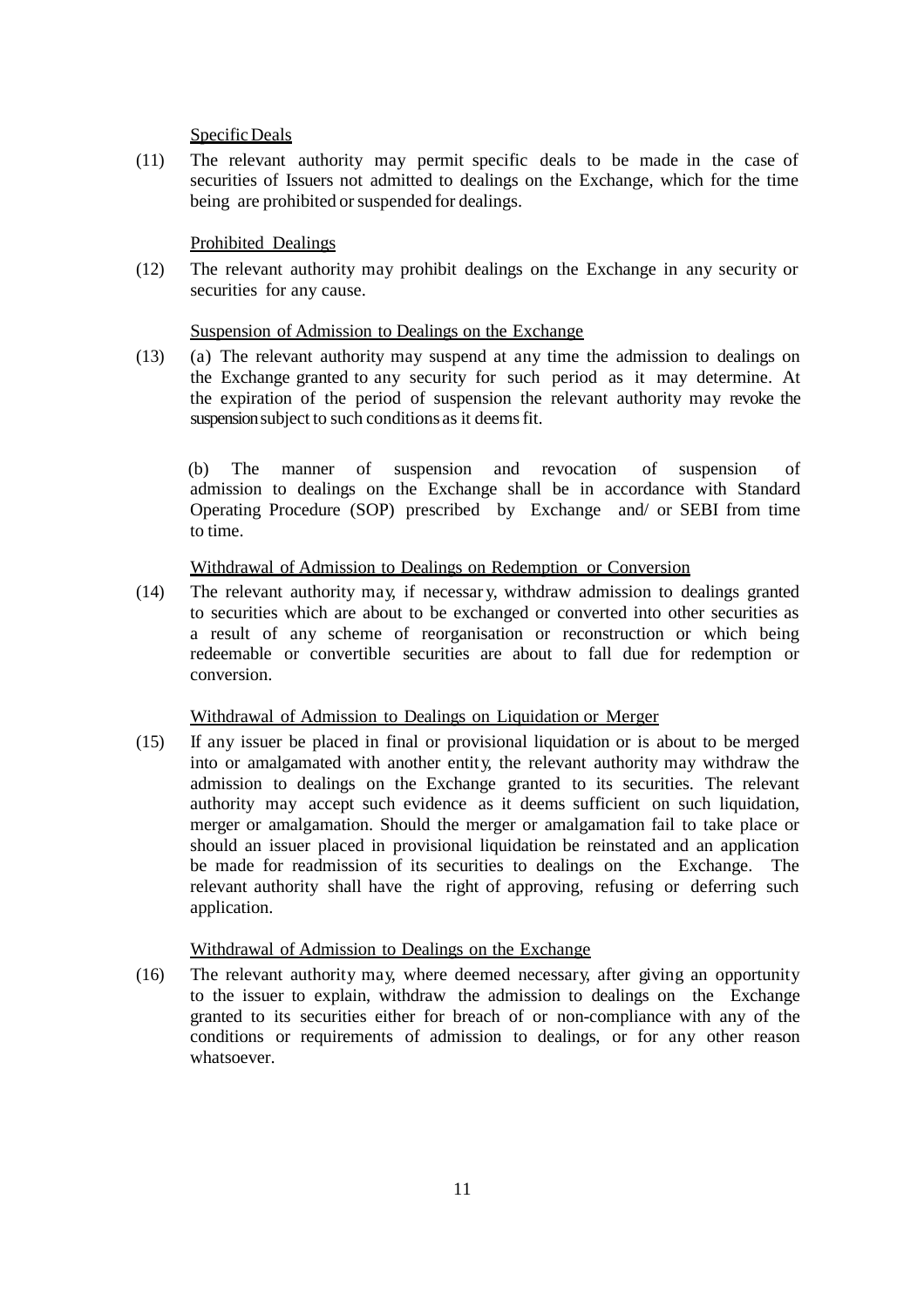<u>Specific Deals</u>

(11) The relevant authority may permit specific deals to be made in the case of securities of Issuers not admitted to dealings on the Exchange, which for the time being are prohibited or suspended for dealings.

<u>Prohibited Dealings</u>

(12) The relevant authority may prohibit dealings on the Exchange in any security or securities for any cause.

<u>Suspension of Admission to Dealings on the Exchange</u>

(13) (a) The relevant authority may suspend at any time the admission to dealings on the Exchange granted to any security for such period as it may determine. At the expiration of the period of suspension the relevant authority may revoke the suspension subject to such conditions as it deems fit.

(b) The manner of suspension and revocation of suspension of admission to dealings on the Exchange shall be in accordance with Standard Operating Procedure (SOP) prescribed by Exchange and/ or SEBI from time to time.

<u>Withdrawal of Admission to Dealings on Redemption or Conversion</u>

(14) The relevant authority may, if necessar y, withdraw admission to dealings granted to securities which are about to be exchanged or converted into other securities as a result of any scheme of reorganisation or reconstruction or which being redeemable or convertible securities are about to fall due for redemption or conversion.

<u>Withdrawal of Admission to Dealings on Liquidation or Merger</u>

(15) If any issuer be placed in final or provisional liquidation or is about to be merged into or amalgamated with another entity, the relevant authority may withdraw the admission to dealings on the Exchange granted to its securities. The relevant authority may accept such evidence as it deems sufficient on such liquidation, merger or amalgamation. Should the merger or amalgamation fail to take place or should an issuer placed in provisional liquidation be reinstated and an application be made for readmission of its securities to dealings on the Exchange. The relevant authority shall have the right of approving, refusing or deferring such application.

<u>Withdrawal of Admission to Dealings on the Exchange</u>

(16) The relevant authority may, where deemed necessary, after giving an opportunity to the issuer to explain, withdraw the admission to dealings on the Exchange granted to its securities either for breach of or non-compliance with any of the conditions or requirements of admission to dealings, or for any other reason whatsoever.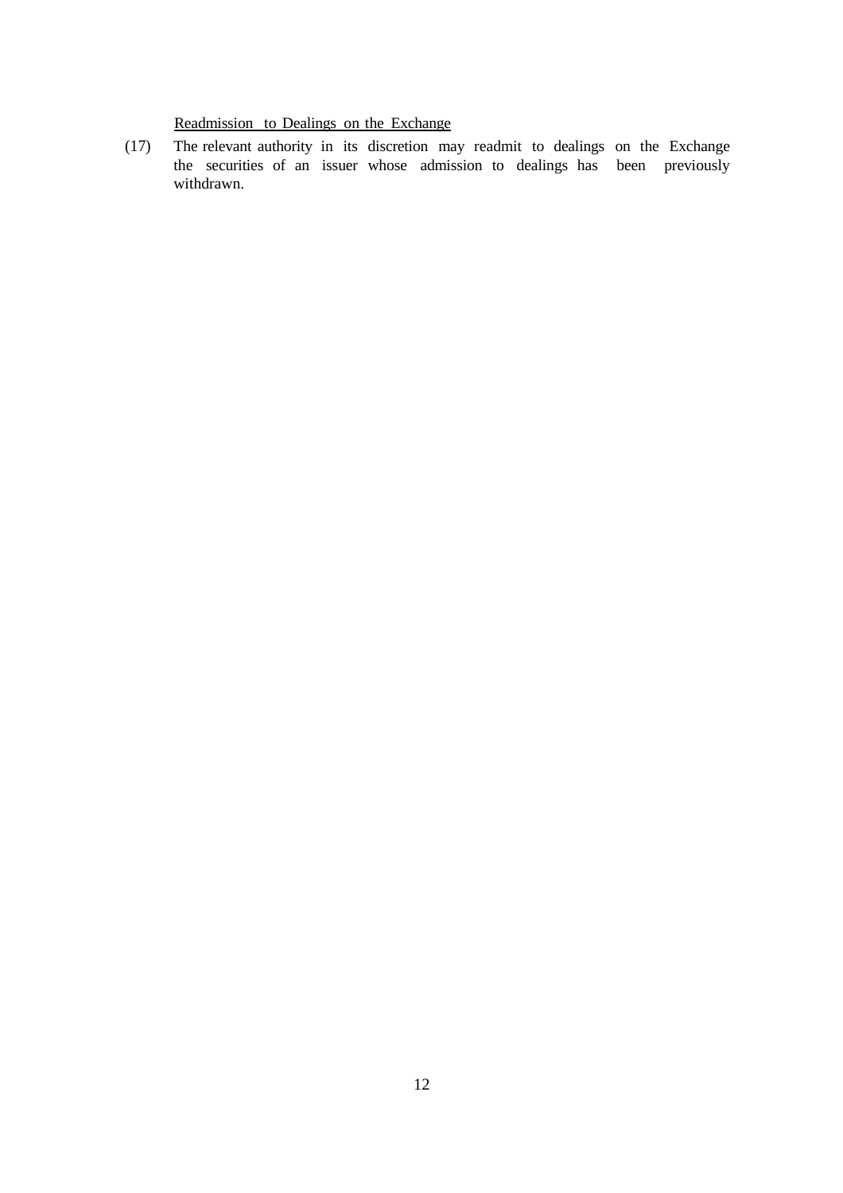Readmission to Dealings on the Exchange

(17) The relevant authority in its discretion may readmit to dealings on the Exchange the securities of an issuer whose admission to dealings has been previously withdrawn.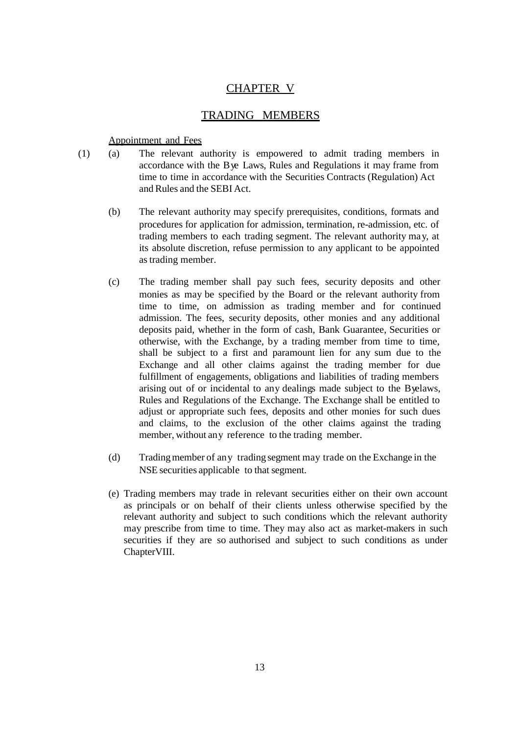# CHAPTER V

## TRADING MEMBERS

### Appointment and Fees

(1) (a) The relevant authority is empowered to admit trading members in accordance with the Bye Laws, Rules and Regulations it may frame from time to time in accordance with the Securities Contracts (Regulation) Act and Rules and the SEBI Act.

(b) The relevant authority may specify prerequisites, conditions, formats and procedures for application for admission, termination, re-admission, etc. of trading members to each trading segment. The relevant authority may, at its absolute discretion, refuse permission to any applicant to be appointed as trading member.

(c) The trading member shall pay such fees, security deposits and other monies as may be specified by the Board or the relevant authority from time to time, on admission as trading member and for continued admission. The fees, security deposits, other monies and any additional deposits paid, whether in the form of cash, Bank Guarantee, Securities or otherwise, with the Exchange, by a trading member from time to time, shall be subject to a first and paramount lien for any sum due to the Exchange and all other claims against the trading member for due fulfillment of engagements, obligations and liabilities of trading members arising out of or incidental to any dealings made subject to the Byelaws, Rules and Regulations of the Exchange. The Exchange shall be entitled to adjust or appropriate such fees, deposits and other monies for such dues and claims, to the exclusion of the other claims against the trading member, without any reference to the trading member.

(d) Trading member of any trading segment may trade on the Exchange in the NSE securities applicable to that segment.

(e) Trading members may trade in relevant securities either on their own account as principals or on behalf of their clients unless otherwise specified by the relevant authority and subject to such conditions which the relevant authority may prescribe from time to time. They may also act as market-makers in such securities if they are so authorised and subject to such conditions as under ChapterVIII.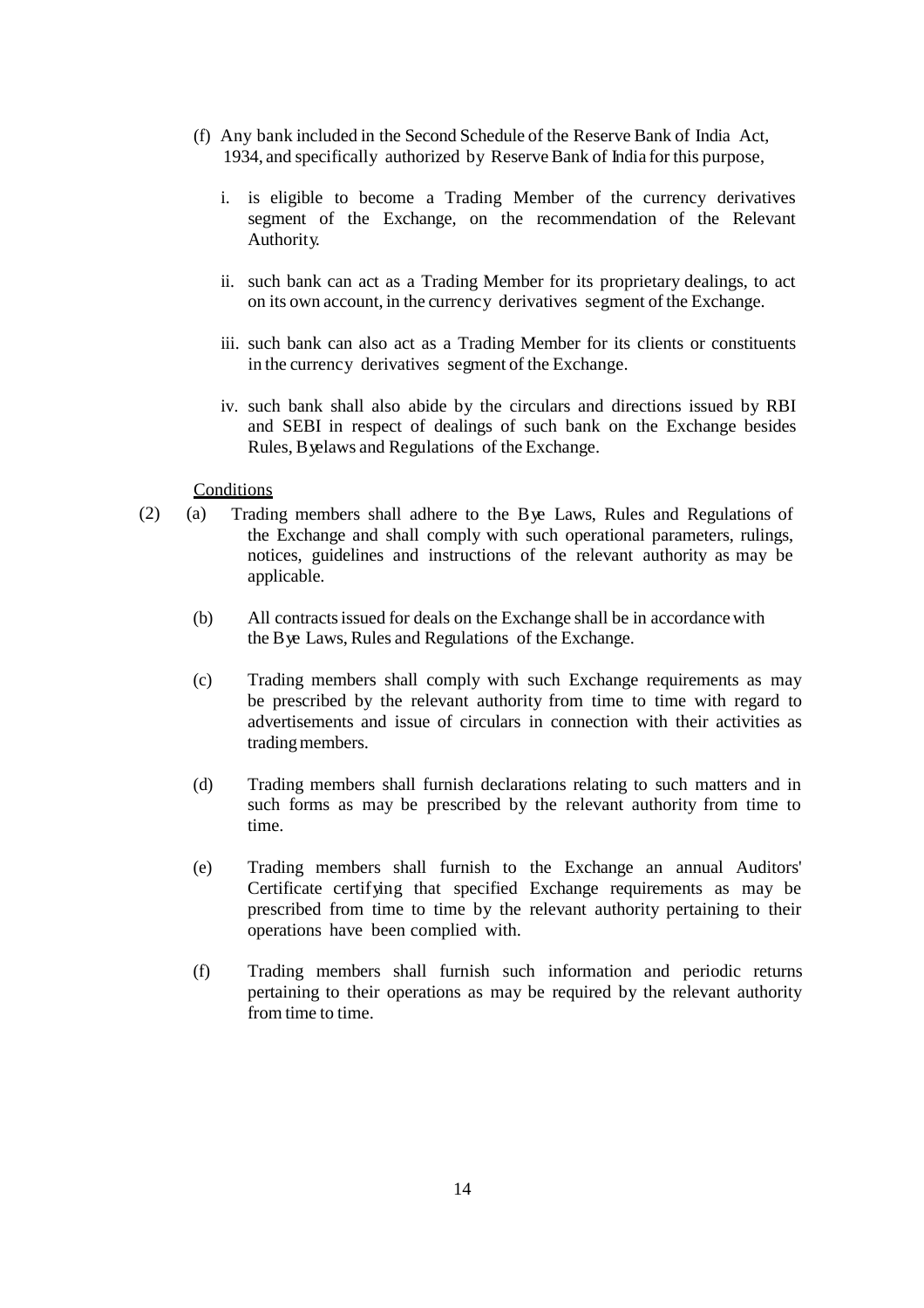(f) Any bank included in the Second Schedule of the Reserve Bank of India Act, 1934, and specifically authorized by Reserve Bank of India for this purpose,

i. is eligible to become a Trading Member of the currency derivatives segment of the Exchange, on the recommendation of the Relevant Authority.

ii. such bank can act as a Trading Member for its proprietary dealings, to act on its own account, in the currency derivatives segment of the Exchange.

iii. such bank can also act as a Trading Member for its clients or constituents in the currency derivatives segment of the Exchange.

iv. such bank shall also abide by the circulars and directions issued by RBI and SEBI in respect of dealings of such bank on the Exchange besides Rules, Byelaws and Regulations of the Exchange.

Conditions

(2) (a) Trading members shall adhere to the Bye Laws, Rules and Regulations of the Exchange and shall comply with such operational parameters, rulings, notices, guidelines and instructions of the relevant authority as may be applicable.

(b) All contracts issued for deals on the Exchange shall be in accordance with the Bye Laws, Rules and Regulations of the Exchange.

(c) Trading members shall comply with such Exchange requirements as may be prescribed by the relevant authority from time to time with regard to advertisements and issue of circulars in connection with their activities as trading members.

(d) Trading members shall furnish declarations relating to such matters and in such forms as may be prescribed by the relevant authority from time to time.

(e) Trading members shall furnish to the Exchange an annual Auditors' Certificate certifying that specified Exchange requirements as may be prescribed from time to time by the relevant authority pertaining to their operations have been complied with.

(f) Trading members shall furnish such information and periodic returns pertaining to their operations as may be required by the relevant authority from time to time.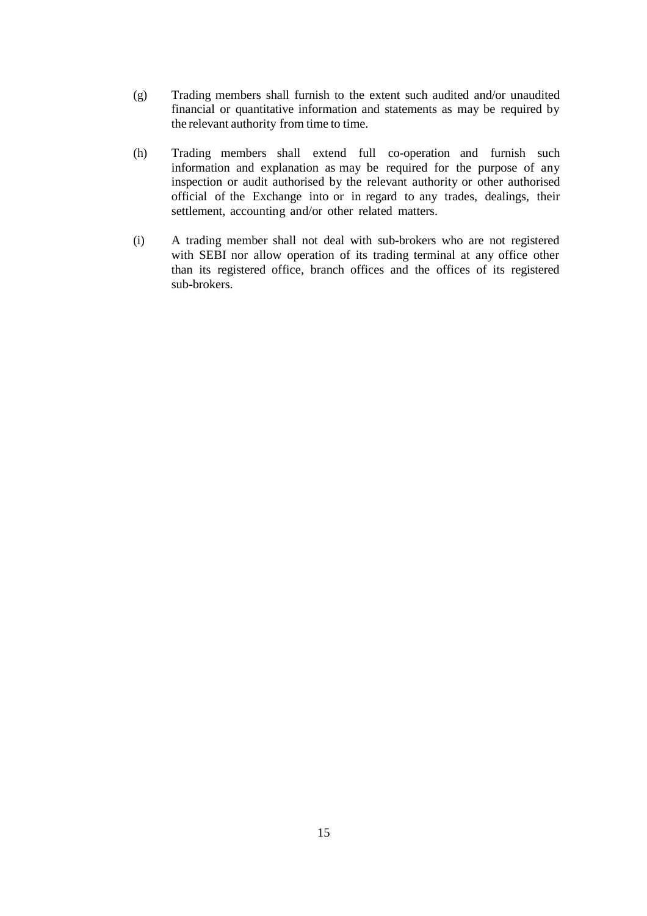(g) Trading members shall furnish to the extent such audited and/or unaudited financial or quantitative information and statements as may be required by the relevant authority from time to time.

(h) Trading members shall extend full co-operation and furnish such information and explanation as may be required for the purpose of any inspection or audit authorised by the relevant authority or other authorised official of the Exchange into or in regard to any trades, dealings, their settlement, accounting and/or other related matters.

(i) A trading member shall not deal with sub-brokers who are not registered with SEBI nor allow operation of its trading terminal at any office other than its registered office, branch offices and the offices of its registered sub-brokers.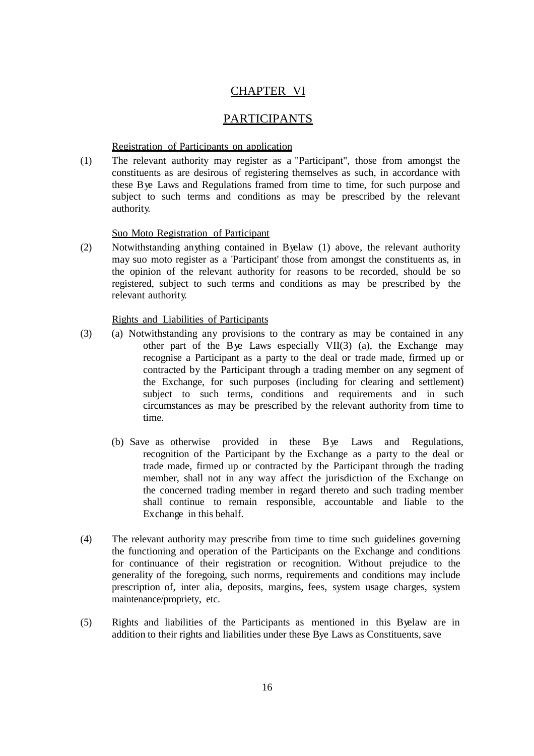# CHAPTER VI

# PARTICIPANTS

Registration of Participants on application

(1) The relevant authority may register as a "Participant", those from amongst the constituents as are desirous of registering themselves as such, in accordance with these Bye Laws and Regulations framed from time to time, for such purpose and subject to such terms and conditions as may be prescribed by the relevant authority.

Suo Moto Registration of Participant

(2) Notwithstanding anything contained in Byelaw (1) above, the relevant authority may suo moto register as a 'Participant' those from amongst the constituents as, in the opinion of the relevant authority for reasons to be recorded, should be so registered, subject to such terms and conditions as may be prescribed by the relevant authority.

Rights and Liabilities of Participants

(3) (a) Notwithstanding any provisions to the contrary as may be contained in any other part of the Bye Laws especially VII(3) (a), the Exchange may recognise a Participant as a party to the deal or trade made, firmed up or contracted by the Participant through a trading member on any segment of the Exchange, for such purposes (including for clearing and settlement) subject to such terms, conditions and requirements and in such circumstances as may be prescribed by the relevant authority from time to time.

(b) Save as otherwise provided in these Bye Laws and Regulations, recognition of the Participant by the Exchange as a party to the deal or trade made, firmed up or contracted by the Participant through the trading member, shall not in any way affect the jurisdiction of the Exchange on the concerned trading member in regard thereto and such trading member shall continue to remain responsible, accountable and liable to the Exchange in this behalf.

(4) The relevant authority may prescribe from time to time such guidelines governing the functioning and operation of the Participants on the Exchange and conditions for continuance of their registration or recognition. Without prejudice to the generality of the foregoing, such norms, requirements and conditions may include prescription of, inter alia, deposits, margins, fees, system usage charges, system maintenance/propriety, etc.

(5) Rights and liabilities of the Participants as mentioned in this Byelaw are in addition to their rights and liabilities under these Bye Laws as Constituents, save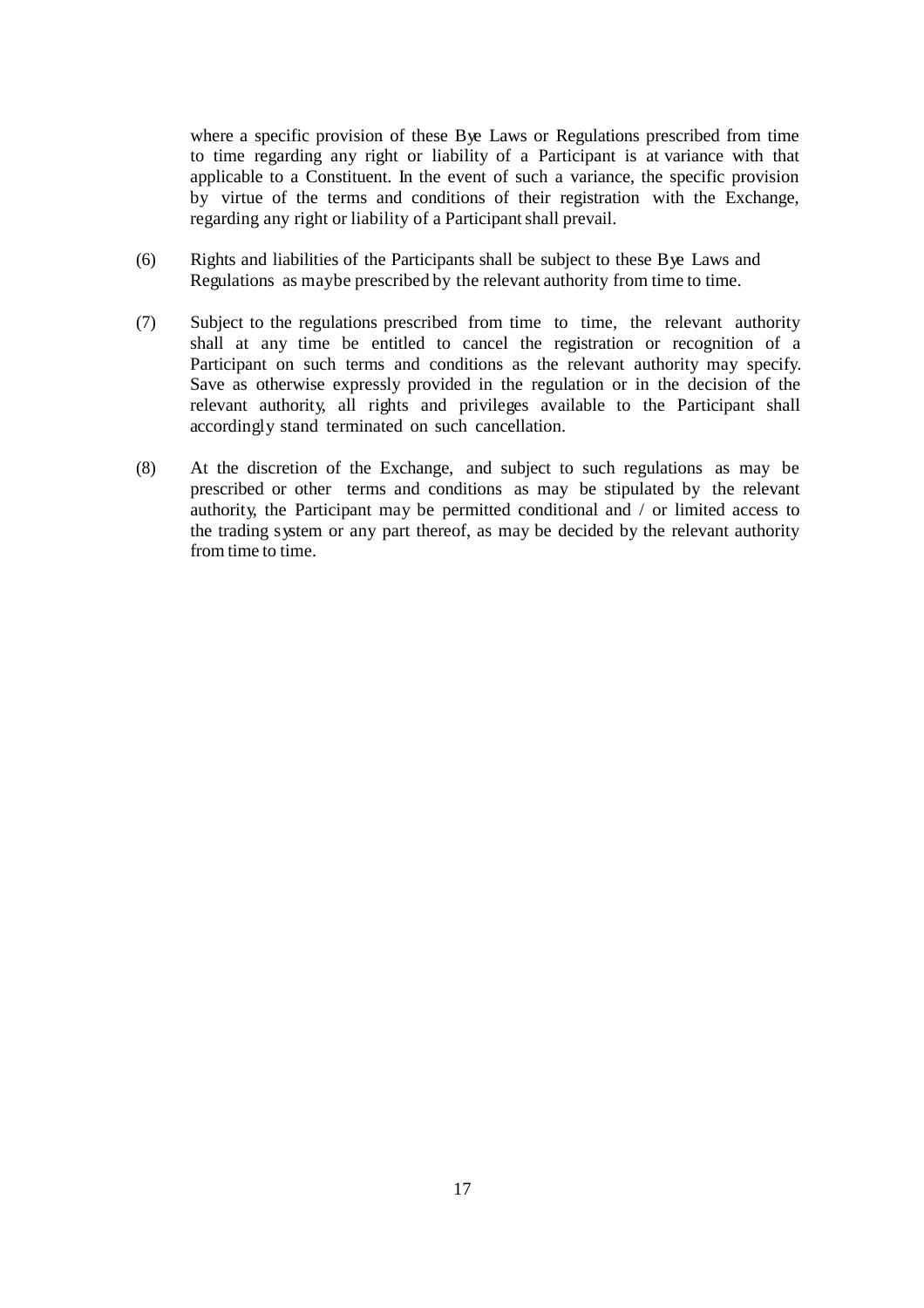where a specific provision of these Bye Laws or Regulations prescribed from time to time regarding any right or liability of a Participant is at variance with that applicable to a Constituent. In the event of such a variance, the specific provision by virtue of the terms and conditions of their registration with the Exchange, regarding any right or liability of a Participant shall prevail.

(6) Rights and liabilities of the Participants shall be subject to these Bye Laws and Regulations as maybe prescribed by the relevant authority from time to time.

(7) Subject to the regulations prescribed from time to time, the relevant authority shall at any time be entitled to cancel the registration or recognition of a Participant on such terms and conditions as the relevant authority may specify. Save as otherwise expressly provided in the regulation or in the decision of the relevant authority, all rights and privileges available to the Participant shall accordingly stand terminated on such cancellation.

(8) At the discretion of the Exchange, and subject to such regulations as may be prescribed or other terms and conditions as may be stipulated by the relevant authority, the Participant may be permitted conditional and / or limited access to the trading system or any part thereof, as may be decided by the relevant authority from time to time.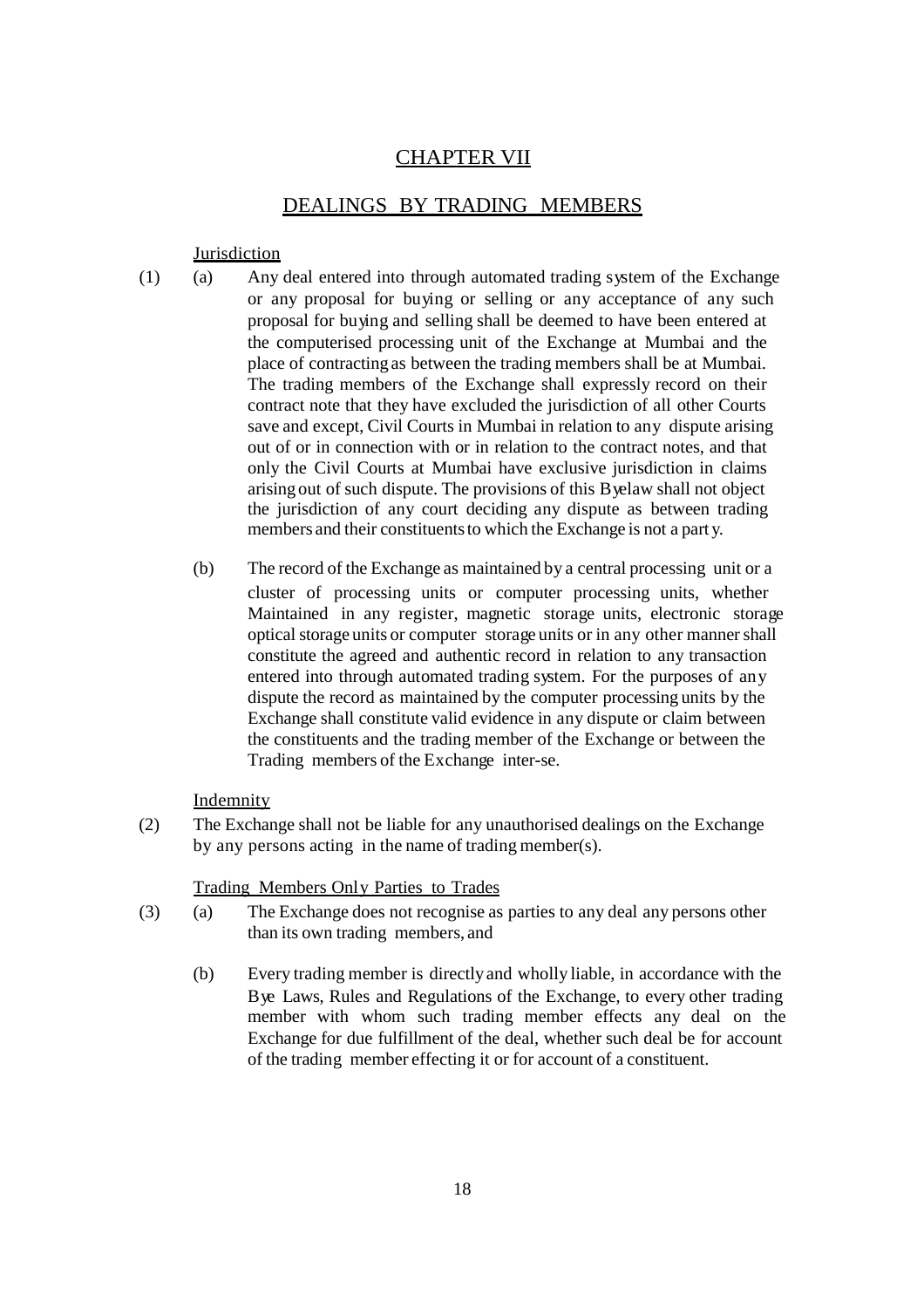# CHAPTER VII

## DEALINGS BY TRADING MEMBERS

### Jurisdiction

(1) (a) Any deal entered into through automated trading system of the Exchange or any proposal for buying or selling or any acceptance of any such proposal for buying and selling shall be deemed to have been entered at the computerised processing unit of the Exchange at Mumbai and the place of contracting as between the trading members shall be at Mumbai. The trading members of the Exchange shall expressly record on their contract note that they have excluded the jurisdiction of all other Courts save and except, Civil Courts in Mumbai in relation to any dispute arising out of or in connection with or in relation to the contract notes, and that only the Civil Courts at Mumbai have exclusive jurisdiction in claims arising out of such dispute. The provisions of this Byelaw shall not object the jurisdiction of any court deciding any dispute as between trading members and their constituents to which the Exchange is not a party.

(b) The record of the Exchange as maintained by a central processing unit or a cluster of processing units or computer processing units, whether Maintained in any register, magnetic storage units, electronic storage optical storage units or computer storage units or in any other manner shall constitute the agreed and authentic record in relation to any transaction entered into through automated trading system. For the purposes of any dispute the record as maintained by the computer processing units by the Exchange shall constitute valid evidence in any dispute or claim between the constituents and the trading member of the Exchange or between the Trading members of the Exchange inter-se.

### Indemnity

(2) The Exchange shall not be liable for any unauthorised dealings on the Exchange by any persons acting in the name of trading member(s).

### Trading Members Only Parties to Trades

(3) (a) The Exchange does not recognise as parties to any deal any persons other than its own trading members, and

(b) Every trading member is directly and wholly liable, in accordance with the Bye Laws, Rules and Regulations of the Exchange, to every other trading member with whom such trading member effects any deal on the Exchange for due fulfillment of the deal, whether such deal be for account of the trading member effecting it or for account of a constituent.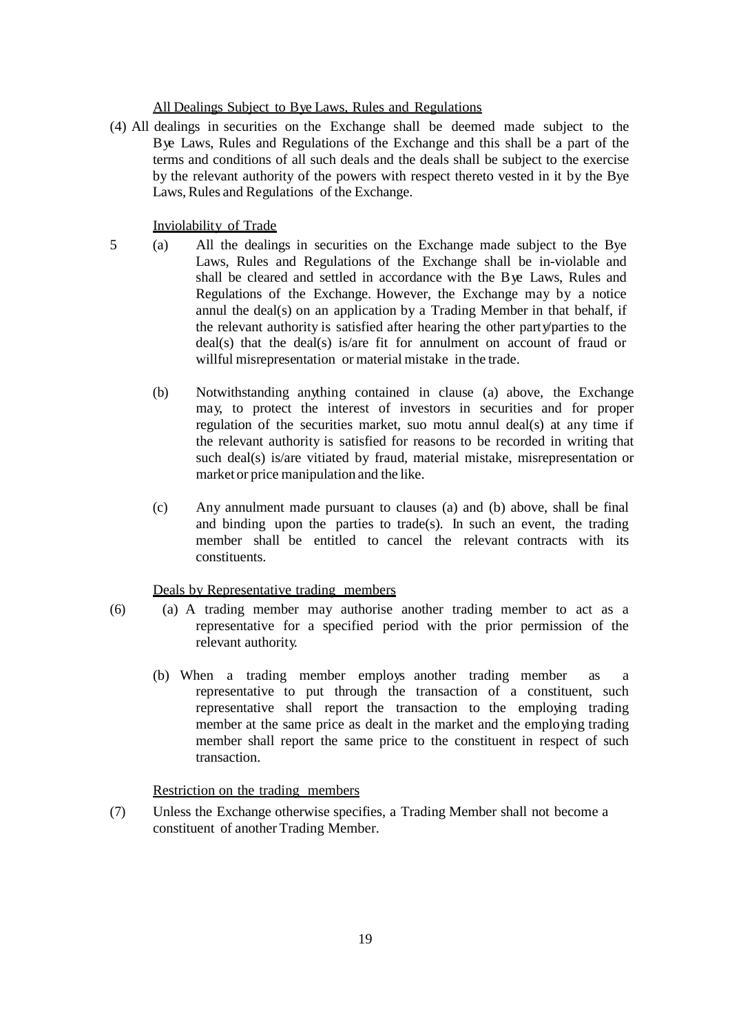All Dealings Subject to Bye Laws, Rules and Regulations

(4) All dealings in securities on the Exchange shall be deemed made subject to the Bye Laws, Rules and Regulations of the Exchange and this shall be a part of the terms and conditions of all such deals and the deals shall be subject to the exercise by the relevant authority of the powers with respect thereto vested in it by the Bye Laws, Rules and Regulations of the Exchange.

Inviolability of Trade

5 (a) All the dealings in securities on the Exchange made subject to the Bye Laws, Rules and Regulations of the Exchange shall be in-violable and shall be cleared and settled in accordance with the Bye Laws, Rules and Regulations of the Exchange. However, the Exchange may by a notice annul the deal(s) on an application by a Trading Member in that behalf, if the relevant authority is satisfied after hearing the other party/parties to the deal(s) that the deal(s) is/are fit for annulment on account of fraud or willful misrepresentation or material mistake in the trade.

(b) Notwithstanding anything contained in clause (a) above, the Exchange may, to protect the interest of investors in securities and for proper regulation of the securities market, suo motu annul deal(s) at any time if the relevant authority is satisfied for reasons to be recorded in writing that such deal(s) is/are vitiated by fraud, material mistake, misrepresentation or market or price manipulation and the like.

(c) Any annulment made pursuant to clauses (a) and (b) above, shall be final and binding upon the parties to trade(s). In such an event, the trading member shall be entitled to cancel the relevant contracts with its constituents.

Deals by Representative trading members

(6) (a) A trading member may authorise another trading member to act as a representative for a specified period with the prior permission of the relevant authority.

(b) When a trading member employs another trading member as a representative to put through the transaction of a constituent, such representative shall report the transaction to the employing trading member at the same price as dealt in the market and the employing trading member shall report the same price to the constituent in respect of such transaction.

Restriction on the trading members

(7) Unless the Exchange otherwise specifies, a Trading Member shall not become a constituent of another Trading Member.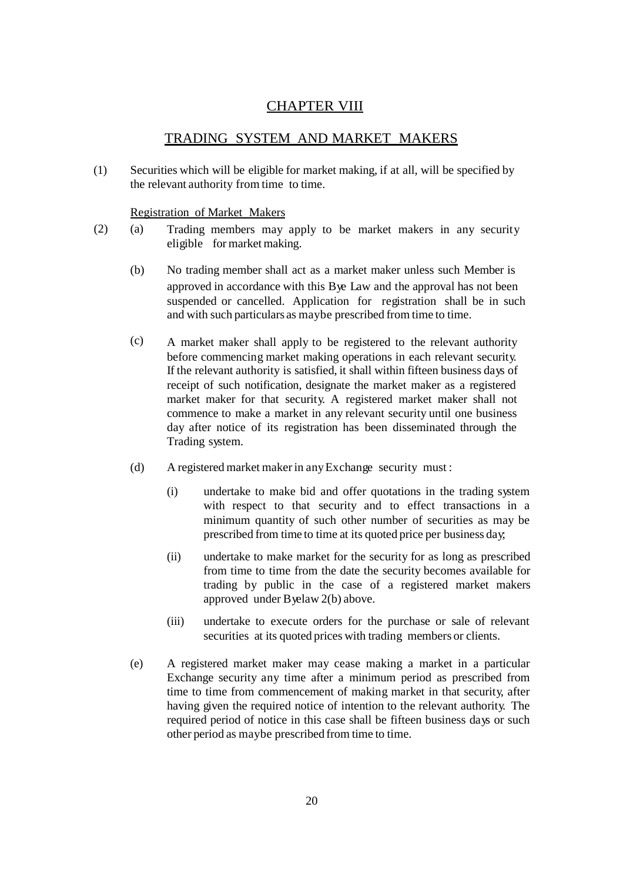# CHAPTER VIII

## TRADING SYSTEM AND MARKET MAKERS

(1) Securities which will be eligible for market making, if at all, will be specified by the relevant authority from time to time.

### Registration of Market Makers

(2) (a) Trading members may apply to be market makers in any security eligible for market making.

(b) No trading member shall act as a market maker unless such Member is approved in accordance with this Bye Law and the approval has not been suspended or cancelled. Application for registration shall be in such and with such particulars as maybe prescribed from time to time.

(c) A market maker shall apply to be registered to the relevant authority before commencing market making operations in each relevant security. If the relevant authority is satisfied, it shall within fifteen business days of receipt of such notification, designate the market maker as a registered market maker for that security. A registered market maker shall not commence to make a market in any relevant security until one business day after notice of its registration has been disseminated through the Trading system.

(d) A registered market maker in any Exchange security must :

(i) undertake to make bid and offer quotations in the trading system with respect to that security and to effect transactions in a minimum quantity of such other number of securities as may be prescribed from time to time at its quoted price per business day;

(ii) undertake to make market for the security for as long as prescribed from time to time from the date the security becomes available for trading by public in the case of a registered market makers approved under Byelaw 2(b) above.

(iii) undertake to execute orders for the purchase or sale of relevant securities at its quoted prices with trading members or clients.

(e) A registered market maker may cease making a market in a particular Exchange security any time after a minimum period as prescribed from time to time from commencement of making market in that security, after having given the required notice of intention to the relevant authority. The required period of notice in this case shall be fifteen business days or such other period as maybe prescribed from time to time.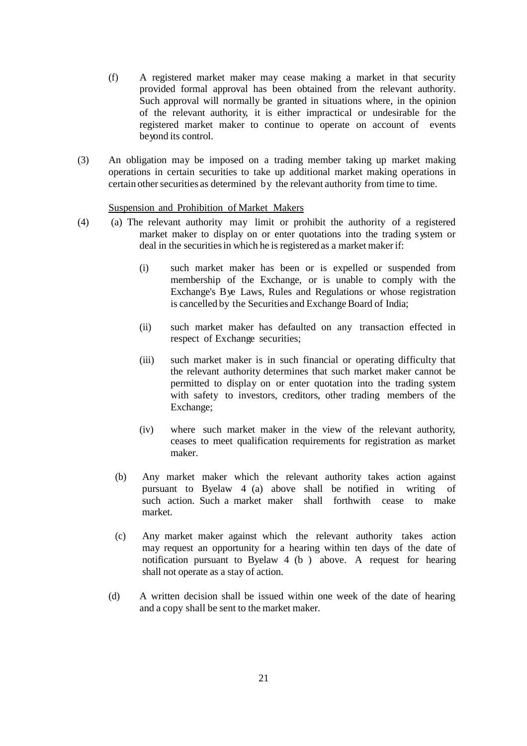(f) A registered market maker may cease making a market in that security provided formal approval has been obtained from the relevant authority. Such approval will normally be granted in situations where, in the opinion of the relevant authority, it is either impractical or undesirable for the registered market maker to continue to operate on account of events beyond its control.

(3) An obligation may be imposed on a trading member taking up market making operations in certain securities to take up additional market making operations in certain other securities as determined by the relevant authority from time to time.

Suspension and Prohibition of Market Makers

(4) (a) The relevant authority may limit or prohibit the authority of a registered market maker to display on or enter quotations into the trading system or deal in the securities in which he is registered as a market maker if:

(i) such market maker has been or is expelled or suspended from membership of the Exchange, or is unable to comply with the Exchange's Bye Laws, Rules and Regulations or whose registration is cancelled by the Securities and Exchange Board of India;

(ii) such market maker has defaulted on any transaction effected in respect of Exchange securities;

(iii) such market maker is in such financial or operating difficulty that the relevant authority determines that such market maker cannot be permitted to display on or enter quotation into the trading system with safety to investors, creditors, other trading members of the Exchange;

(iv) where such market maker in the view of the relevant authority, ceases to meet qualification requirements for registration as market maker.

(b) Any market maker which the relevant authority takes action against pursuant to Byelaw 4 (a) above shall be notified in writing of such action. Such a market maker shall forthwith cease to make market.

(c) Any market maker against which the relevant authority takes action may request an opportunity for a hearing within ten days of the date of notification pursuant to Byelaw 4 (b ) above. A request for hearing shall not operate as a stay of action.

(d) A written decision shall be issued within one week of the date of hearing and a copy shall be sent to the market maker.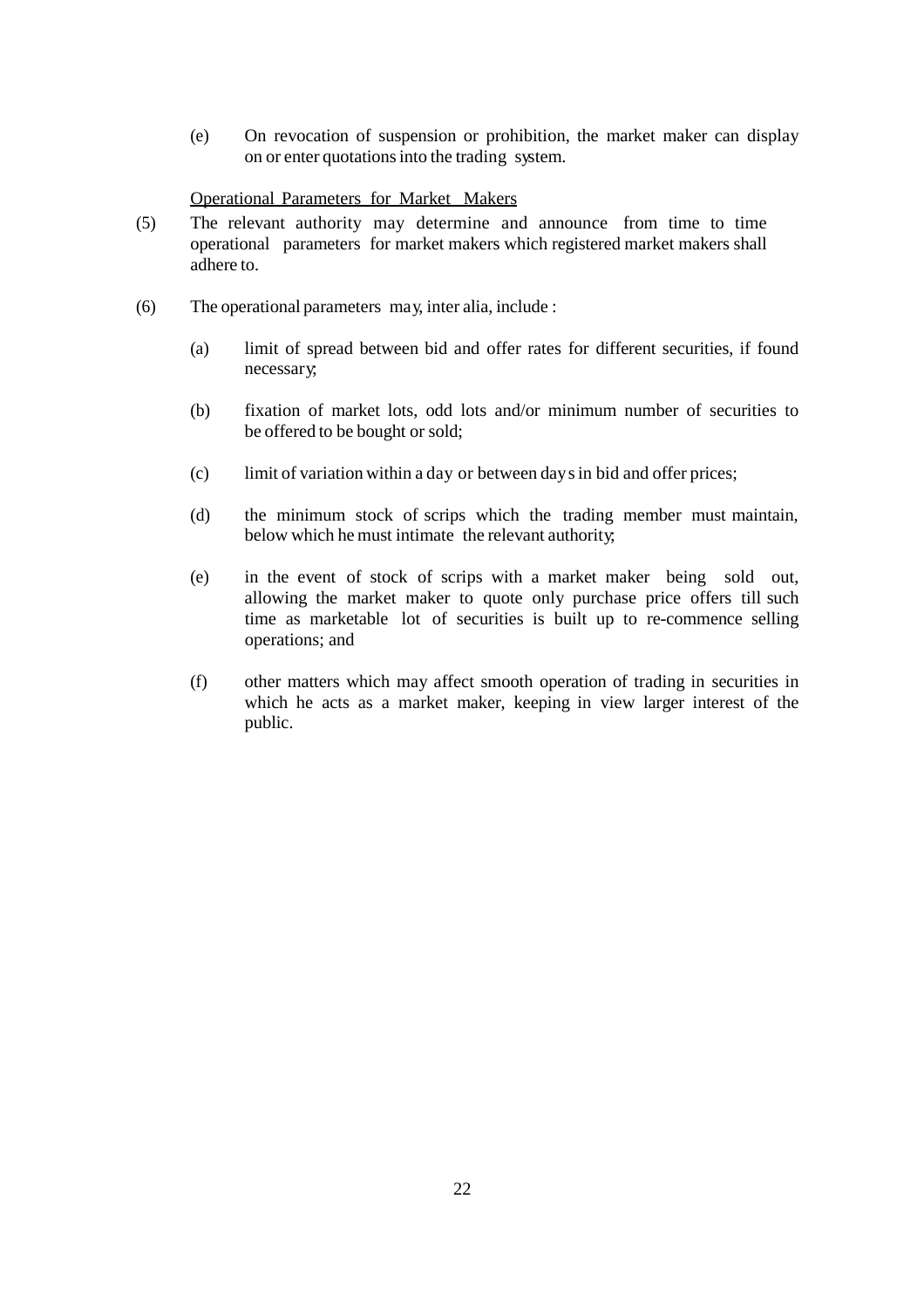(e) On revocation of suspension or prohibition, the market maker can display on or enter quotations into the trading system.

<u>Operational Parameters for Market Makers</u>

(5) The relevant authority may determine and announce from time to time operational parameters for market makers which registered market makers shall adhere to.

(6) The operational parameters may, inter alia, include :

(a) limit of spread between bid and offer rates for different securities, if found necessary;

(b) fixation of market lots, odd lots and/or minimum number of securities to be offered to be bought or sold;

(c) limit of variation within a day or between days in bid and offer prices;

(d) the minimum stock of scrips which the trading member must maintain, below which he must intimate the relevant authority;

(e) in the event of stock of scrips with a market maker being sold out, allowing the market maker to quote only purchase price offers till such time as marketable lot of securities is built up to re-commence selling operations; and

(f) other matters which may affect smooth operation of trading in securities in which he acts as a market maker, keeping in view larger interest of the public.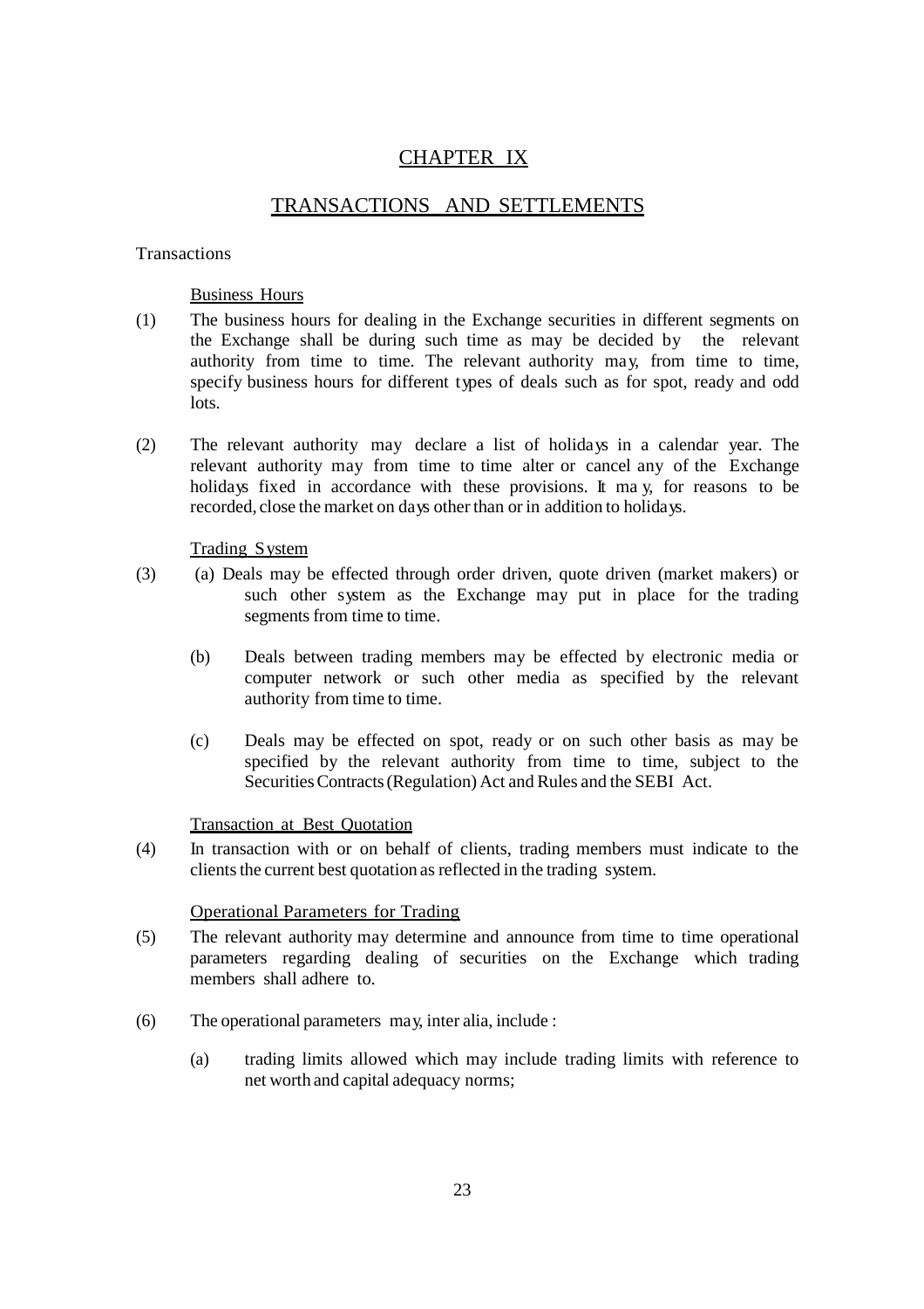# CHAPTER IX

## TRANSACTIONS AND SETTLEMENTS

Transactions

Business Hours

(1) The business hours for dealing in the Exchange securities in different segments on the Exchange shall be during such time as may be decided by the relevant authority from time to time. The relevant authority may, from time to time, specify business hours for different types of deals such as for spot, ready and odd lots.

(2) The relevant authority may declare a list of holidays in a calendar year. The relevant authority may from time to time alter or cancel any of the Exchange holidays fixed in accordance with these provisions. It may, for reasons to be recorded, close the market on days other than or in addition to holidays.

Trading System

(3) (a) Deals may be effected through order driven, quote driven (market makers) or such other system as the Exchange may put in place for the trading segments from time to time.

(b) Deals between trading members may be effected by electronic media or computer network or such other media as specified by the relevant authority from time to time.

(c) Deals may be effected on spot, ready or on such other basis as may be specified by the relevant authority from time to time, subject to the Securities Contracts (Regulation) Act and Rules and the SEBI Act.

Transaction at Best Quotation

(4) In transaction with or on behalf of clients, trading members must indicate to the clients the current best quotation as reflected in the trading system.

Operational Parameters for Trading

(5) The relevant authority may determine and announce from time to time operational parameters regarding dealing of securities on the Exchange which trading members shall adhere to.

(6) The operational parameters may, inter alia, include :

(a) trading limits allowed which may include trading limits with reference to net worth and capital adequacy norms;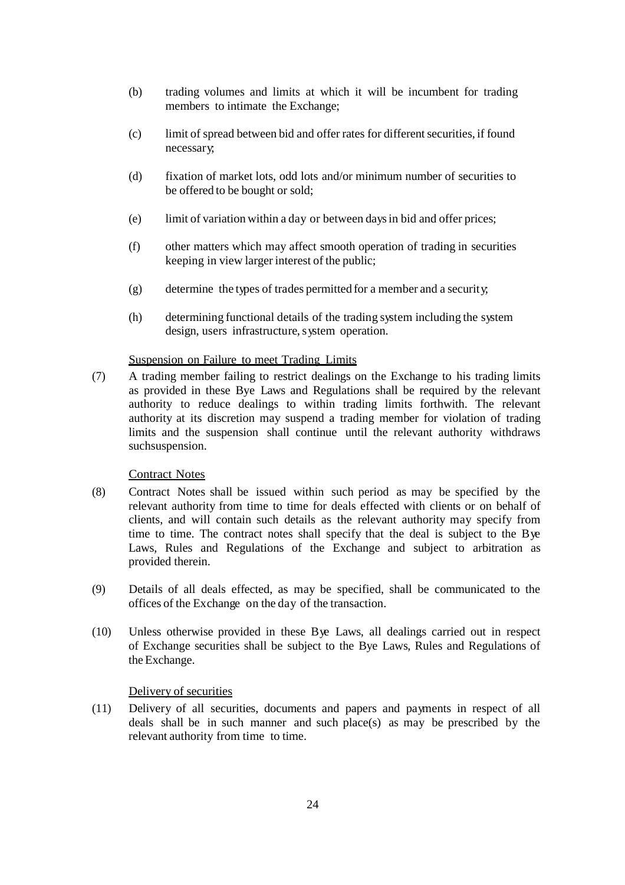(b) trading volumes and limits at which it will be incumbent for trading members to intimate the Exchange;

(c) limit of spread between bid and offer rates for different securities, if found necessary;

(d) fixation of market lots, odd lots and/or minimum number of securities to be offered to be bought or sold;

(e) limit of variation within a day or between days in bid and offer prices;

(f) other matters which may affect smooth operation of trading in securities keeping in view larger interest of the public;

(g) determine the types of trades permitted for a member and a security;

(h) determining functional details of the trading system including the system design, users infrastructure, system operation.

Suspension on Failure to meet Trading Limits

(7) A trading member failing to restrict dealings on the Exchange to his trading limits as provided in these Bye Laws and Regulations shall be required by the relevant authority to reduce dealings to within trading limits forthwith. The relevant authority at its discretion may suspend a trading member for violation of trading limits and the suspension shall continue until the relevant authority withdraws suchsuspension.

Contract Notes

(8) Contract Notes shall be issued within such period as may be specified by the relevant authority from time to time for deals effected with clients or on behalf of clients, and will contain such details as the relevant authority may specify from time to time. The contract notes shall specify that the deal is subject to the Bye Laws, Rules and Regulations of the Exchange and subject to arbitration as provided therein.

(9) Details of all deals effected, as may be specified, shall be communicated to the offices of the Exchange on the day of the transaction.

(10) Unless otherwise provided in these Bye Laws, all dealings carried out in respect of Exchange securities shall be subject to the Bye Laws, Rules and Regulations of the Exchange.

Delivery of securities

(11) Delivery of all securities, documents and papers and payments in respect of all deals shall be in such manner and such place(s) as may be prescribed by the relevant authority from time to time.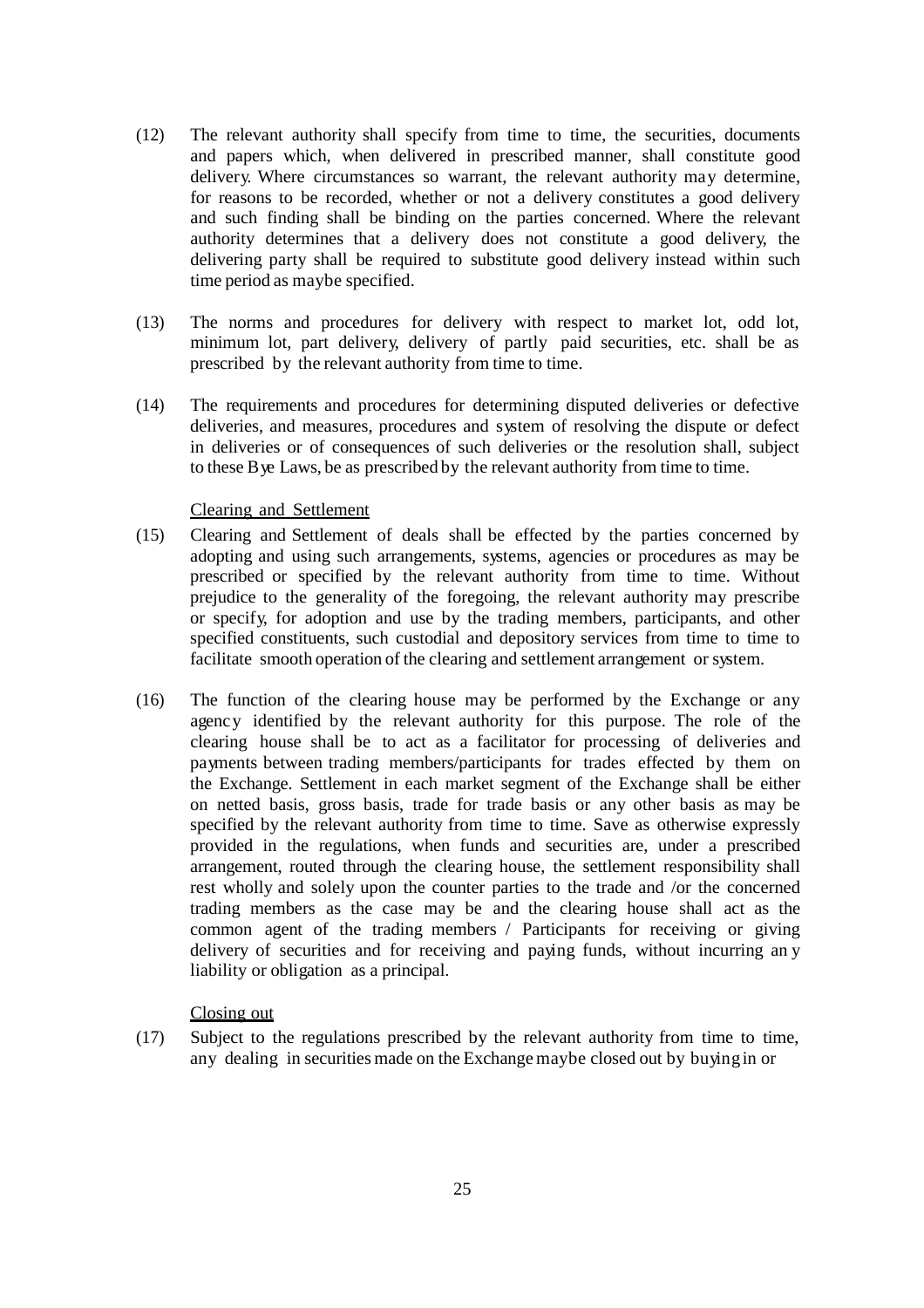(12) The relevant authority shall specify from time to time, the securities, documents and papers which, when delivered in prescribed manner, shall constitute good delivery. Where circumstances so warrant, the relevant authority may determine, for reasons to be recorded, whether or not a delivery constitutes a good delivery and such finding shall be binding on the parties concerned. Where the relevant authority determines that a delivery does not constitute a good delivery, the delivering party shall be required to substitute good delivery instead within such time period as maybe specified.

(13) The norms and procedures for delivery with respect to market lot, odd lot, minimum lot, part delivery, delivery of partly paid securities, etc. shall be as prescribed by the relevant authority from time to time.

(14) The requirements and procedures for determining disputed deliveries or defective deliveries, and measures, procedures and system of resolving the dispute or defect in deliveries or of consequences of such deliveries or the resolution shall, subject to these Bye Laws, be as prescribed by the relevant authority from time to time.

Clearing and Settlement

(15) Clearing and Settlement of deals shall be effected by the parties concerned by adopting and using such arrangements, systems, agencies or procedures as may be prescribed or specified by the relevant authority from time to time. Without prejudice to the generality of the foregoing, the relevant authority may prescribe or specify, for adoption and use by the trading members, participants, and other specified constituents, such custodial and depository services from time to time to facilitate smooth operation of the clearing and settlement arrangement or system.

(16) The function of the clearing house may be performed by the Exchange or any agency identified by the relevant authority for this purpose. The role of the clearing house shall be to act as a facilitator for processing of deliveries and payments between trading members/participants for trades effected by them on the Exchange. Settlement in each market segment of the Exchange shall be either on netted basis, gross basis, trade for trade basis or any other basis as may be specified by the relevant authority from time to time. Save as otherwise expressly provided in the regulations, when funds and securities are, under a prescribed arrangement, routed through the clearing house, the settlement responsibility shall rest wholly and solely upon the counter parties to the trade and /or the concerned trading members as the case may be and the clearing house shall act as the common agent of the trading members / Participants for receiving or giving delivery of securities and for receiving and paying funds, without incurring any liability or obligation as a principal.

Closing out

(17) Subject to the regulations prescribed by the relevant authority from time to time, any dealing in securities made on the Exchange maybe closed out by buying in or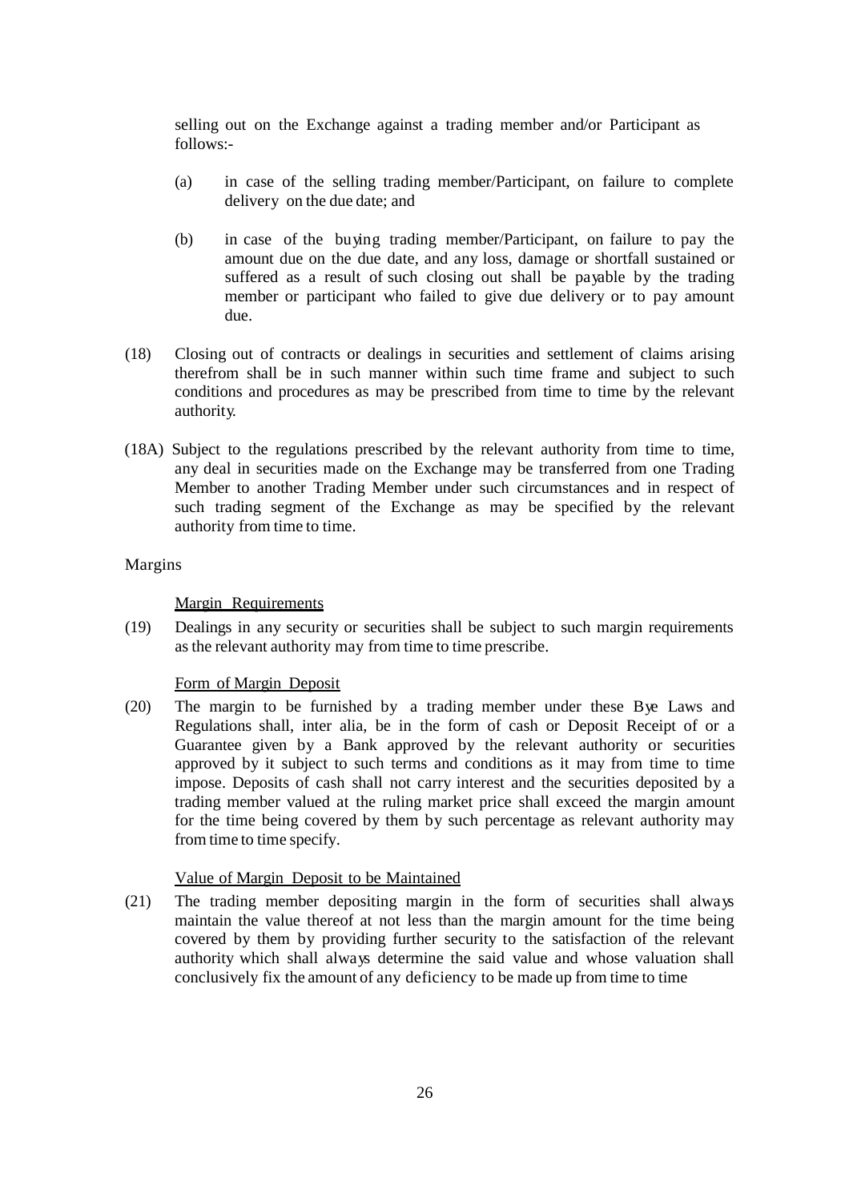selling out on the Exchange against a trading member and/or Participant as follows:-

(a) in case of the selling trading member/Participant, on failure to complete delivery on the due date; and

(b) in case of the buying trading member/Participant, on failure to pay the amount due on the due date, and any loss, damage or shortfall sustained or suffered as a result of such closing out shall be payable by the trading member or participant who failed to give due delivery or to pay amount due.

(18) Closing out of contracts or dealings in securities and settlement of claims arising therefrom shall be in such manner within such time frame and subject to such conditions and procedures as may be prescribed from time to time by the relevant authority.

(18A) Subject to the regulations prescribed by the relevant authority from time to time, any deal in securities made on the Exchange may be transferred from one Trading Member to another Trading Member under such circumstances and in respect of such trading segment of the Exchange as may be specified by the relevant authority from time to time.

Margins

<u>Margin Requirements</u>

(19) Dealings in any security or securities shall be subject to such margin requirements as the relevant authority may from time to time prescribe.

<u>Form of Margin Deposit</u>

(20) The margin to be furnished by a trading member under these Bye Laws and Regulations shall, inter alia, be in the form of cash or Deposit Receipt of or a Guarantee given by a Bank approved by the relevant authority or securities approved by it subject to such terms and conditions as it may from time to time impose. Deposits of cash shall not carry interest and the securities deposited by a trading member valued at the ruling market price shall exceed the margin amount for the time being covered by them by such percentage as relevant authority may from time to time specify.

<u>Value of Margin Deposit to be Maintained</u>

(21) The trading member depositing margin in the form of securities shall always maintain the value thereof at not less than the margin amount for the time being covered by them by providing further security to the satisfaction of the relevant authority which shall always determine the said value and whose valuation shall conclusively fix the amount of any deficiency to be made up from time to time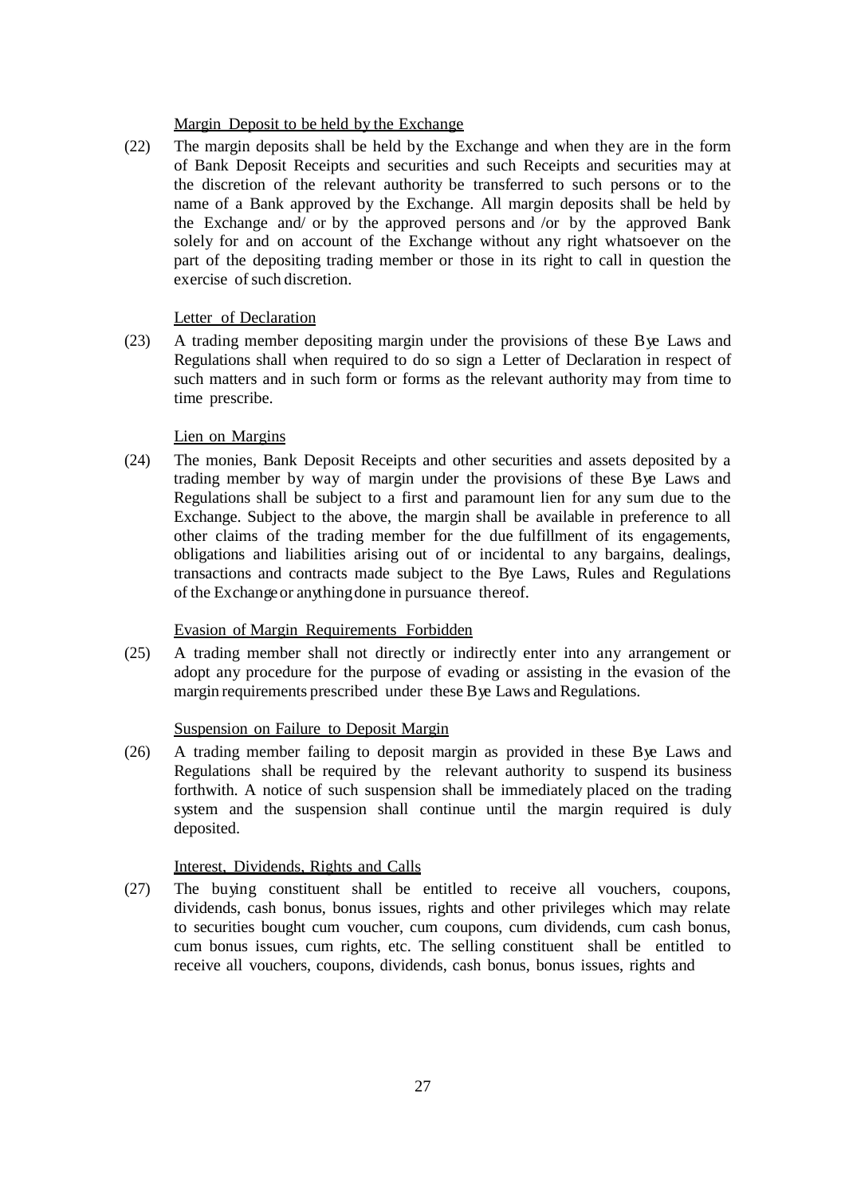Margin Deposit to be held by the Exchange

(22) The margin deposits shall be held by the Exchange and when they are in the form of Bank Deposit Receipts and securities and such Receipts and securities may at the discretion of the relevant authority be transferred to such persons or to the name of a Bank approved by the Exchange. All margin deposits shall be held by the Exchange and/ or by the approved persons and /or by the approved Bank solely for and on account of the Exchange without any right whatsoever on the part of the depositing trading member or those in its right to call in question the exercise of such discretion.

Letter of Declaration

(23) A trading member depositing margin under the provisions of these Bye Laws and Regulations shall when required to do so sign a Letter of Declaration in respect of such matters and in such form or forms as the relevant authority may from time to time prescribe.

Lien on Margins

(24) The monies, Bank Deposit Receipts and other securities and assets deposited by a trading member by way of margin under the provisions of these Bye Laws and Regulations shall be subject to a first and paramount lien for any sum due to the Exchange. Subject to the above, the margin shall be available in preference to all other claims of the trading member for the due fulfillment of its engagements, obligations and liabilities arising out of or incidental to any bargains, dealings, transactions and contracts made subject to the Bye Laws, Rules and Regulations of the Exchange or anything done in pursuance thereof.

Evasion of Margin Requirements Forbidden

(25) A trading member shall not directly or indirectly enter into any arrangement or adopt any procedure for the purpose of evading or assisting in the evasion of the margin requirements prescribed under these Bye Laws and Regulations.

Suspension on Failure to Deposit Margin

(26) A trading member failing to deposit margin as provided in these Bye Laws and Regulations shall be required by the relevant authority to suspend its business forthwith. A notice of such suspension shall be immediately placed on the trading system and the suspension shall continue until the margin required is duly deposited.

Interest, Dividends, Rights and Calls

(27) The buying constituent shall be entitled to receive all vouchers, coupons, dividends, cash bonus, bonus issues, rights and other privileges which may relate to securities bought cum voucher, cum coupons, cum dividends, cum cash bonus, cum bonus issues, cum rights, etc. The selling constituent shall be entitled to receive all vouchers, coupons, dividends, cash bonus, bonus issues, rights and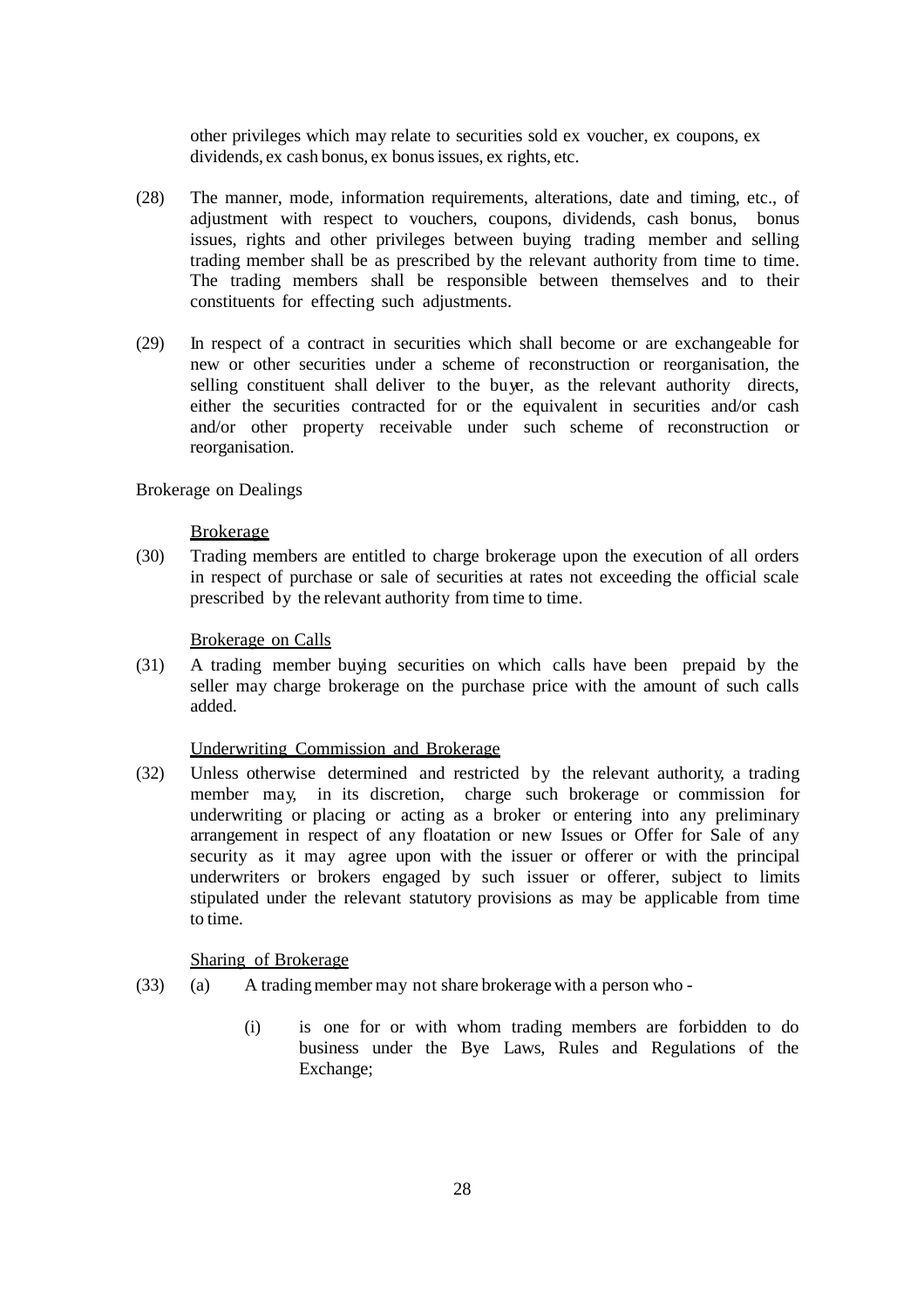other privileges which may relate to securities sold ex voucher, ex coupons, ex dividends, ex cash bonus, ex bonus issues, ex rights, etc.

(28) The manner, mode, information requirements, alterations, date and timing, etc., of adjustment with respect to vouchers, coupons, dividends, cash bonus, bonus issues, rights and other privileges between buying trading member and selling trading member shall be as prescribed by the relevant authority from time to time. The trading members shall be responsible between themselves and to their constituents for effecting such adjustments.

(29) In respect of a contract in securities which shall become or are exchangeable for new or other securities under a scheme of reconstruction or reorganisation, the selling constituent shall deliver to the buyer, as the relevant authority directs, either the securities contracted for or the equivalent in securities and/or cash and/or other property receivable under such scheme of reconstruction or reorganisation.

Brokerage on Dealings

<u>Brokerage</u>

(30) Trading members are entitled to charge brokerage upon the execution of all orders in respect of purchase or sale of securities at rates not exceeding the official scale prescribed by the relevant authority from time to time.

<u>Brokerage on Calls</u>

(31) A trading member buying securities on which calls have been prepaid by the seller may charge brokerage on the purchase price with the amount of such calls added.

<u>Underwriting Commission and Brokerage</u>

(32) Unless otherwise determined and restricted by the relevant authority, a trading member may, in its discretion, charge such brokerage or commission for underwriting or placing or acting as a broker or entering into any preliminary arrangement in respect of any floatation or new Issues or Offer for Sale of any security as it may agree upon with the issuer or offerer or with the principal underwriters or brokers engaged by such issuer or offerer, subject to limits stipulated under the relevant statutory provisions as may be applicable from time to time.

<u>Sharing of Brokerage</u>

(33) (a) A trading member may not share brokerage with a person who -

(i) is one for or with whom trading members are forbidden to do business under the Bye Laws, Rules and Regulations of the Exchange;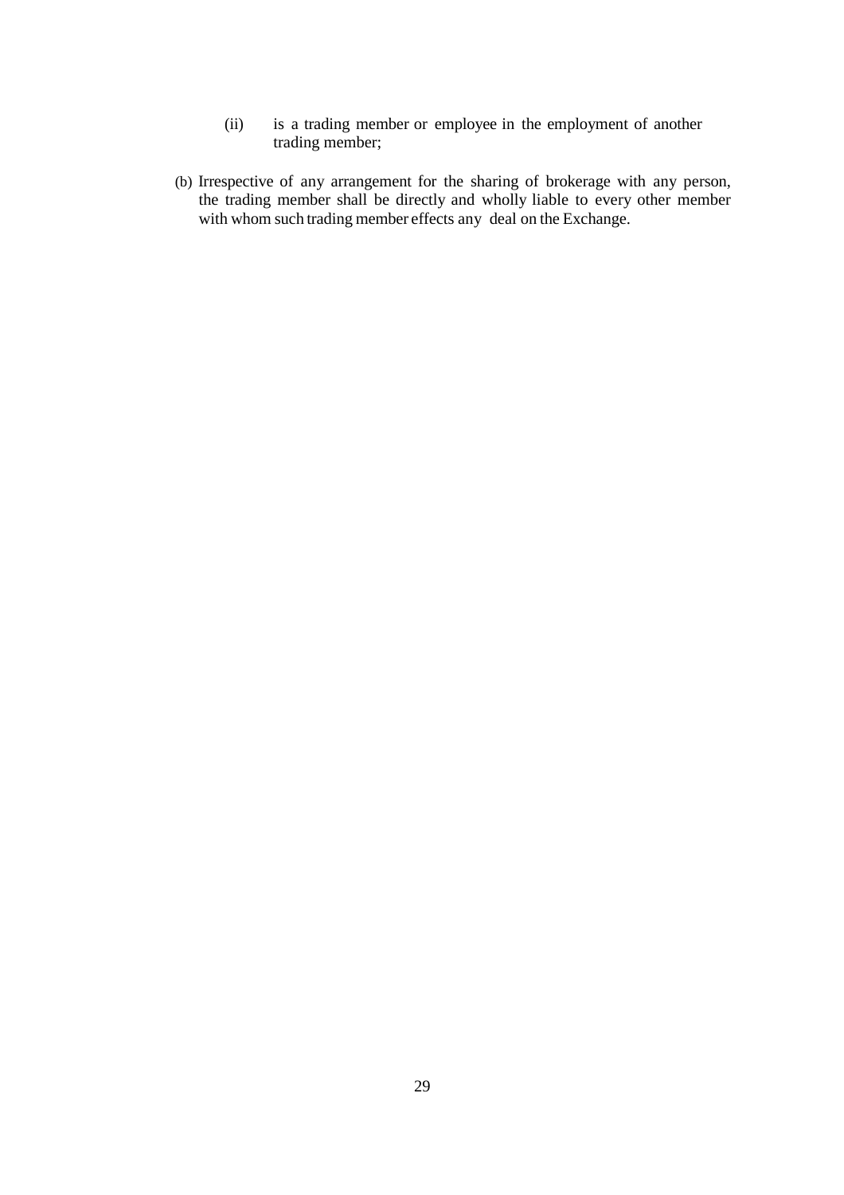(ii) is a trading member or employee in the employment of another trading member;

(b) Irrespective of any arrangement for the sharing of brokerage with any person, the trading member shall be directly and wholly liable to every other member with whom such trading member effects any deal on the Exchange.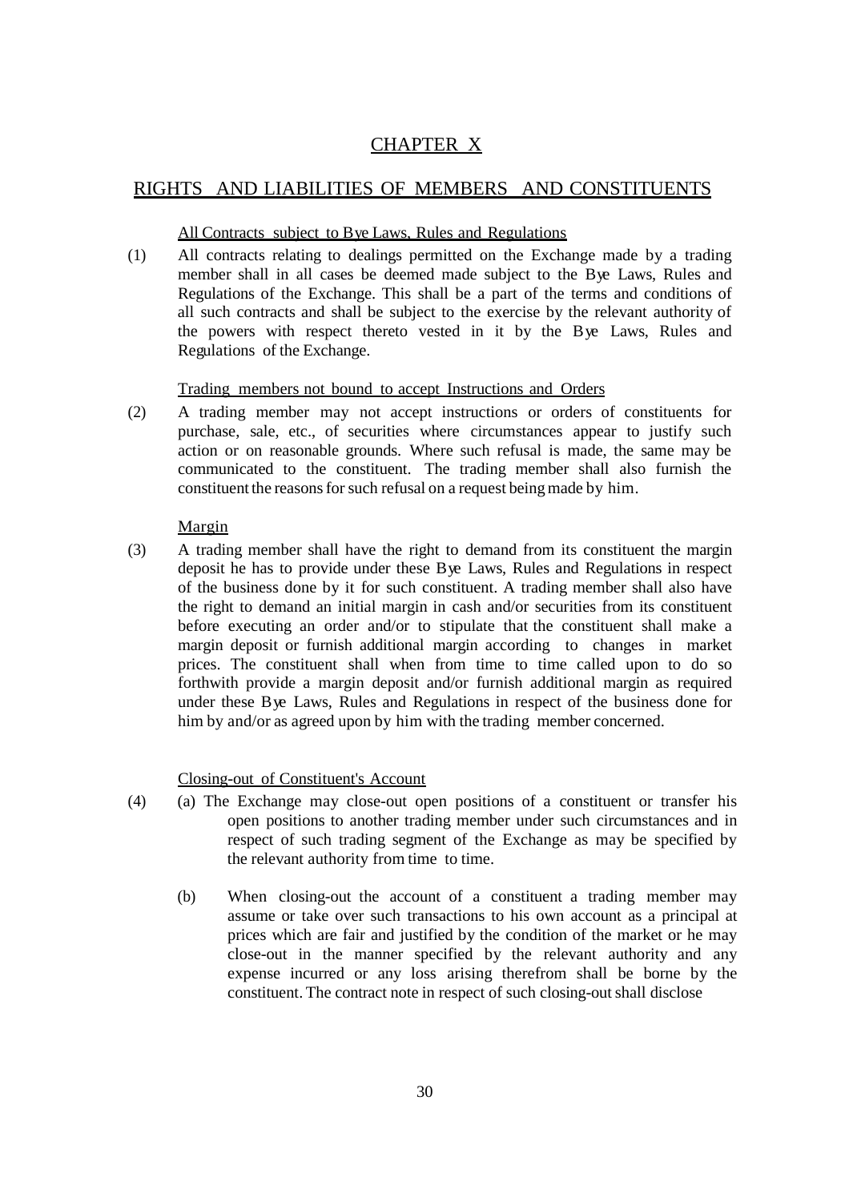# CHAPTER X

## RIGHTS AND LIABILITIES OF MEMBERS AND CONSTITUENTS

### All Contracts subject to Bye Laws, Rules and Regulations

(1) All contracts relating to dealings permitted on the Exchange made by a trading member shall in all cases be deemed made subject to the Bye Laws, Rules and Regulations of the Exchange. This shall be a part of the terms and conditions of all such contracts and shall be subject to the exercise by the relevant authority of the powers with respect thereto vested in it by the Bye Laws, Rules and Regulations of the Exchange.

### Trading members not bound to accept Instructions and Orders

(2) A trading member may not accept instructions or orders of constituents for purchase, sale, etc., of securities where circumstances appear to justify such action or on reasonable grounds. Where such refusal is made, the same may be communicated to the constituent. The trading member shall also furnish the constituent the reasons for such refusal on a request being made by him.

### Margin

(3) A trading member shall have the right to demand from its constituent the margin deposit he has to provide under these Bye Laws, Rules and Regulations in respect of the business done by it for such constituent. A trading member shall also have the right to demand an initial margin in cash and/or securities from its constituent before executing an order and/or to stipulate that the constituent shall make a margin deposit or furnish additional margin according to changes in market prices. The constituent shall when from time to time called upon to do so forthwith provide a margin deposit and/or furnish additional margin as required under these Bye Laws, Rules and Regulations in respect of the business done for him by and/or as agreed upon by him with the trading member concerned.

### Closing-out of Constituent's Account

(4) (a) The Exchange may close-out open positions of a constituent or transfer his open positions to another trading member under such circumstances and in respect of such trading segment of the Exchange as may be specified by the relevant authority from time to time.

(b) When closing-out the account of a constituent a trading member may assume or take over such transactions to his own account as a principal at prices which are fair and justified by the condition of the market or he may close-out in the manner specified by the relevant authority and any expense incurred or any loss arising therefrom shall be borne by the constituent. The contract note in respect of such closing-out shall disclose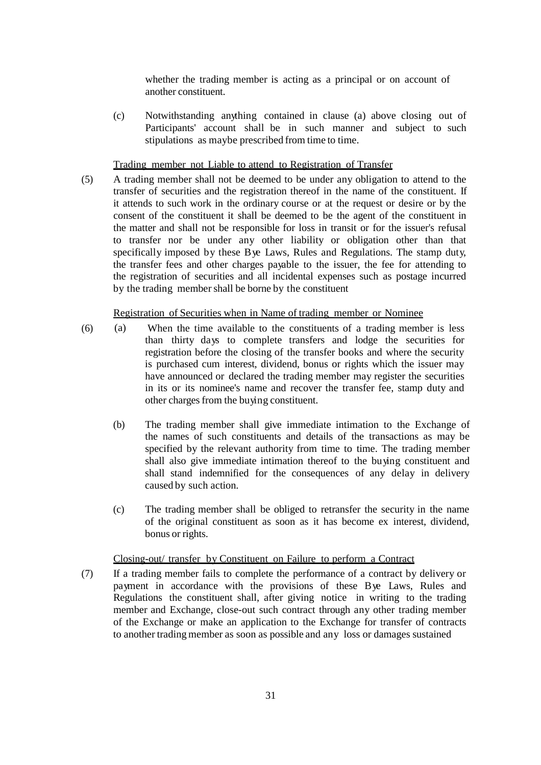whether the trading member is acting as a principal or on account of another constituent.

(c) Notwithstanding anything contained in clause (a) above closing out of Participants' account shall be in such manner and subject to such stipulations as maybe prescribed from time to time.

<u>Trading member not Liable to attend to Registration of Transfer</u>

(5) A trading member shall not be deemed to be under any obligation to attend to the transfer of securities and the registration thereof in the name of the constituent. If it attends to such work in the ordinary course or at the request or desire or by the consent of the constituent it shall be deemed to be the agent of the constituent in the matter and shall not be responsible for loss in transit or for the issuer's refusal to transfer nor be under any other liability or obligation other than that specifically imposed by these Bye Laws, Rules and Regulations. The stamp duty, the transfer fees and other charges payable to the issuer, the fee for attending to the registration of securities and all incidental expenses such as postage incurred by the trading member shall be borne by the constituent

<u>Registration of Securities when in Name of trading member or Nominee</u>

(6) (a) When the time available to the constituents of a trading member is less than thirty days to complete transfers and lodge the securities for registration before the closing of the transfer books and where the security is purchased cum interest, dividend, bonus or rights which the issuer may have announced or declared the trading member may register the securities in its or its nominee's name and recover the transfer fee, stamp duty and other charges from the buying constituent.

(b) The trading member shall give immediate intimation to the Exchange of the names of such constituents and details of the transactions as may be specified by the relevant authority from time to time. The trading member shall also give immediate intimation thereof to the buying constituent and shall stand indemnified for the consequences of any delay in delivery caused by such action.

(c) The trading member shall be obliged to retransfer the security in the name of the original constituent as soon as it has become ex interest, dividend, bonus or rights.

<u>Closing-out/ transfer by Constituent on Failure to perform a Contract</u>

(7) If a trading member fails to complete the performance of a contract by delivery or payment in accordance with the provisions of these Bye Laws, Rules and Regulations the constituent shall, after giving notice in writing to the trading member and Exchange, close-out such contract through any other trading member of the Exchange or make an application to the Exchange for transfer of contracts to another trading member as soon as possible and any loss or damages sustained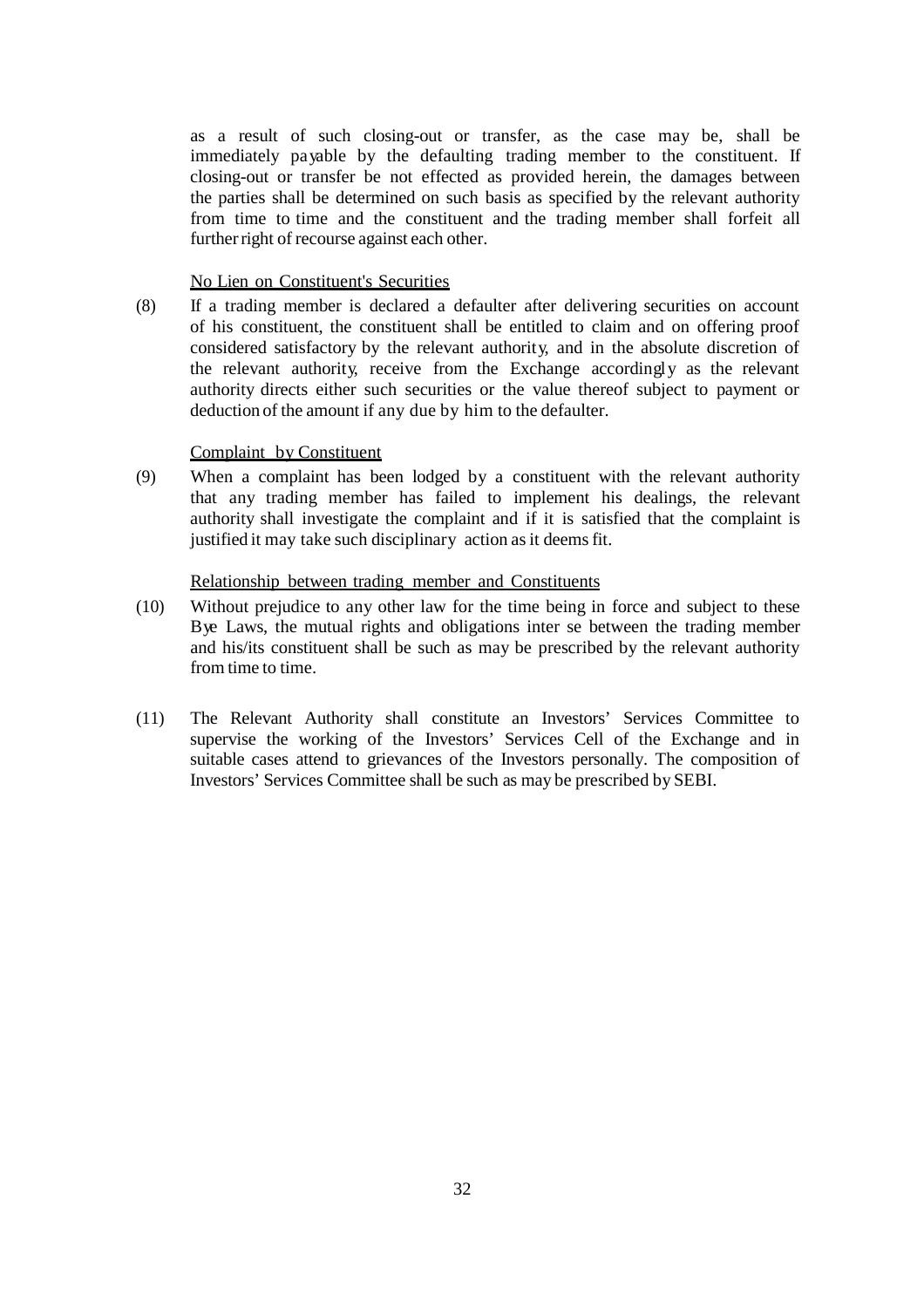as a result of such closing-out or transfer, as the case may be, shall be immediately payable by the defaulting trading member to the constituent. If closing-out or transfer be not effected as provided herein, the damages between the parties shall be determined on such basis as specified by the relevant authority from time to time and the constituent and the trading member shall forfeit all further right of recourse against each other.

<u>No Lien on Constituent's Securities</u>

(8) If a trading member is declared a defaulter after delivering securities on account of his constituent, the constituent shall be entitled to claim and on offering proof considered satisfactory by the relevant authority, and in the absolute discretion of the relevant authority, receive from the Exchange accordingly as the relevant authority directs either such securities or the value thereof subject to payment or deduction of the amount if any due by him to the defaulter.

<u>Complaint by Constituent</u>

(9) When a complaint has been lodged by a constituent with the relevant authority that any trading member has failed to implement his dealings, the relevant authority shall investigate the complaint and if it is satisfied that the complaint is justified it may take such disciplinary action as it deems fit.

<u>Relationship between trading member and Constituents</u>

(10) Without prejudice to any other law for the time being in force and subject to these Bye Laws, the mutual rights and obligations inter se between the trading member and his/its constituent shall be such as may be prescribed by the relevant authority from time to time.

(11) The Relevant Authority shall constitute an Investors' Services Committee to supervise the working of the Investors' Services Cell of the Exchange and in suitable cases attend to grievances of the Investors personally. The composition of Investors' Services Committee shall be such as may be prescribed by SEBI.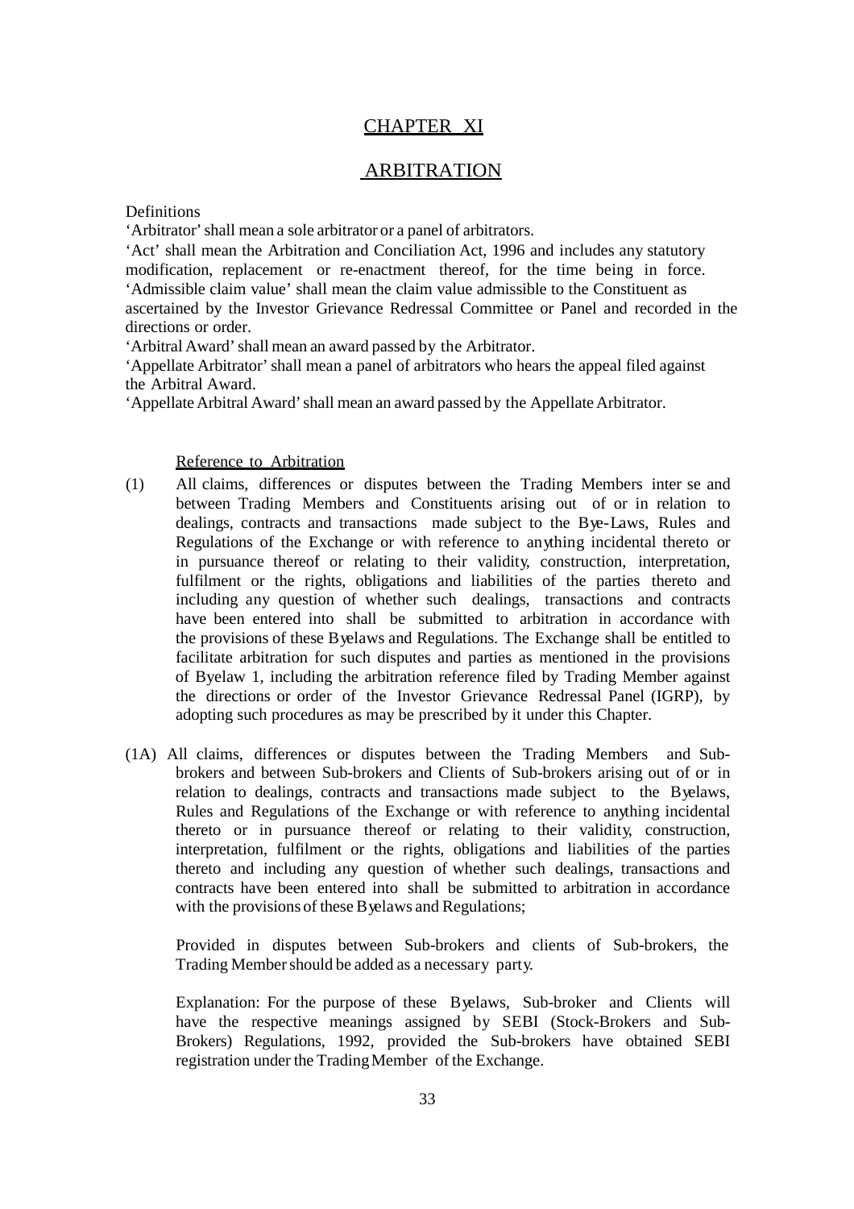# CHAPTER XI

## ARBITRATION

Definitions

'Arbitrator' shall mean a sole arbitrator or a panel of arbitrators.

'Act' shall mean the Arbitration and Conciliation Act, 1996 and includes any statutory modification, replacement or re-enactment thereof, for the time being in force.

'Admissible claim value' shall mean the claim value admissible to the Constituent as ascertained by the Investor Grievance Redressal Committee or Panel and recorded in the directions or order.

'Arbitral Award' shall mean an award passed by the Arbitrator.

'Appellate Arbitrator' shall mean a panel of arbitrators who hears the appeal filed against the Arbitral Award.

'Appellate Arbitral Award' shall mean an award passed by the Appellate Arbitrator.

### Reference to Arbitration

(1) All claims, differences or disputes between the Trading Members inter se and between Trading Members and Constituents arising out of or in relation to dealings, contracts and transactions made subject to the Bye-Laws, Rules and Regulations of the Exchange or with reference to anything incidental thereto or in pursuance thereof or relating to their validity, construction, interpretation, fulfilment or the rights, obligations and liabilities of the parties thereto and including any question of whether such dealings, transactions and contracts have been entered into shall be submitted to arbitration in accordance with the provisions of these Byelaws and Regulations. The Exchange shall be entitled to facilitate arbitration for such disputes and parties as mentioned in the provisions of Byelaw 1, including the arbitration reference filed by Trading Member against the directions or order of the Investor Grievance Redressal Panel (IGRP), by adopting such procedures as may be prescribed by it under this Chapter.

(1A) All claims, differences or disputes between the Trading Members and Sub-brokers and between Sub-brokers and Clients of Sub-brokers arising out of or in relation to dealings, contracts and transactions made subject to the Byelaws, Rules and Regulations of the Exchange or with reference to anything incidental thereto or in pursuance thereof or relating to their validity, construction, interpretation, fulfilment or the rights, obligations and liabilities of the parties thereto and including any question of whether such dealings, transactions and contracts have been entered into shall be submitted to arbitration in accordance with the provisions of these Byelaws and Regulations;

Provided in disputes between Sub-brokers and clients of Sub-brokers, the Trading Member should be added as a necessary party.

Explanation: For the purpose of these Byelaws, Sub-broker and Clients will have the respective meanings assigned by SEBI (Stock-Brokers and Sub-Brokers) Regulations, 1992, provided the Sub-brokers have obtained SEBI registration under the Trading Member of the Exchange.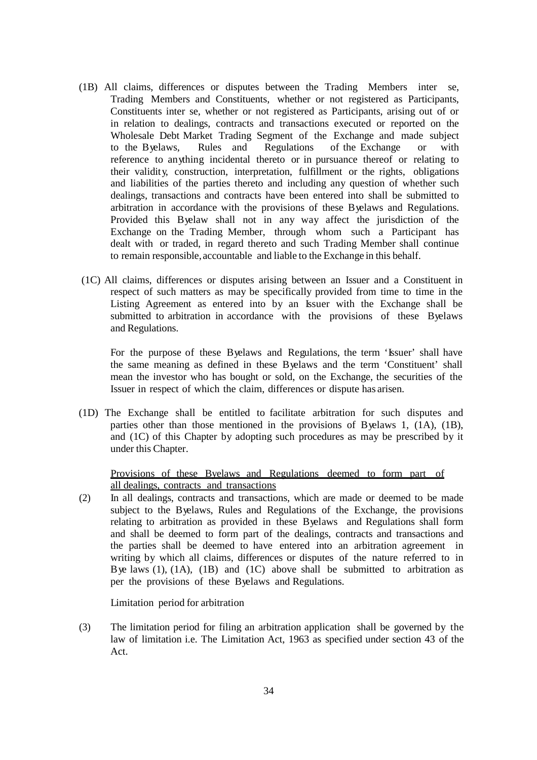(1B) All claims, differences or disputes between the Trading Members inter se, Trading Members and Constituents, whether or not registered as Participants, Constituents inter se, whether or not registered as Participants, arising out of or in relation to dealings, contracts and transactions executed or reported on the Wholesale Debt Market Trading Segment of the Exchange and made subject to the Byelaws, Rules and Regulations of the Exchange or with reference to anything incidental thereto or in pursuance thereof or relating to their validity, construction, interpretation, fulfillment or the rights, obligations and liabilities of the parties thereto and including any question of whether such dealings, transactions and contracts have been entered into shall be submitted to arbitration in accordance with the provisions of these Byelaws and Regulations. Provided this Byelaw shall not in any way affect the jurisdiction of the Exchange on the Trading Member, through whom such a Participant has dealt with or traded, in regard thereto and such Trading Member shall continue to remain responsible, accountable and liable to the Exchange in this behalf.

(1C) All claims, differences or disputes arising between an Issuer and a Constituent in respect of such matters as may be specifically provided from time to time in the Listing Agreement as entered into by an Issuer with the Exchange shall be submitted to arbitration in accordance with the provisions of these Byelaws and Regulations.

For the purpose of these Byelaws and Regulations, the term 'Issuer' shall have the same meaning as defined in these Byelaws and the term 'Constituent' shall mean the investor who has bought or sold, on the Exchange, the securities of the Issuer in respect of which the claim, differences or dispute has arisen.

(1D) The Exchange shall be entitled to facilitate arbitration for such disputes and parties other than those mentioned in the provisions of Byelaws 1, (1A), (1B), and (1C) of this Chapter by adopting such procedures as may be prescribed by it under this Chapter.

<u>Provisions of these Byelaws and Regulations deemed to form part of all dealings, contracts and transactions</u>

(2) In all dealings, contracts and transactions, which are made or deemed to be made subject to the Byelaws, Rules and Regulations of the Exchange, the provisions relating to arbitration as provided in these Byelaws and Regulations shall form and shall be deemed to form part of the dealings, contracts and transactions and the parties shall be deemed to have entered into an arbitration agreement in writing by which all claims, differences or disputes of the nature referred to in Bye laws (1), (1A), (1B) and (1C) above shall be submitted to arbitration as per the provisions of these Byelaws and Regulations.

Limitation period for arbitration

(3) The limitation period for filing an arbitration application shall be governed by the law of limitation i.e. The Limitation Act, 1963 as specified under section 43 of the Act.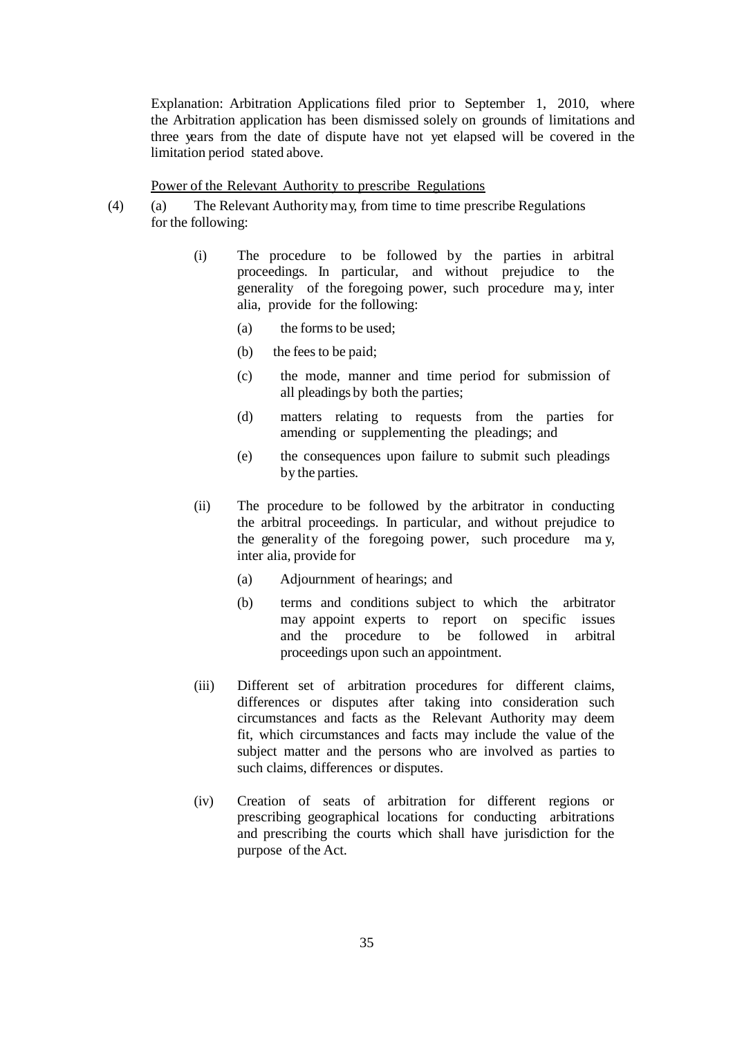Explanation: Arbitration Applications filed prior to September 1, 2010, where the Arbitration application has been dismissed solely on grounds of limitations and three years from the date of dispute have not yet elapsed will be covered in the limitation period stated above.

<u>Power of the Relevant Authority to prescribe Regulations</u>

(4) (a) The Relevant Authority may, from time to time prescribe Regulations for the following:

- (i) The procedure to be followed by the parties in arbitral proceedings. In particular, and without prejudice to the generality of the foregoing power, such procedure may, inter alia, provide for the following:
  - (a) the forms to be used;
  - (b) the fees to be paid;
  - (c) the mode, manner and time period for submission of all pleadings by both the parties;
  - (d) matters relating to requests from the parties for amending or supplementing the pleadings; and
  - (e) the consequences upon failure to submit such pleadings by the parties.

- (ii) The procedure to be followed by the arbitrator in conducting the arbitral proceedings. In particular, and without prejudice to the generality of the foregoing power, such procedure may, inter alia, provide for
  - (a) Adjournment of hearings; and
  - (b) terms and conditions subject to which the arbitrator may appoint experts to report on specific issues and the procedure to be followed in arbitral proceedings upon such an appointment.

- (iii) Different set of arbitration procedures for different claims, differences or disputes after taking into consideration such circumstances and facts as the Relevant Authority may deem fit, which circumstances and facts may include the value of the subject matter and the persons who are involved as parties to such claims, differences or disputes.

- (iv) Creation of seats of arbitration for different regions or prescribing geographical locations for conducting arbitrations and prescribing the courts which shall have jurisdiction for the purpose of the Act.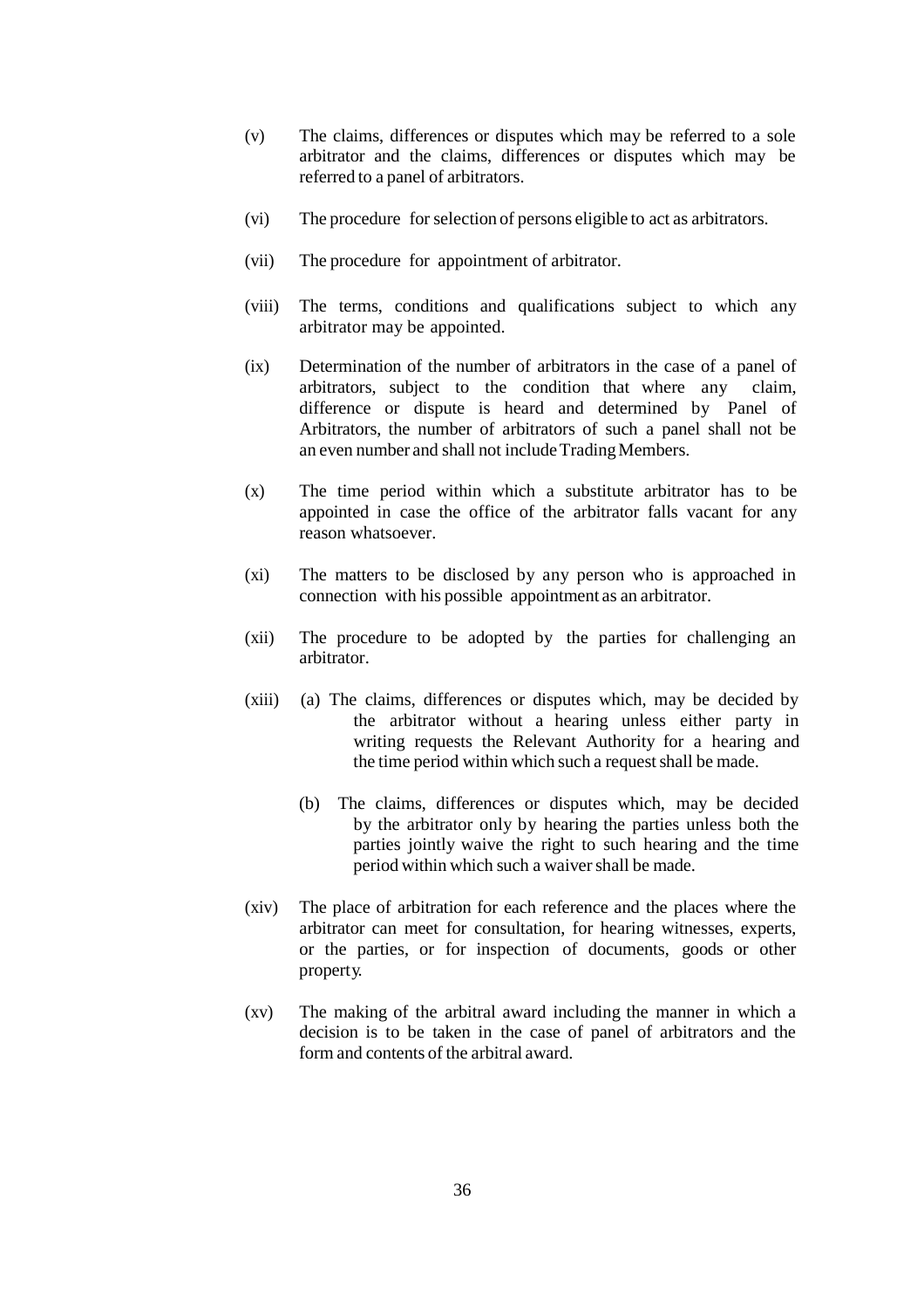(v) The claims, differences or disputes which may be referred to a sole arbitrator and the claims, differences or disputes which may be referred to a panel of arbitrators.

(vi) The procedure for selection of persons eligible to act as arbitrators.

(vii) The procedure for appointment of arbitrator.

(viii) The terms, conditions and qualifications subject to which any arbitrator may be appointed.

(ix) Determination of the number of arbitrators in the case of a panel of arbitrators, subject to the condition that where any claim, difference or dispute is heard and determined by Panel of Arbitrators, the number of arbitrators of such a panel shall not be an even number and shall not include Trading Members.

(x) The time period within which a substitute arbitrator has to be appointed in case the office of the arbitrator falls vacant for any reason whatsoever.

(xi) The matters to be disclosed by any person who is approached in connection with his possible appointment as an arbitrator.

(xii) The procedure to be adopted by the parties for challenging an arbitrator.

(xiii) (a) The claims, differences or disputes which, may be decided by the arbitrator without a hearing unless either party in writing requests the Relevant Authority for a hearing and the time period within which such a request shall be made.

(b) The claims, differences or disputes which, may be decided by the arbitrator only by hearing the parties unless both the parties jointly waive the right to such hearing and the time period within which such a waiver shall be made.

(xiv) The place of arbitration for each reference and the places where the arbitrator can meet for consultation, for hearing witnesses, experts, or the parties, or for inspection of documents, goods or other property.

(xv) The making of the arbitral award including the manner in which a decision is to be taken in the case of panel of arbitrators and the form and contents of the arbitral award.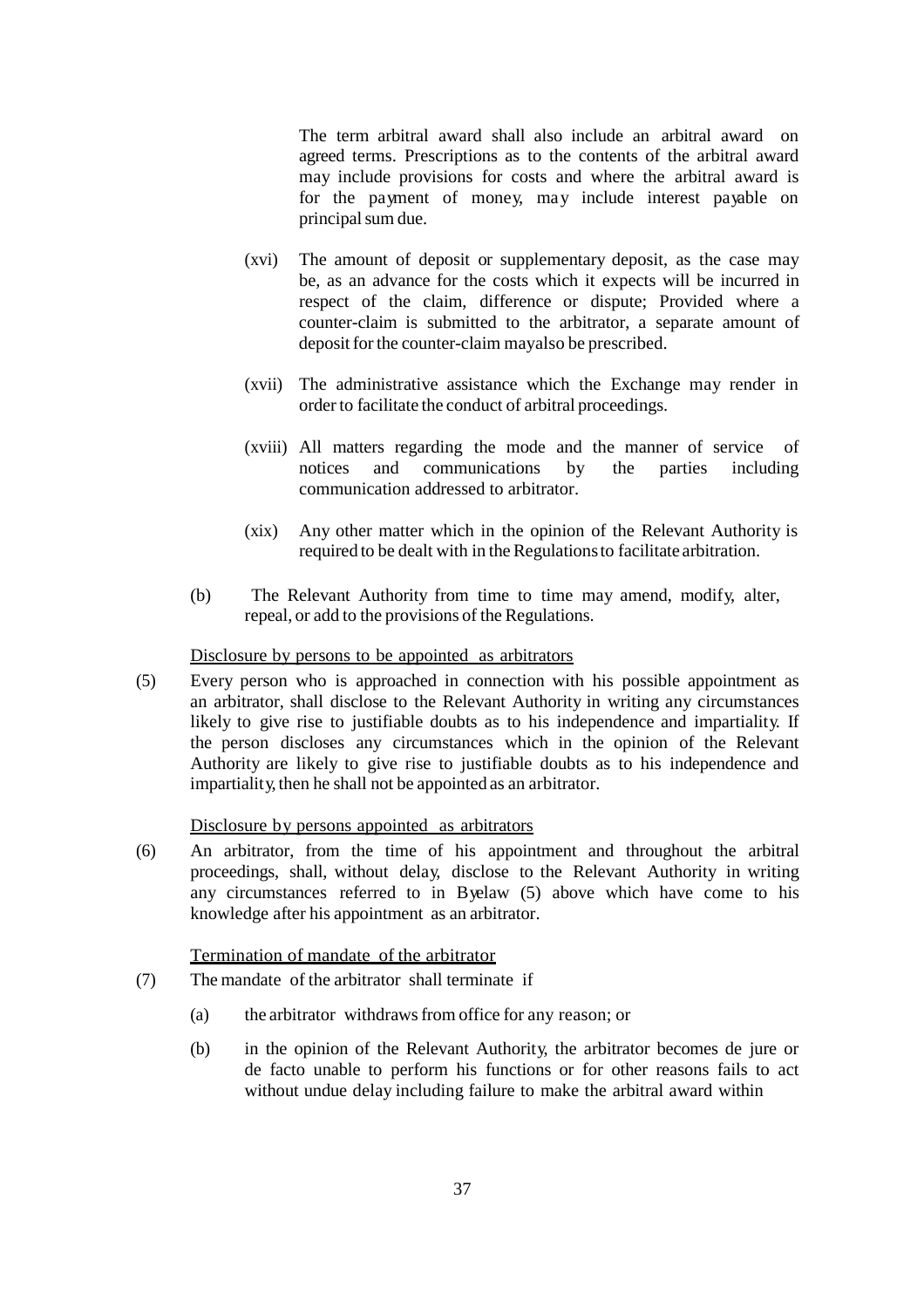The term arbitral award shall also include an arbitral award on agreed terms. Prescriptions as to the contents of the arbitral award may include provisions for costs and where the arbitral award is for the payment of money, may include interest payable on principal sum due.

(xvi) The amount of deposit or supplementary deposit, as the case may be, as an advance for the costs which it expects will be incurred in respect of the claim, difference or dispute; Provided where a counter-claim is submitted to the arbitrator, a separate amount of deposit for the counter-claim mayalso be prescribed.

(xvii) The administrative assistance which the Exchange may render in order to facilitate the conduct of arbitral proceedings.

(xviii) All matters regarding the mode and the manner of service of notices and communications by the parties including communication addressed to arbitrator.

(xix) Any other matter which in the opinion of the Relevant Authority is required to be dealt with in the Regulations to facilitate arbitration.

(b) The Relevant Authority from time to time may amend, modify, alter, repeal, or add to the provisions of the Regulations.

<u>Disclosure by persons to be appointed as arbitrators</u>

(5) Every person who is approached in connection with his possible appointment as an arbitrator, shall disclose to the Relevant Authority in writing any circumstances likely to give rise to justifiable doubts as to his independence and impartiality. If the person discloses any circumstances which in the opinion of the Relevant Authority are likely to give rise to justifiable doubts as to his independence and impartiality, then he shall not be appointed as an arbitrator.

<u>Disclosure by persons appointed as arbitrators</u>

(6) An arbitrator, from the time of his appointment and throughout the arbitral proceedings, shall, without delay, disclose to the Relevant Authority in writing any circumstances referred to in Byelaw (5) above which have come to his knowledge after his appointment as an arbitrator.

<u>Termination of mandate of the arbitrator</u>

(7) The mandate of the arbitrator shall terminate if

(a) the arbitrator withdraws from office for any reason; or

(b) in the opinion of the Relevant Authority, the arbitrator becomes de jure or de facto unable to perform his functions or for other reasons fails to act without undue delay including failure to make the arbitral award within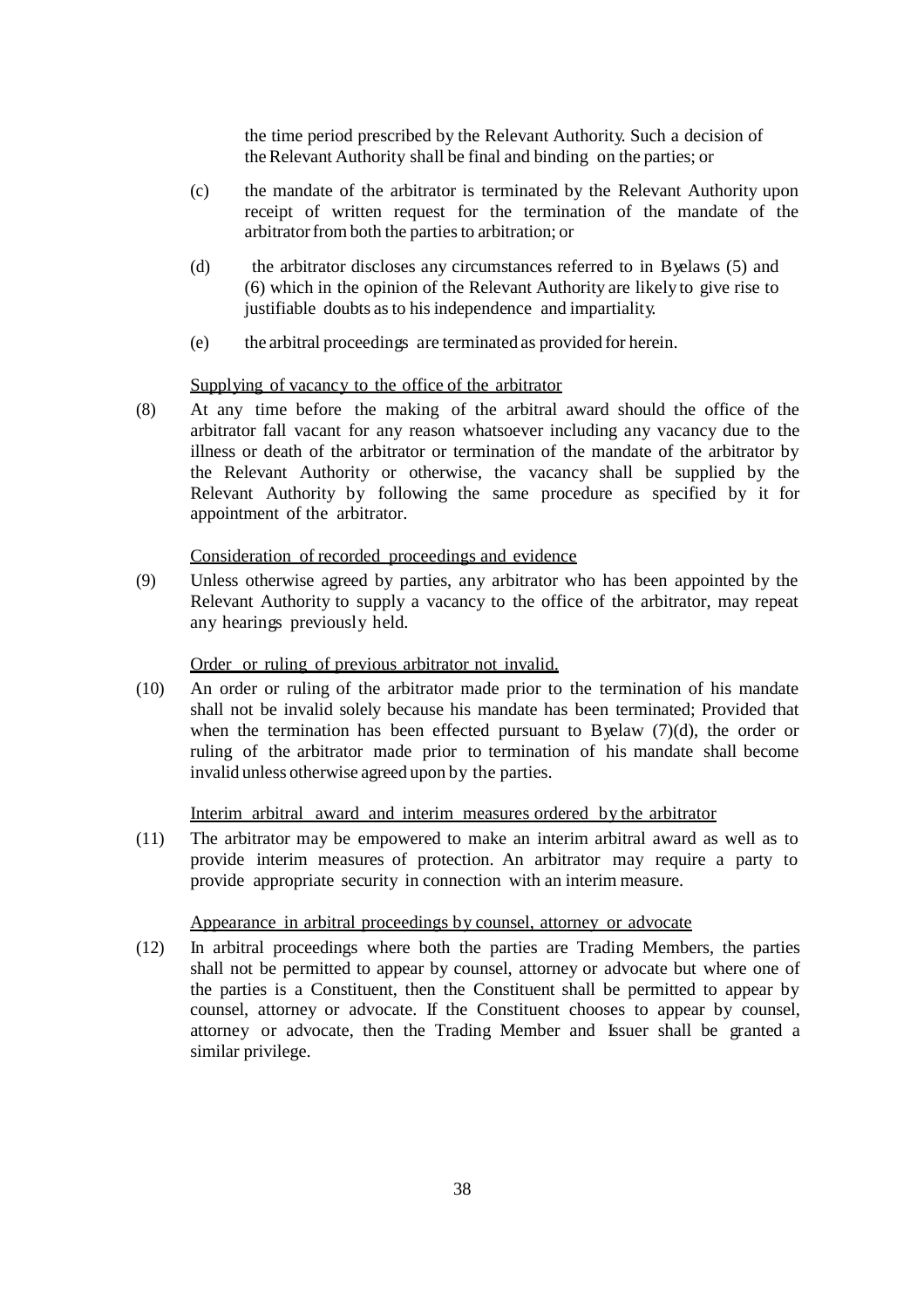the time period prescribed by the Relevant Authority. Such a decision of the Relevant Authority shall be final and binding on the parties; or

(c) the mandate of the arbitrator is terminated by the Relevant Authority upon receipt of written request for the termination of the mandate of the arbitrator from both the parties to arbitration; or

(d) the arbitrator discloses any circumstances referred to in Byelaws (5) and (6) which in the opinion of the Relevant Authority are likely to give rise to justifiable doubts as to his independence and impartiality.

(e) the arbitral proceedings are terminated as provided for herein.

Supplying of vacancy to the office of the arbitrator

(8) At any time before the making of the arbitral award should the office of the arbitrator fall vacant for any reason whatsoever including any vacancy due to the illness or death of the arbitrator or termination of the mandate of the arbitrator by the Relevant Authority or otherwise, the vacancy shall be supplied by the Relevant Authority by following the same procedure as specified by it for appointment of the arbitrator.

Consideration of recorded proceedings and evidence

(9) Unless otherwise agreed by parties, any arbitrator who has been appointed by the Relevant Authority to supply a vacancy to the office of the arbitrator, may repeat any hearings previously held.

Order or ruling of previous arbitrator not invalid.

(10) An order or ruling of the arbitrator made prior to the termination of his mandate shall not be invalid solely because his mandate has been terminated; Provided that when the termination has been effected pursuant to Byelaw (7)(d), the order or ruling of the arbitrator made prior to termination of his mandate shall become invalid unless otherwise agreed upon by the parties.

Interim arbitral award and interim measures ordered by the arbitrator

(11) The arbitrator may be empowered to make an interim arbitral award as well as to provide interim measures of protection. An arbitrator may require a party to provide appropriate security in connection with an interim measure.

Appearance in arbitral proceedings by counsel, attorney or advocate

(12) In arbitral proceedings where both the parties are Trading Members, the parties shall not be permitted to appear by counsel, attorney or advocate but where one of the parties is a Constituent, then the Constituent shall be permitted to appear by counsel, attorney or advocate. If the Constituent chooses to appear by counsel, attorney or advocate, then the Trading Member and Issuer shall be granted a similar privilege.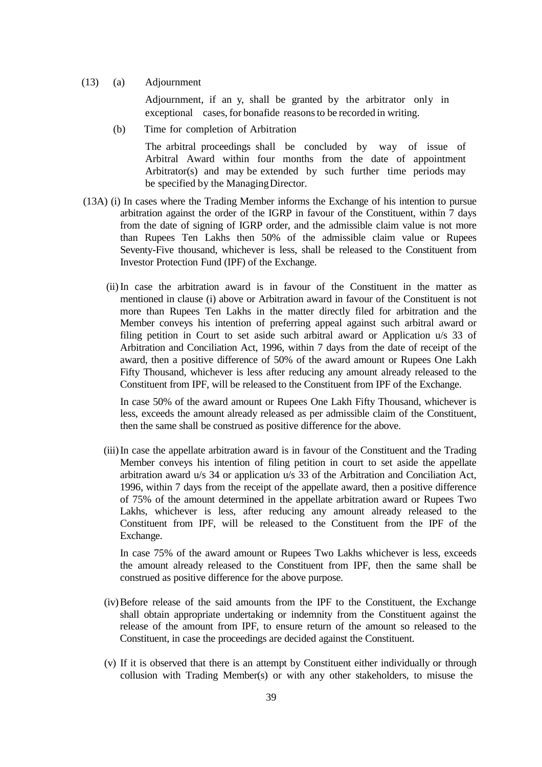(13) (a) Adjournment

Adjournment, if an y, shall be granted by the arbitrator only in exceptional cases, for bonafide reasons to be recorded in writing.

(b) Time for completion of Arbitration

The arbitral proceedings shall be concluded by way of issue of Arbitral Award within four months from the date of appointment Arbitrator(s) and may be extended by such further time periods may be specified by the Managing Director.

(13A) (i) In cases where the Trading Member informs the Exchange of his intention to pursue arbitration against the order of the IGRP in favour of the Constituent, within 7 days from the date of signing of IGRP order, and the admissible claim value is not more than Rupees Ten Lakhs then 50% of the admissible claim value or Rupees Seventy-Five thousand, whichever is less, shall be released to the Constituent from Investor Protection Fund (IPF) of the Exchange.

(ii) In case the arbitration award is in favour of the Constituent in the matter as mentioned in clause (i) above or Arbitration award in favour of the Constituent is not more than Rupees Ten Lakhs in the matter directly filed for arbitration and the Member conveys his intention of preferring appeal against such arbitral award or filing petition in Court to set aside such arbitral award or Application u/s 33 of Arbitration and Conciliation Act, 1996, within 7 days from the date of receipt of the award, then a positive difference of 50% of the award amount or Rupees One Lakh Fifty Thousand, whichever is less after reducing any amount already released to the Constituent from IPF, will be released to the Constituent from IPF of the Exchange.

In case 50% of the award amount or Rupees One Lakh Fifty Thousand, whichever is less, exceeds the amount already released as per admissible claim of the Constituent, then the same shall be construed as positive difference for the above.

(iii) In case the appellate arbitration award is in favour of the Constituent and the Trading Member conveys his intention of filing petition in court to set aside the appellate arbitration award u/s 34 or application u/s 33 of the Arbitration and Conciliation Act, 1996, within 7 days from the receipt of the appellate award, then a positive difference of 75% of the amount determined in the appellate arbitration award or Rupees Two Lakhs, whichever is less, after reducing any amount already released to the Constituent from IPF, will be released to the Constituent from the IPF of the Exchange.

In case 75% of the award amount or Rupees Two Lakhs whichever is less, exceeds the amount already released to the Constituent from IPF, then the same shall be construed as positive difference for the above purpose.

(iv) Before release of the said amounts from the IPF to the Constituent, the Exchange shall obtain appropriate undertaking or indemnity from the Constituent against the release of the amount from IPF, to ensure return of the amount so released to the Constituent, in case the proceedings are decided against the Constituent.

(v) If it is observed that there is an attempt by Constituent either individually or through collusion with Trading Member(s) or with any other stakeholders, to misuse the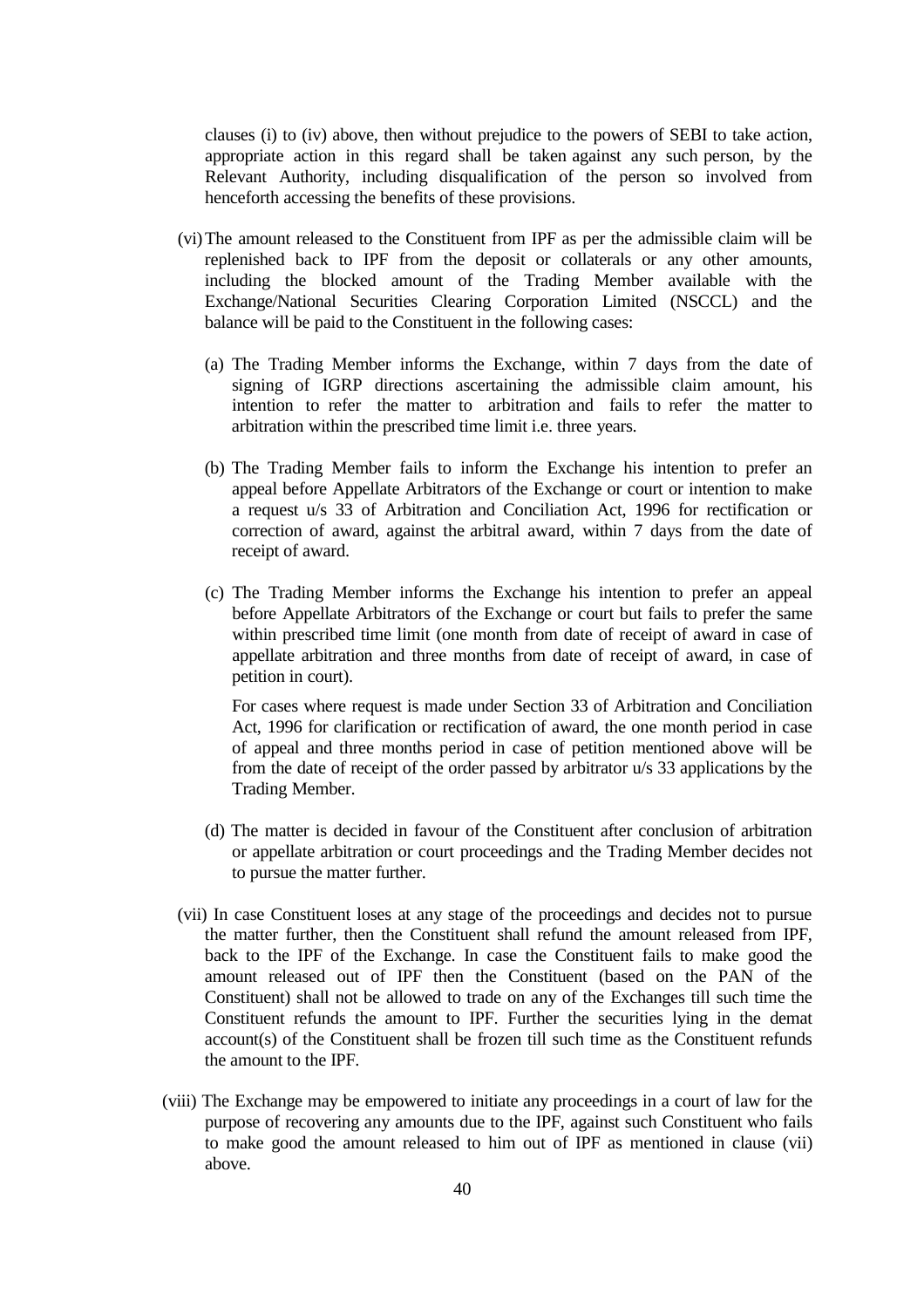clauses (i) to (iv) above, then without prejudice to the powers of SEBI to take action, appropriate action in this regard shall be taken against any such person, by the Relevant Authority, including disqualification of the person so involved from henceforth accessing the benefits of these provisions.

(vi) The amount released to the Constituent from IPF as per the admissible claim will be replenished back to IPF from the deposit or collaterals or any other amounts, including the blocked amount of the Trading Member available with the Exchange/National Securities Clearing Corporation Limited (NSCCL) and the balance will be paid to the Constituent in the following cases:

(a) The Trading Member informs the Exchange, within 7 days from the date of signing of IGRP directions ascertaining the admissible claim amount, his intention to refer the matter to arbitration and fails to refer the matter to arbitration within the prescribed time limit i.e. three years.

(b) The Trading Member fails to inform the Exchange his intention to prefer an appeal before Appellate Arbitrators of the Exchange or court or intention to make a request u/s 33 of Arbitration and Conciliation Act, 1996 for rectification or correction of award, against the arbitral award, within 7 days from the date of receipt of award.

(c) The Trading Member informs the Exchange his intention to prefer an appeal before Appellate Arbitrators of the Exchange or court but fails to prefer the same within prescribed time limit (one month from date of receipt of award in case of appellate arbitration and three months from date of receipt of award, in case of petition in court).

For cases where request is made under Section 33 of Arbitration and Conciliation Act, 1996 for clarification or rectification of award, the one month period in case of appeal and three months period in case of petition mentioned above will be from the date of receipt of the order passed by arbitrator u/s 33 applications by the Trading Member.

(d) The matter is decided in favour of the Constituent after conclusion of arbitration or appellate arbitration or court proceedings and the Trading Member decides not to pursue the matter further.

(vii) In case Constituent loses at any stage of the proceedings and decides not to pursue the matter further, then the Constituent shall refund the amount released from IPF, back to the IPF of the Exchange. In case the Constituent fails to make good the amount released out of IPF then the Constituent (based on the PAN of the Constituent) shall not be allowed to trade on any of the Exchanges till such time the Constituent refunds the amount to IPF. Further the securities lying in the demat account(s) of the Constituent shall be frozen till such time as the Constituent refunds the amount to the IPF.

(viii) The Exchange may be empowered to initiate any proceedings in a court of law for the purpose of recovering any amounts due to the IPF, against such Constituent who fails to make good the amount released to him out of IPF as mentioned in clause (vii) above.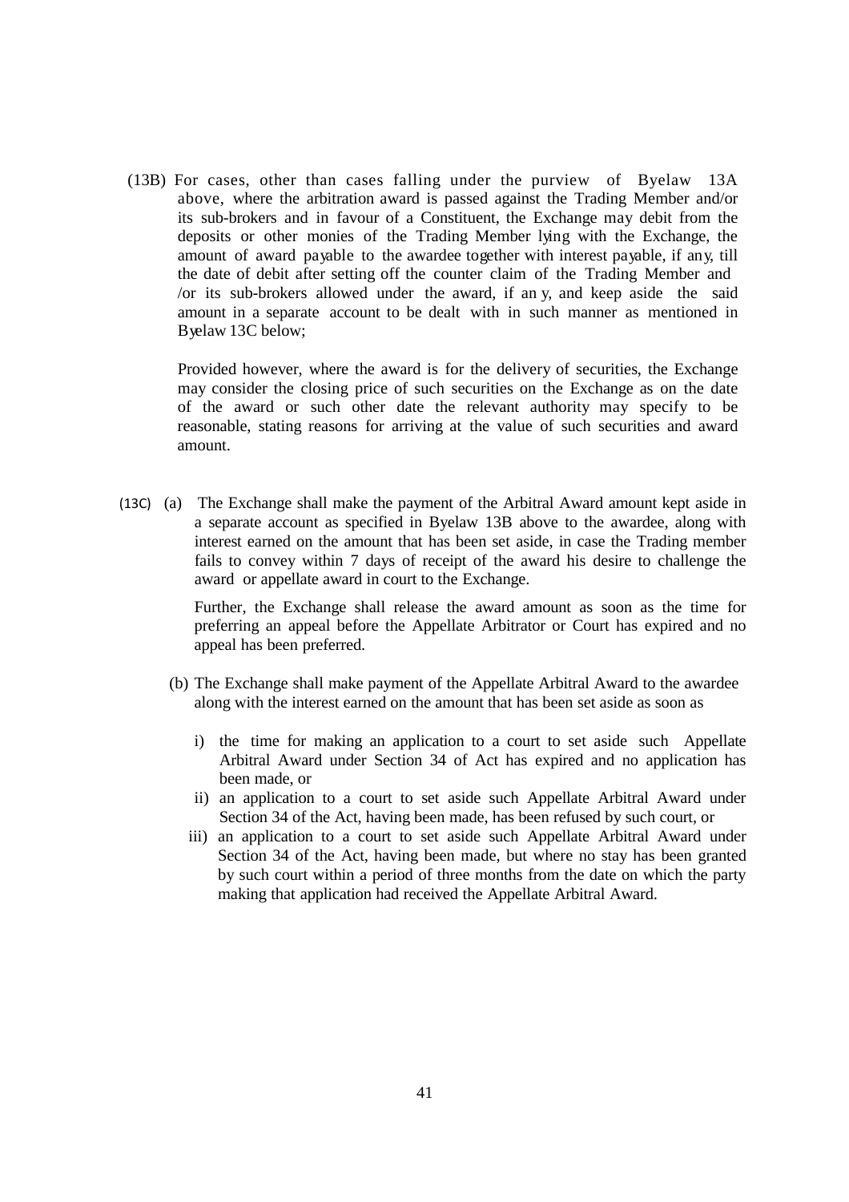(13B) For cases, other than cases falling under the purview of Byelaw 13A above, where the arbitration award is passed against the Trading Member and/or its sub-brokers and in favour of a Constituent, the Exchange may debit from the deposits or other monies of the Trading Member lying with the Exchange, the amount of award payable to the awardee together with interest payable, if any, till the date of debit after setting off the counter claim of the Trading Member and /or its sub-brokers allowed under the award, if an y, and keep aside the said amount in a separate account to be dealt with in such manner as mentioned in Byelaw 13C below;

Provided however, where the award is for the delivery of securities, the Exchange may consider the closing price of such securities on the Exchange as on the date of the award or such other date the relevant authority may specify to be reasonable, stating reasons for arriving at the value of such securities and award amount.

(13C) (a) The Exchange shall make the payment of the Arbitral Award amount kept aside in a separate account as specified in Byelaw 13B above to the awardee, along with interest earned on the amount that has been set aside, in case the Trading member fails to convey within 7 days of receipt of the award his desire to challenge the award or appellate award in court to the Exchange.

Further, the Exchange shall release the award amount as soon as the time for preferring an appeal before the Appellate Arbitrator or Court has expired and no appeal has been preferred.

(b) The Exchange shall make payment of the Appellate Arbitral Award to the awardee along with the interest earned on the amount that has been set aside as soon as

i) the time for making an application to a court to set aside such Appellate Arbitral Award under Section 34 of Act has expired and no application has been made, or

ii) an application to a court to set aside such Appellate Arbitral Award under Section 34 of the Act, having been made, has been refused by such court, or

iii) an application to a court to set aside such Appellate Arbitral Award under Section 34 of the Act, having been made, but where no stay has been granted by such court within a period of three months from the date on which the party making that application had received the Appellate Arbitral Award.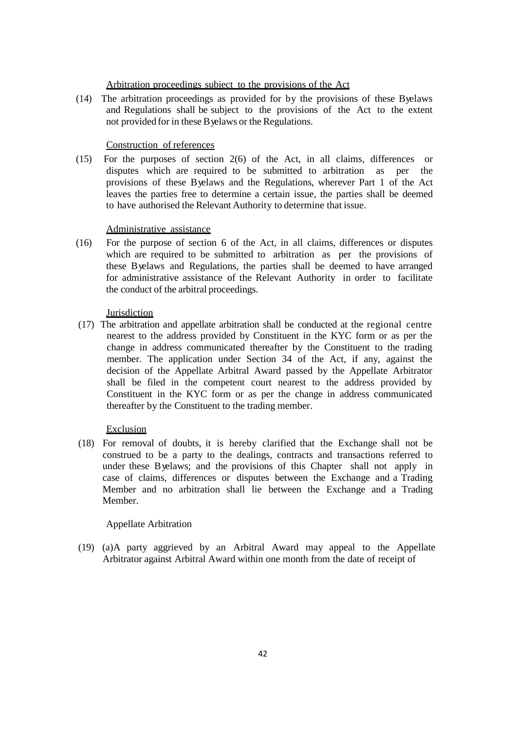<u>Arbitration proceedings subject to the provisions of the Act</u>

(14) The arbitration proceedings as provided for by the provisions of these Byelaws and Regulations shall be subject to the provisions of the Act to the extent not provided for in these Byelaws or the Regulations.

<u>Construction of references</u>

(15) For the purposes of section 2(6) of the Act, in all claims, differences or disputes which are required to be submitted to arbitration as per the provisions of these Byelaws and the Regulations, wherever Part 1 of the Act leaves the parties free to determine a certain issue, the parties shall be deemed to have authorised the Relevant Authority to determine that issue.

<u>Administrative assistance</u>

(16) For the purpose of section 6 of the Act, in all claims, differences or disputes which are required to be submitted to arbitration as per the provisions of these Byelaws and Regulations, the parties shall be deemed to have arranged for administrative assistance of the Relevant Authority in order to facilitate the conduct of the arbitral proceedings.

<u>Jurisdiction</u>

(17) The arbitration and appellate arbitration shall be conducted at the regional centre nearest to the address provided by Constituent in the KYC form or as per the change in address communicated thereafter by the Constituent to the trading member. The application under Section 34 of the Act, if any, against the decision of the Appellate Arbitral Award passed by the Appellate Arbitrator shall be filed in the competent court nearest to the address provided by Constituent in the KYC form or as per the change in address communicated thereafter by the Constituent to the trading member.

<u>Exclusion</u>

(18) For removal of doubts, it is hereby clarified that the Exchange shall not be construed to be a party to the dealings, contracts and transactions referred to under these Byelaws; and the provisions of this Chapter shall not apply in case of claims, differences or disputes between the Exchange and a Trading Member and no arbitration shall lie between the Exchange and a Trading Member.

Appellate Arbitration

(19) (a)A party aggrieved by an Arbitral Award may appeal to the Appellate Arbitrator against Arbitral Award within one month from the date of receipt of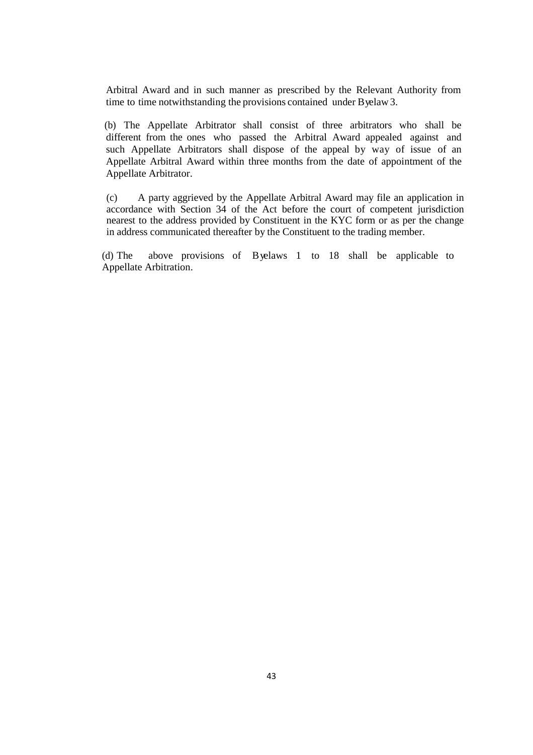Arbitral Award and in such manner as prescribed by the Relevant Authority from time to time notwithstanding the provisions contained under Byelaw 3.

(b) The Appellate Arbitrator shall consist of three arbitrators who shall be different from the ones who passed the Arbitral Award appealed against and such Appellate Arbitrators shall dispose of the appeal by way of issue of an Appellate Arbitral Award within three months from the date of appointment of the Appellate Arbitrator.

(c) A party aggrieved by the Appellate Arbitral Award may file an application in accordance with Section 34 of the Act before the court of competent jurisdiction nearest to the address provided by Constituent in the KYC form or as per the change in address communicated thereafter by the Constituent to the trading member.

(d) The above provisions of Byelaws 1 to 18 shall be applicable to Appellate Arbitration.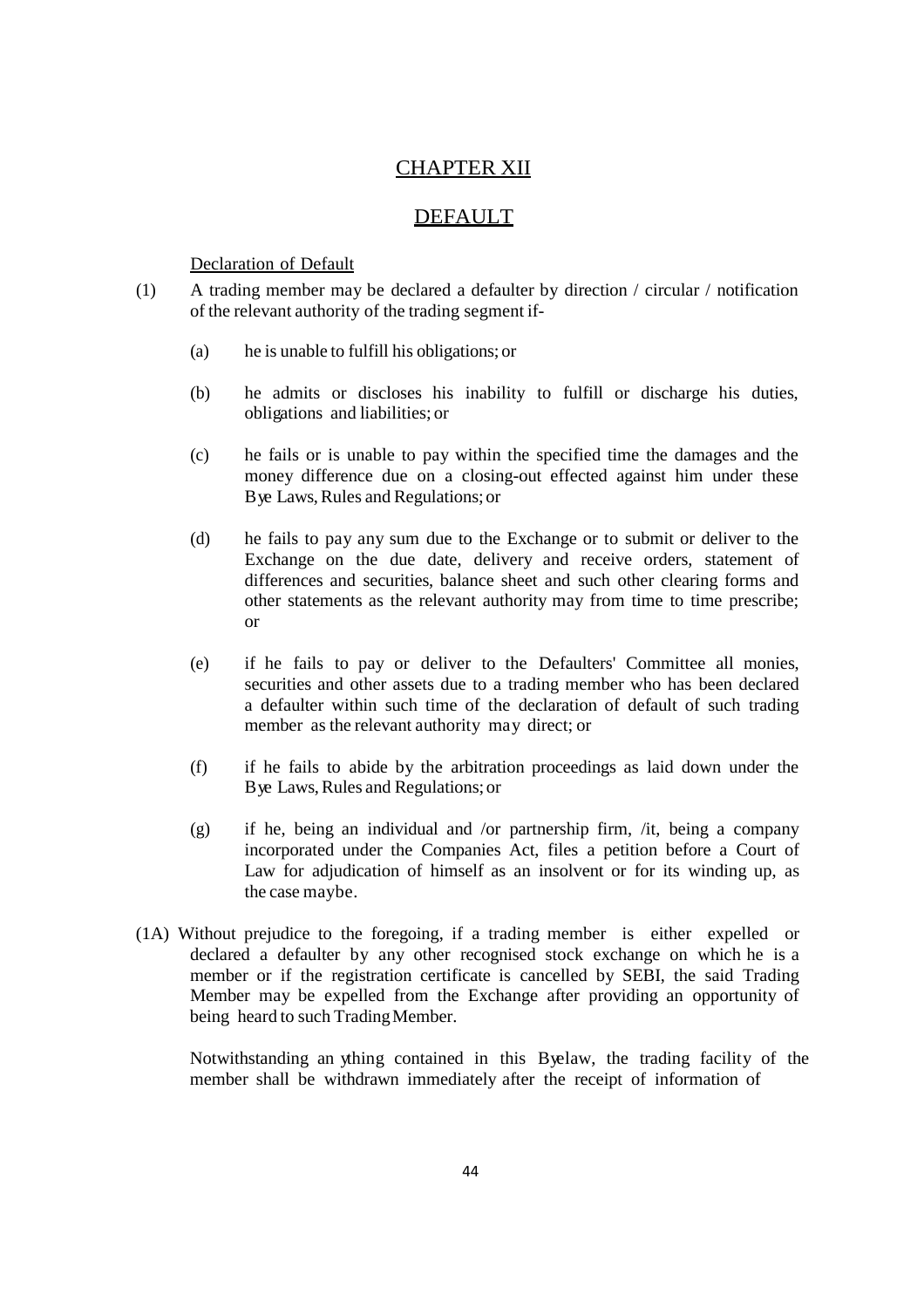# CHAPTER XII

# DEFAULT

Declaration of Default

(1) A trading member may be declared a defaulter by direction / circular / notification of the relevant authority of the trading segment if-

(a) he is unable to fulfill his obligations; or

(b) he admits or discloses his inability to fulfill or discharge his duties, obligations and liabilities; or

(c) he fails or is unable to pay within the specified time the damages and the money difference due on a closing-out effected against him under these Bye Laws, Rules and Regulations; or

(d) he fails to pay any sum due to the Exchange or to submit or deliver to the Exchange on the due date, delivery and receive orders, statement of differences and securities, balance sheet and such other clearing forms and other statements as the relevant authority may from time to time prescribe; or

(e) if he fails to pay or deliver to the Defaulters' Committee all monies, securities and other assets due to a trading member who has been declared a defaulter within such time of the declaration of default of such trading member as the relevant authority may direct; or

(f) if he fails to abide by the arbitration proceedings as laid down under the Bye Laws, Rules and Regulations; or

(g) if he, being an individual and /or partnership firm, /it, being a company incorporated under the Companies Act, files a petition before a Court of Law for adjudication of himself as an insolvent or for its winding up, as the case maybe.

(1A) Without prejudice to the foregoing, if a trading member is either expelled or declared a defaulter by any other recognised stock exchange on which he is a member or if the registration certificate is cancelled by SEBI, the said Trading Member may be expelled from the Exchange after providing an opportunity of being heard to such Trading Member.

Notwithstanding anything contained in this Byelaw, the trading facility of the member shall be withdrawn immediately after the receipt of information of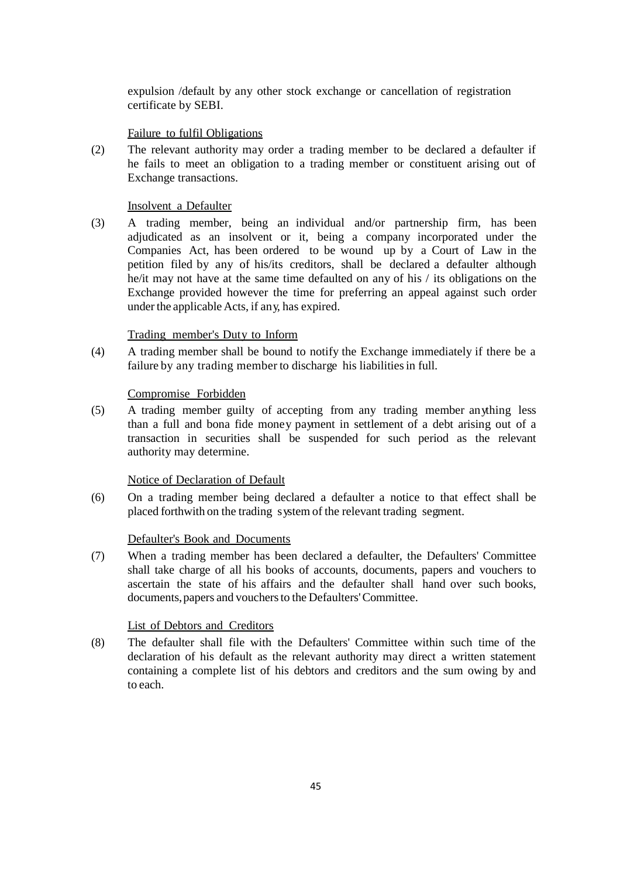expulsion /default by any other stock exchange or cancellation of registration certificate by SEBI.

Failure to fulfil Obligations

(2) The relevant authority may order a trading member to be declared a defaulter if he fails to meet an obligation to a trading member or constituent arising out of Exchange transactions.

Insolvent a Defaulter

(3) A trading member, being an individual and/or partnership firm, has been adjudicated as an insolvent or it, being a company incorporated under the Companies Act, has been ordered to be wound up by a Court of Law in the petition filed by any of his/its creditors, shall be declared a defaulter although he/it may not have at the same time defaulted on any of his / its obligations on the Exchange provided however the time for preferring an appeal against such order under the applicable Acts, if any, has expired.

Trading member's Duty to Inform

(4) A trading member shall be bound to notify the Exchange immediately if there be a failure by any trading member to discharge his liabilities in full.

Compromise Forbidden

(5) A trading member guilty of accepting from any trading member anything less than a full and bona fide money payment in settlement of a debt arising out of a transaction in securities shall be suspended for such period as the relevant authority may determine.

Notice of Declaration of Default

(6) On a trading member being declared a defaulter a notice to that effect shall be placed forthwith on the trading system of the relevant trading segment.

Defaulter's Book and Documents

(7) When a trading member has been declared a defaulter, the Defaulters' Committee shall take charge of all his books of accounts, documents, papers and vouchers to ascertain the state of his affairs and the defaulter shall hand over such books, documents, papers and vouchers to the Defaulters' Committee.

List of Debtors and Creditors

(8) The defaulter shall file with the Defaulters' Committee within such time of the declaration of his default as the relevant authority may direct a written statement containing a complete list of his debtors and creditors and the sum owing by and to each.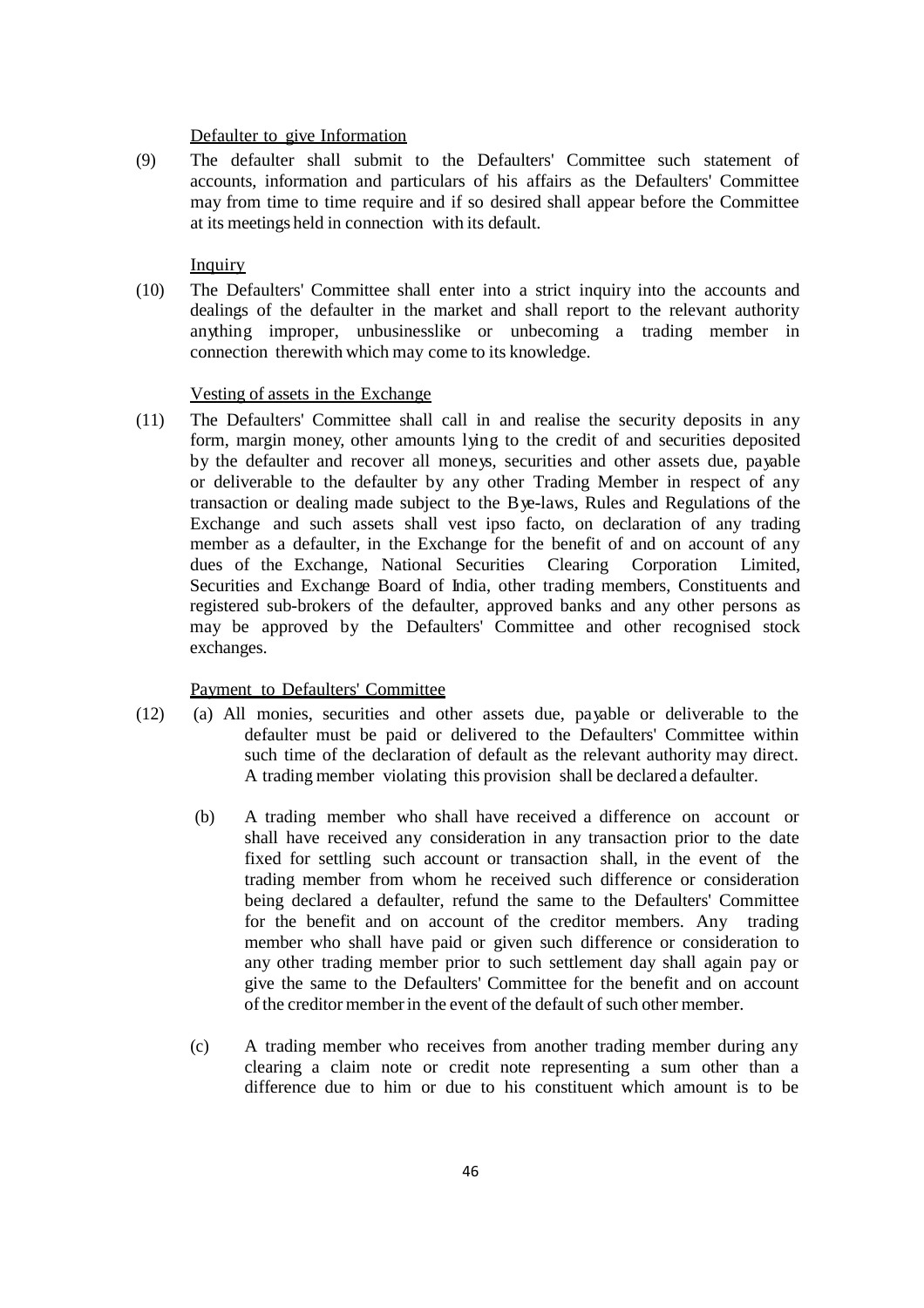Defaulter to give Information

(9) The defaulter shall submit to the Defaulters' Committee such statement of accounts, information and particulars of his affairs as the Defaulters' Committee may from time to time require and if so desired shall appear before the Committee at its meetings held in connection with its default.

Inquiry

(10) The Defaulters' Committee shall enter into a strict inquiry into the accounts and dealings of the defaulter in the market and shall report to the relevant authority anything improper, unbusinesslike or unbecoming a trading member in connection therewith which may come to its knowledge.

Vesting of assets in the Exchange

(11) The Defaulters' Committee shall call in and realise the security deposits in any form, margin money, other amounts lying to the credit of and securities deposited by the defaulter and recover all moneys, securities and other assets due, payable or deliverable to the defaulter by any other Trading Member in respect of any transaction or dealing made subject to the Bye-laws, Rules and Regulations of the Exchange and such assets shall vest ipso facto, on declaration of any trading member as a defaulter, in the Exchange for the benefit of and on account of any dues of the Exchange, National Securities Clearing Corporation Limited, Securities and Exchange Board of India, other trading members, Constituents and registered sub-brokers of the defaulter, approved banks and any other persons as may be approved by the Defaulters' Committee and other recognised stock exchanges.

Payment to Defaulters' Committee

(12) (a) All monies, securities and other assets due, payable or deliverable to the defaulter must be paid or delivered to the Defaulters' Committee within such time of the declaration of default as the relevant authority may direct. A trading member violating this provision shall be declared a defaulter.

(b) A trading member who shall have received a difference on account or shall have received any consideration in any transaction prior to the date fixed for settling such account or transaction shall, in the event of the trading member from whom he received such difference or consideration being declared a defaulter, refund the same to the Defaulters' Committee for the benefit and on account of the creditor members. Any trading member who shall have paid or given such difference or consideration to any other trading member prior to such settlement day shall again pay or give the same to the Defaulters' Committee for the benefit and on account of the creditor member in the event of the default of such other member.

(c) A trading member who receives from another trading member during any clearing a claim note or credit note representing a sum other than a difference due to him or due to his constituent which amount is to be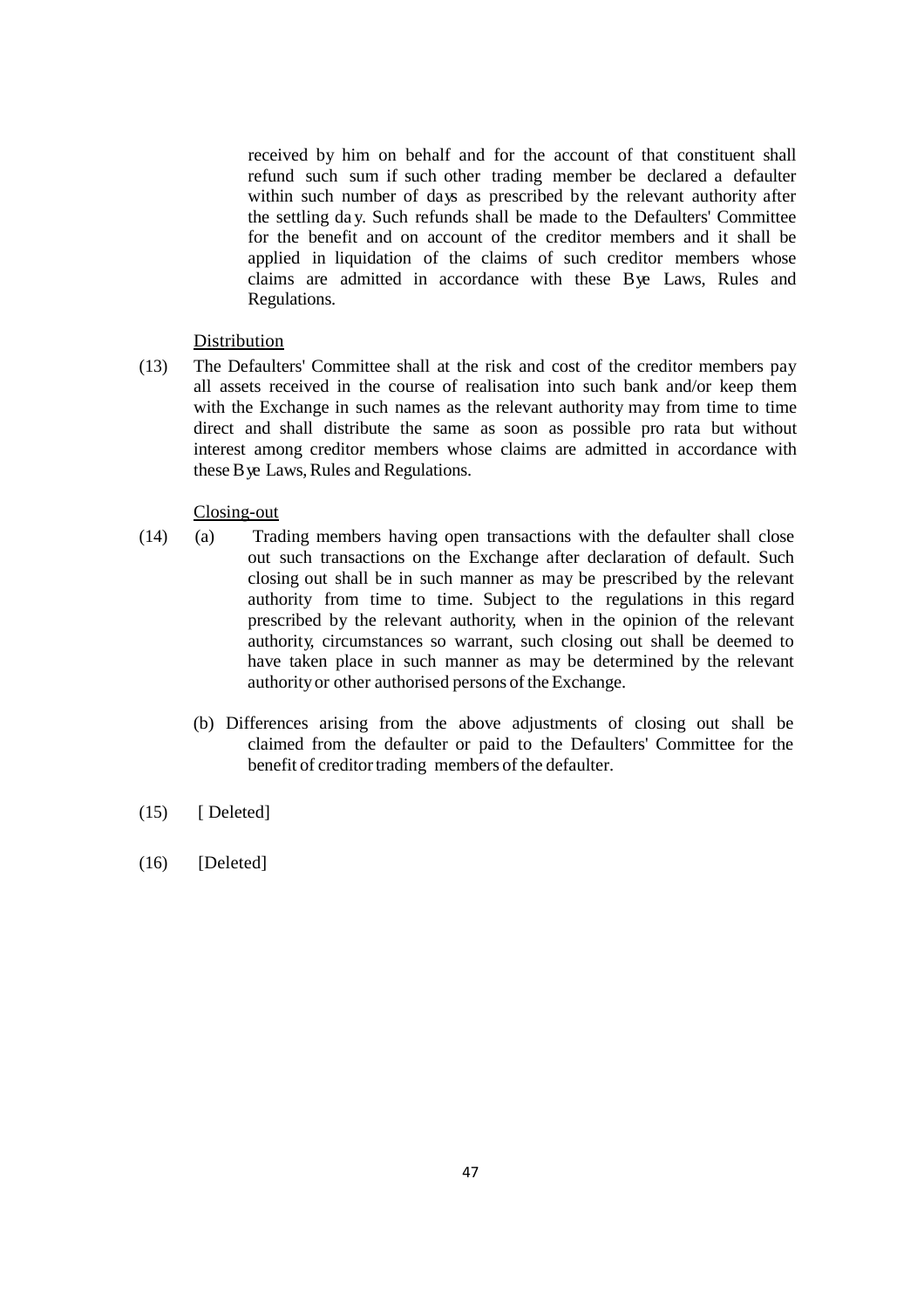received by him on behalf and for the account of that constituent shall refund such sum if such other trading member be declared a defaulter within such number of days as prescribed by the relevant authority after the settling day. Such refunds shall be made to the Defaulters' Committee for the benefit and on account of the creditor members and it shall be applied in liquidation of the claims of such creditor members whose claims are admitted in accordance with these Bye Laws, Rules and Regulations.

<u>Distribution</u>

(13) The Defaulters' Committee shall at the risk and cost of the creditor members pay all assets received in the course of realisation into such bank and/or keep them with the Exchange in such names as the relevant authority may from time to time direct and shall distribute the same as soon as possible pro rata but without interest among creditor members whose claims are admitted in accordance with these Bye Laws, Rules and Regulations.

<u>Closing-out</u>

(14) (a) Trading members having open transactions with the defaulter shall close out such transactions on the Exchange after declaration of default. Such closing out shall be in such manner as may be prescribed by the relevant authority from time to time. Subject to the regulations in this regard prescribed by the relevant authority, when in the opinion of the relevant authority, circumstances so warrant, such closing out shall be deemed to have taken place in such manner as may be determined by the relevant authority or other authorised persons of the Exchange.

(b) Differences arising from the above adjustments of closing out shall be claimed from the defaulter or paid to the Defaulters' Committee for the benefit of creditor trading members of the defaulter.

(15) [ Deleted]

(16) [Deleted]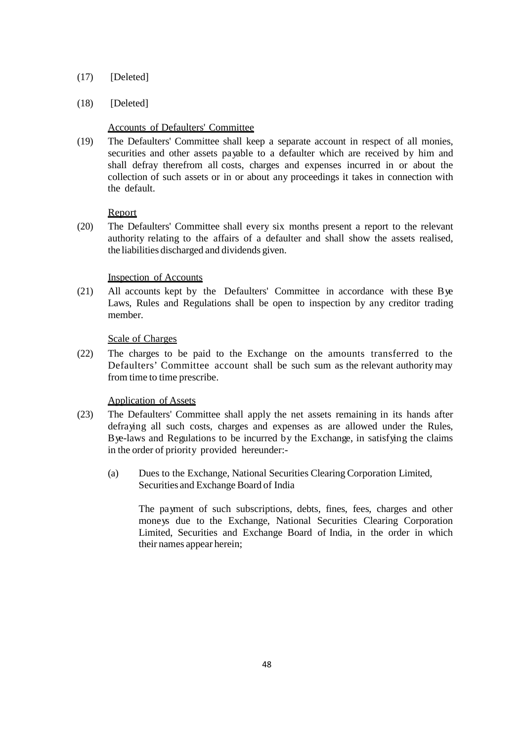(17) [Deleted]

(18) [Deleted]

<u>Accounts of Defaulters' Committee</u>

(19) The Defaulters' Committee shall keep a separate account in respect of all monies, securities and other assets payable to a defaulter which are received by him and shall defray therefrom all costs, charges and expenses incurred in or about the collection of such assets or in or about any proceedings it takes in connection with the default.

<u>Report</u>

(20) The Defaulters' Committee shall every six months present a report to the relevant authority relating to the affairs of a defaulter and shall show the assets realised, the liabilities discharged and dividends given.

<u>Inspection of Accounts</u>

(21) All accounts kept by the Defaulters' Committee in accordance with these Bye Laws, Rules and Regulations shall be open to inspection by any creditor trading member.

<u>Scale of Charges</u>

(22) The charges to be paid to the Exchange on the amounts transferred to the Defaulters' Committee account shall be such sum as the relevant authority may from time to time prescribe.

<u>Application of Assets</u>

(23) The Defaulters' Committee shall apply the net assets remaining in its hands after defraying all such costs, charges and expenses as are allowed under the Rules, Bye-laws and Regulations to be incurred by the Exchange, in satisfying the claims in the order of priority provided hereunder:-

(a) Dues to the Exchange, National Securities Clearing Corporation Limited, Securities and Exchange Board of India

The payment of such subscriptions, debts, fines, fees, charges and other moneys due to the Exchange, National Securities Clearing Corporation Limited, Securities and Exchange Board of India, in the order in which their names appear herein;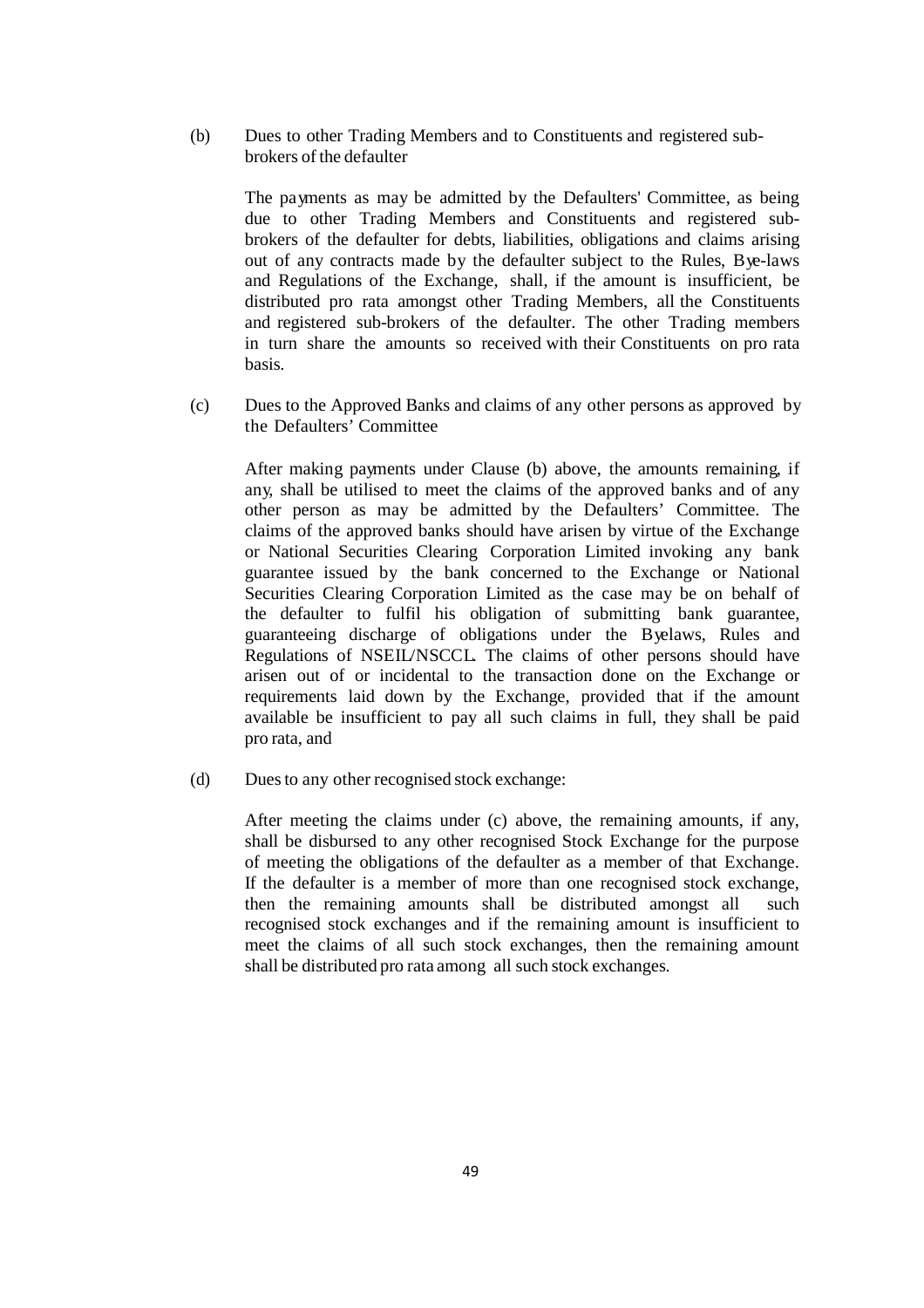(b) Dues to other Trading Members and to Constituents and registered sub-brokers of the defaulter

The payments as may be admitted by the Defaulters' Committee, as being due to other Trading Members and Constituents and registered sub-brokers of the defaulter for debts, liabilities, obligations and claims arising out of any contracts made by the defaulter subject to the Rules, Bye-laws and Regulations of the Exchange, shall, if the amount is insufficient, be distributed pro rata amongst other Trading Members, all the Constituents and registered sub-brokers of the defaulter. The other Trading members in turn share the amounts so received with their Constituents on pro rata basis.

(c) Dues to the Approved Banks and claims of any other persons as approved by the Defaulters' Committee

After making payments under Clause (b) above, the amounts remaining, if any, shall be utilised to meet the claims of the approved banks and of any other person as may be admitted by the Defaulters' Committee. The claims of the approved banks should have arisen by virtue of the Exchange or National Securities Clearing Corporation Limited invoking any bank guarantee issued by the bank concerned to the Exchange or National Securities Clearing Corporation Limited as the case may be on behalf of the defaulter to fulfil his obligation of submitting bank guarantee, guaranteeing discharge of obligations under the Byelaws, Rules and Regulations of NSEIL/NSCCL. The claims of other persons should have arisen out of or incidental to the transaction done on the Exchange or requirements laid down by the Exchange, provided that if the amount available be insufficient to pay all such claims in full, they shall be paid pro rata, and

(d) Dues to any other recognised stock exchange:

After meeting the claims under (c) above, the remaining amounts, if any, shall be disbursed to any other recognised Stock Exchange for the purpose of meeting the obligations of the defaulter as a member of that Exchange. If the defaulter is a member of more than one recognised stock exchange, then the remaining amounts shall be distributed amongst all such recognised stock exchanges and if the remaining amount is insufficient to meet the claims of all such stock exchanges, then the remaining amount shall be distributed pro rata among all such stock exchanges.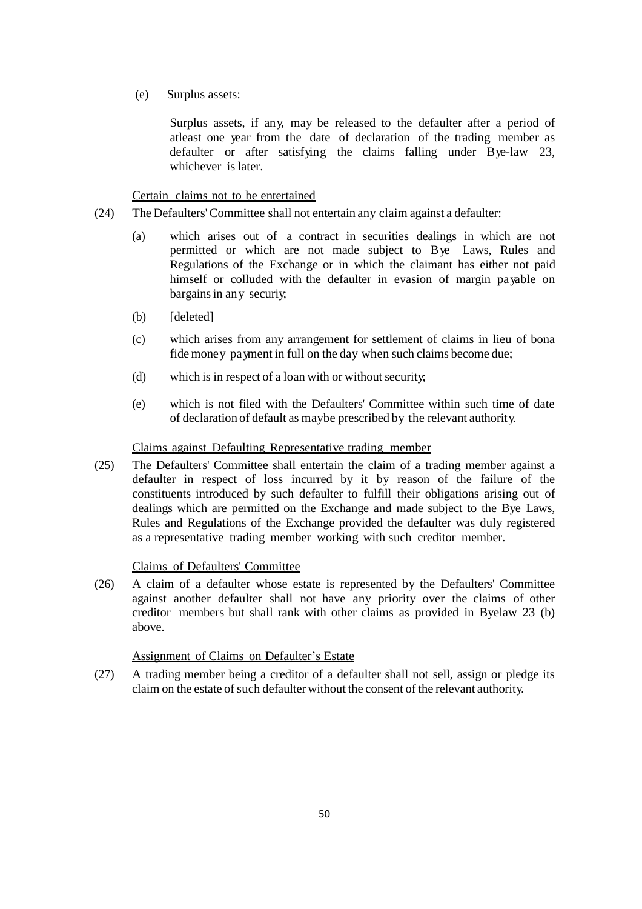(e) Surplus assets:

Surplus assets, if any, may be released to the defaulter after a period of atleast one year from the date of declaration of the trading member as defaulter or after satisfying the claims falling under Bye-law 23, whichever is later.

Certain claims not to be entertained

(24) The Defaulters' Committee shall not entertain any claim against a defaulter:

(a) which arises out of a contract in securities dealings in which are not permitted or which are not made subject to Bye Laws, Rules and Regulations of the Exchange or in which the claimant has either not paid himself or colluded with the defaulter in evasion of margin payable on bargains in any securiy;

(b) [deleted]

(c) which arises from any arrangement for settlement of claims in lieu of bona fide money payment in full on the day when such claims become due;

(d) which is in respect of a loan with or without security;

(e) which is not filed with the Defaulters' Committee within such time of date of declaration of default as maybe prescribed by the relevant authority.

Claims against Defaulting Representative trading member

(25) The Defaulters' Committee shall entertain the claim of a trading member against a defaulter in respect of loss incurred by it by reason of the failure of the constituents introduced by such defaulter to fulfill their obligations arising out of dealings which are permitted on the Exchange and made subject to the Bye Laws, Rules and Regulations of the Exchange provided the defaulter was duly registered as a representative trading member working with such creditor member.

Claims of Defaulters' Committee

(26) A claim of a defaulter whose estate is represented by the Defaulters' Committee against another defaulter shall not have any priority over the claims of other creditor members but shall rank with other claims as provided in Byelaw 23 (b) above.

Assignment of Claims on Defaulter's Estate

(27) A trading member being a creditor of a defaulter shall not sell, assign or pledge its claim on the estate of such defaulter without the consent of the relevant authority.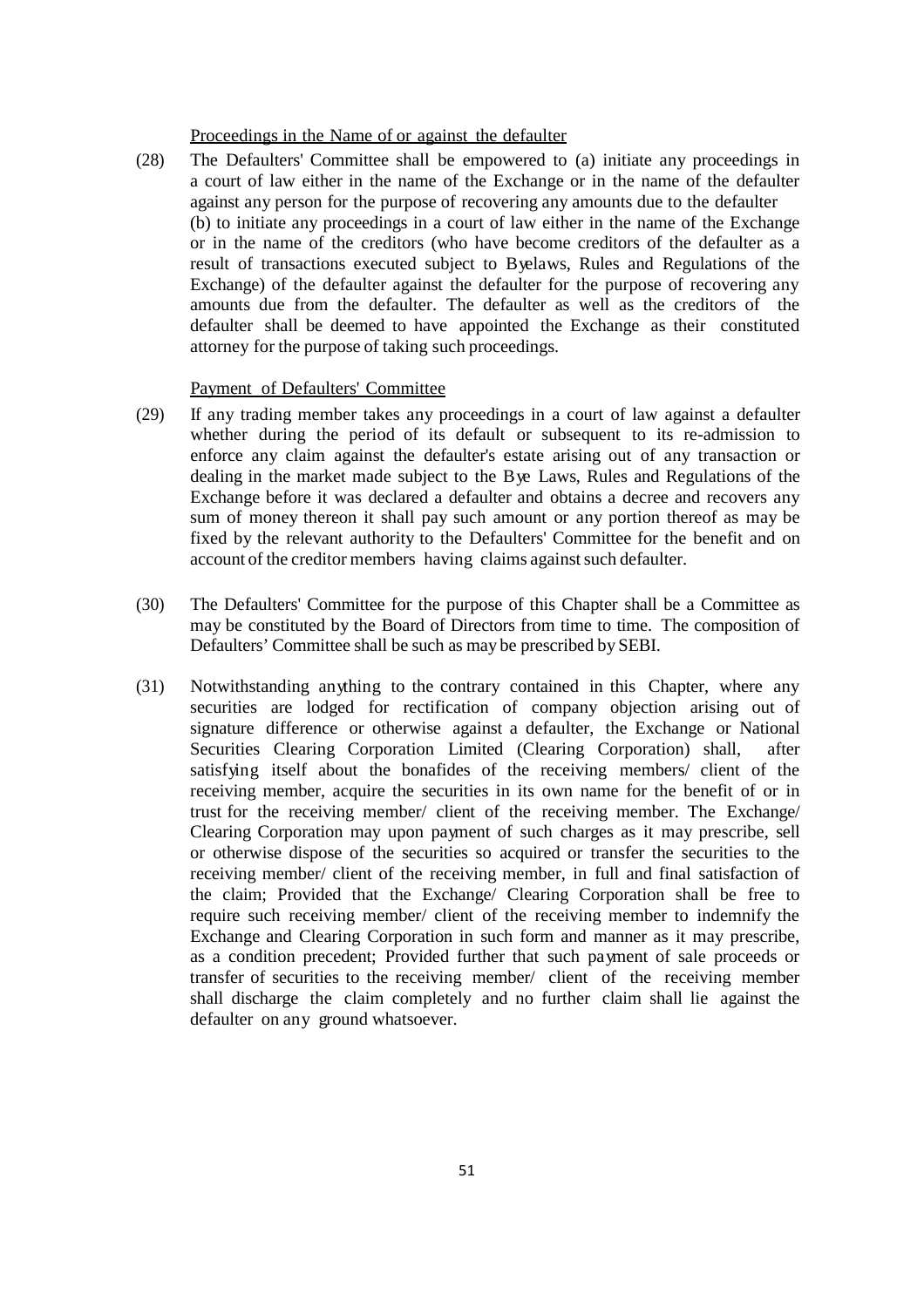<u>Proceedings in the Name of or against the defaulter</u>

(28) The Defaulters' Committee shall be empowered to (a) initiate any proceedings in a court of law either in the name of the Exchange or in the name of the defaulter against any person for the purpose of recovering any amounts due to the defaulter (b) to initiate any proceedings in a court of law either in the name of the Exchange or in the name of the creditors (who have become creditors of the defaulter as a result of transactions executed subject to Byelaws, Rules and Regulations of the Exchange) of the defaulter against the defaulter for the purpose of recovering any amounts due from the defaulter. The defaulter as well as the creditors of the defaulter shall be deemed to have appointed the Exchange as their constituted attorney for the purpose of taking such proceedings.

<u>Payment of Defaulters' Committee</u>

(29) If any trading member takes any proceedings in a court of law against a defaulter whether during the period of its default or subsequent to its re-admission to enforce any claim against the defaulter's estate arising out of any transaction or dealing in the market made subject to the Bye Laws, Rules and Regulations of the Exchange before it was declared a defaulter and obtains a decree and recovers any sum of money thereon it shall pay such amount or any portion thereof as may be fixed by the relevant authority to the Defaulters' Committee for the benefit and on account of the creditor members having claims against such defaulter.

(30) The Defaulters' Committee for the purpose of this Chapter shall be a Committee as may be constituted by the Board of Directors from time to time. The composition of Defaulters' Committee shall be such as may be prescribed by SEBI.

(31) Notwithstanding anything to the contrary contained in this Chapter, where any securities are lodged for rectification of company objection arising out of signature difference or otherwise against a defaulter, the Exchange or National Securities Clearing Corporation Limited (Clearing Corporation) shall, after satisfying itself about the bonafides of the receiving members/ client of the receiving member, acquire the securities in its own name for the benefit of or in trust for the receiving member/ client of the receiving member. The Exchange/ Clearing Corporation may upon payment of such charges as it may prescribe, sell or otherwise dispose of the securities so acquired or transfer the securities to the receiving member/ client of the receiving member, in full and final satisfaction of the claim; Provided that the Exchange/ Clearing Corporation shall be free to require such receiving member/ client of the receiving member to indemnify the Exchange and Clearing Corporation in such form and manner as it may prescribe, as a condition precedent; Provided further that such payment of sale proceeds or transfer of securities to the receiving member/ client of the receiving member shall discharge the claim completely and no further claim shall lie against the defaulter on any ground whatsoever.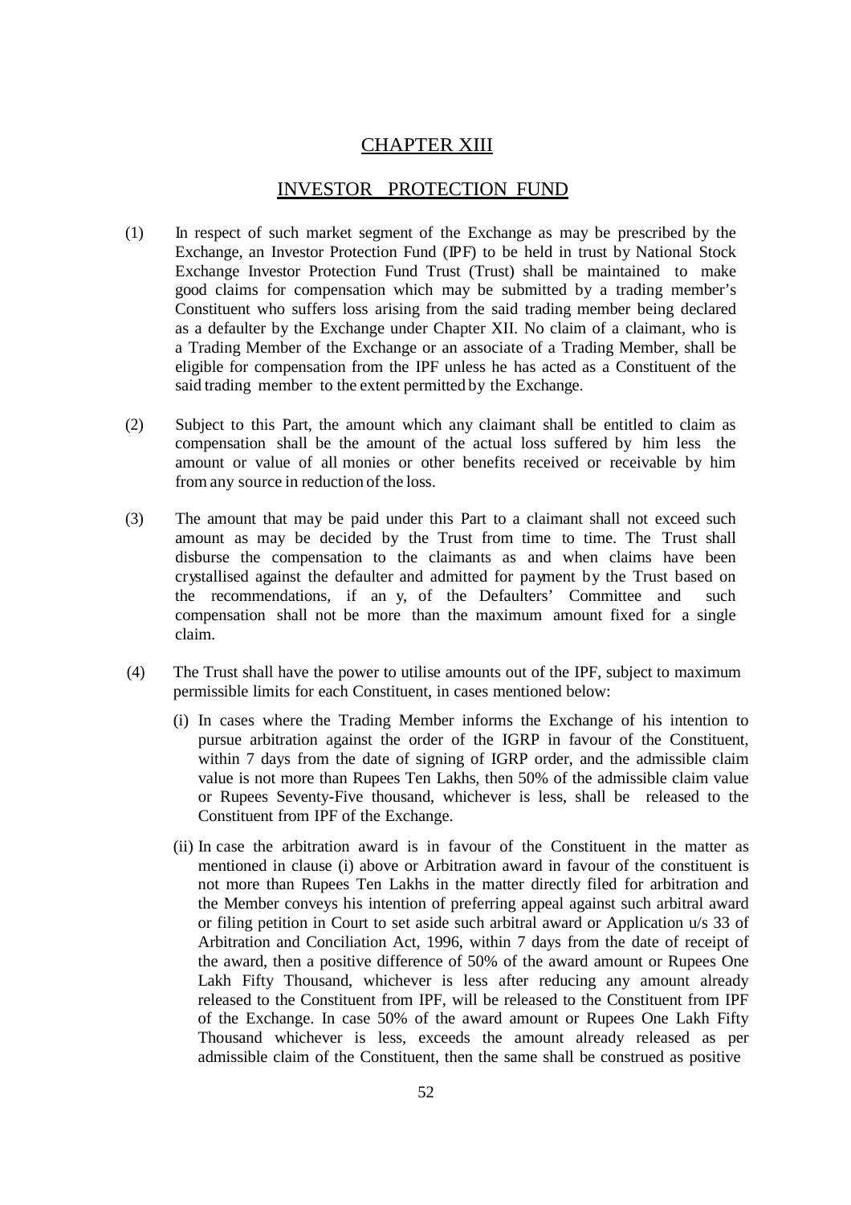# CHAPTER XIII

## INVESTOR PROTECTION FUND

(1) In respect of such market segment of the Exchange as may be prescribed by the Exchange, an Investor Protection Fund (IPF) to be held in trust by National Stock Exchange Investor Protection Fund Trust (Trust) shall be maintained to make good claims for compensation which may be submitted by a trading member's Constituent who suffers loss arising from the said trading member being declared as a defaulter by the Exchange under Chapter XII. No claim of a claimant, who is a Trading Member of the Exchange or an associate of a Trading Member, shall be eligible for compensation from the IPF unless he has acted as a Constituent of the said trading member to the extent permitted by the Exchange.

(2) Subject to this Part, the amount which any claimant shall be entitled to claim as compensation shall be the amount of the actual loss suffered by him less the amount or value of all monies or other benefits received or receivable by him from any source in reduction of the loss.

(3) The amount that may be paid under this Part to a claimant shall not exceed such amount as may be decided by the Trust from time to time. The Trust shall disburse the compensation to the claimants as and when claims have been crystallised against the defaulter and admitted for payment by the Trust based on the recommendations, if an y, of the Defaulters' Committee and such compensation shall not be more than the maximum amount fixed for a single claim.

(4) The Trust shall have the power to utilise amounts out of the IPF, subject to maximum permissible limits for each Constituent, in cases mentioned below:

(i) In cases where the Trading Member informs the Exchange of his intention to pursue arbitration against the order of the IGRP in favour of the Constituent, within 7 days from the date of signing of IGRP order, and the admissible claim value is not more than Rupees Ten Lakhs, then 50% of the admissible claim value or Rupees Seventy-Five thousand, whichever is less, shall be released to the Constituent from IPF of the Exchange.

(ii) In case the arbitration award is in favour of the Constituent in the matter as mentioned in clause (i) above or Arbitration award in favour of the constituent is not more than Rupees Ten Lakhs in the matter directly filed for arbitration and the Member conveys his intention of preferring appeal against such arbitral award or filing petition in Court to set aside such arbitral award or Application u/s 33 of Arbitration and Conciliation Act, 1996, within 7 days from the date of receipt of the award, then a positive difference of 50% of the award amount or Rupees One Lakh Fifty Thousand, whichever is less after reducing any amount already released to the Constituent from IPF, will be released to the Constituent from IPF of the Exchange. In case 50% of the award amount or Rupees One Lakh Fifty Thousand whichever is less, exceeds the amount already released as per admissible claim of the Constituent, then the same shall be construed as positive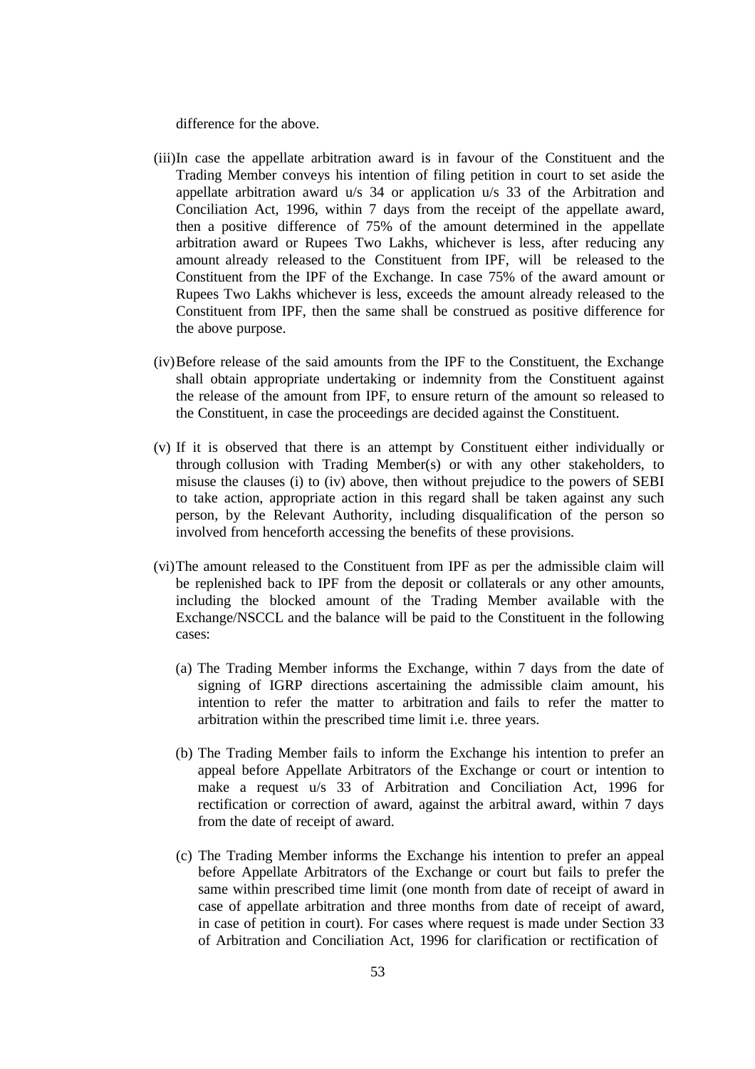difference for the above.

(iii) In case the appellate arbitration award is in favour of the Constituent and the Trading Member conveys his intention of filing petition in court to set aside the appellate arbitration award u/s 34 or application u/s 33 of the Arbitration and Conciliation Act, 1996, within 7 days from the receipt of the appellate award, then a positive difference of 75% of the amount determined in the appellate arbitration award or Rupees Two Lakhs, whichever is less, after reducing any amount already released to the Constituent from IPF, will be released to the Constituent from the IPF of the Exchange. In case 75% of the award amount or Rupees Two Lakhs whichever is less, exceeds the amount already released to the Constituent from IPF, then the same shall be construed as positive difference for the above purpose.

(iv) Before release of the said amounts from the IPF to the Constituent, the Exchange shall obtain appropriate undertaking or indemnity from the Constituent against the release of the amount from IPF, to ensure return of the amount so released to the Constituent, in case the proceedings are decided against the Constituent.

(v) If it is observed that there is an attempt by Constituent either individually or through collusion with Trading Member(s) or with any other stakeholders, to misuse the clauses (i) to (iv) above, then without prejudice to the powers of SEBI to take action, appropriate action in this regard shall be taken against any such person, by the Relevant Authority, including disqualification of the person so involved from henceforth accessing the benefits of these provisions.

(vi) The amount released to the Constituent from IPF as per the admissible claim will be replenished back to IPF from the deposit or collaterals or any other amounts, including the blocked amount of the Trading Member available with the Exchange/NSCCL and the balance will be paid to the Constituent in the following cases:

   (a) The Trading Member informs the Exchange, within 7 days from the date of signing of IGRP directions ascertaining the admissible claim amount, his intention to refer the matter to arbitration and fails to refer the matter to arbitration within the prescribed time limit i.e. three years.

   (b) The Trading Member fails to inform the Exchange his intention to prefer an appeal before Appellate Arbitrators of the Exchange or court or intention to make a request u/s 33 of Arbitration and Conciliation Act, 1996 for rectification or correction of award, against the arbitral award, within 7 days from the date of receipt of award.

   (c) The Trading Member informs the Exchange his intention to prefer an appeal before Appellate Arbitrators of the Exchange or court but fails to prefer the same within prescribed time limit (one month from date of receipt of award in case of appellate arbitration and three months from date of receipt of award, in case of petition in court). For cases where request is made under Section 33 of Arbitration and Conciliation Act, 1996 for clarification or rectification of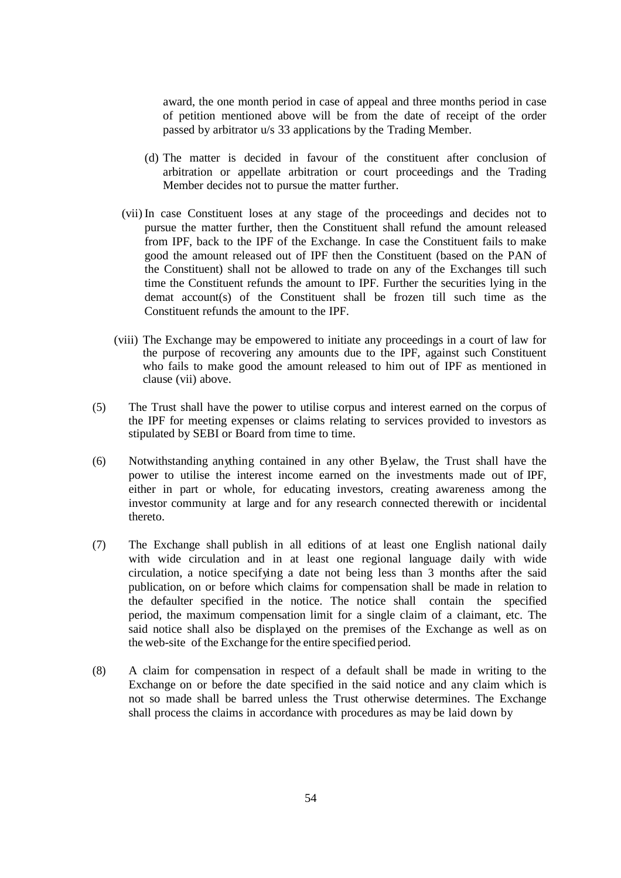award, the one month period in case of appeal and three months period in case of petition mentioned above will be from the date of receipt of the order passed by arbitrator u/s 33 applications by the Trading Member.

(d) The matter is decided in favour of the constituent after conclusion of arbitration or appellate arbitration or court proceedings and the Trading Member decides not to pursue the matter further.

(vii) In case Constituent loses at any stage of the proceedings and decides not to pursue the matter further, then the Constituent shall refund the amount released from IPF, back to the IPF of the Exchange. In case the Constituent fails to make good the amount released out of IPF then the Constituent (based on the PAN of the Constituent) shall not be allowed to trade on any of the Exchanges till such time the Constituent refunds the amount to IPF. Further the securities lying in the demat account(s) of the Constituent shall be frozen till such time as the Constituent refunds the amount to the IPF.

(viii) The Exchange may be empowered to initiate any proceedings in a court of law for the purpose of recovering any amounts due to the IPF, against such Constituent who fails to make good the amount released to him out of IPF as mentioned in clause (vii) above.

(5) The Trust shall have the power to utilise corpus and interest earned on the corpus of the IPF for meeting expenses or claims relating to services provided to investors as stipulated by SEBI or Board from time to time.

(6) Notwithstanding anything contained in any other Byelaw, the Trust shall have the power to utilise the interest income earned on the investments made out of IPF, either in part or whole, for educating investors, creating awareness among the investor community at large and for any research connected therewith or incidental thereto.

(7) The Exchange shall publish in all editions of at least one English national daily with wide circulation and in at least one regional language daily with wide circulation, a notice specifying a date not being less than 3 months after the said publication, on or before which claims for compensation shall be made in relation to the defaulter specified in the notice. The notice shall contain the specified period, the maximum compensation limit for a single claim of a claimant, etc. The said notice shall also be displayed on the premises of the Exchange as well as on the web-site of the Exchange for the entire specified period.

(8) A claim for compensation in respect of a default shall be made in writing to the Exchange on or before the date specified in the said notice and any claim which is not so made shall be barred unless the Trust otherwise determines. The Exchange shall process the claims in accordance with procedures as may be laid down by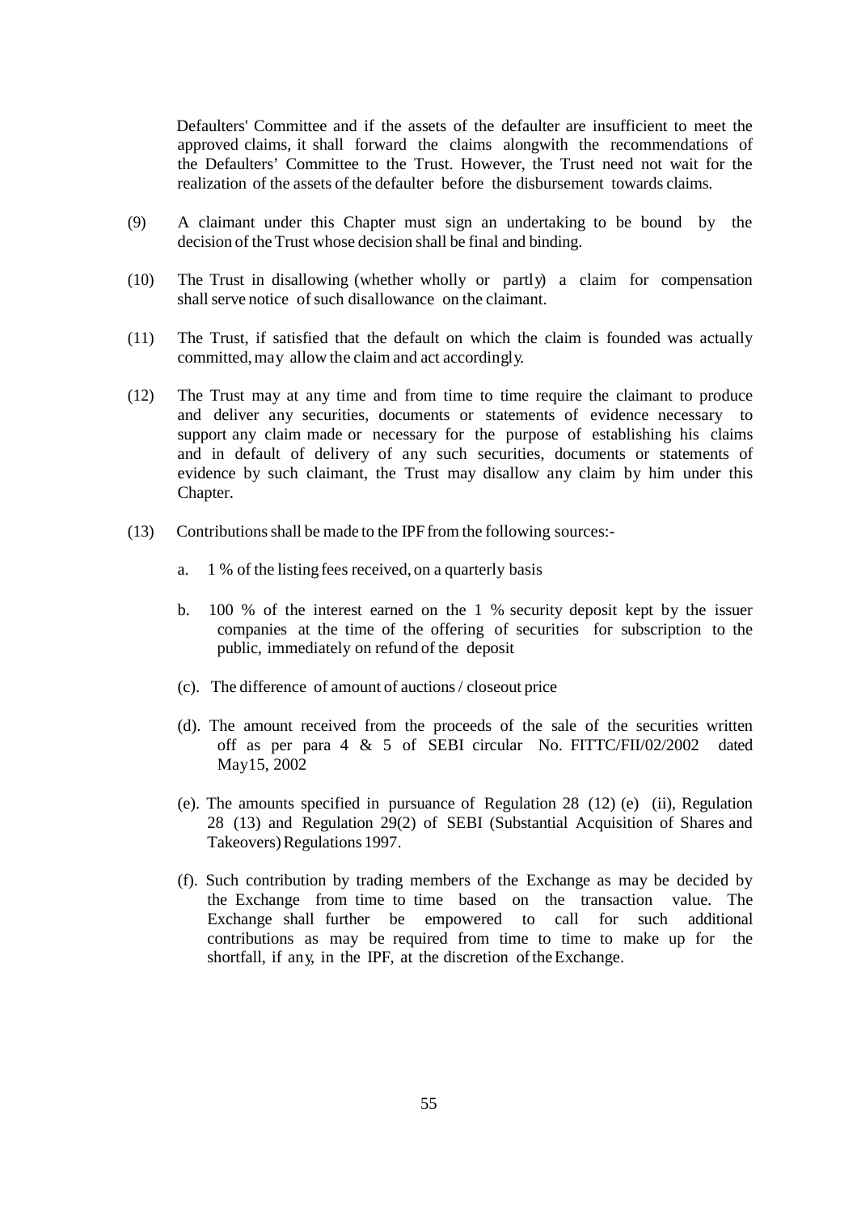Defaulters' Committee and if the assets of the defaulter are insufficient to meet the approved claims, it shall forward the claims alongwith the recommendations of the Defaulters' Committee to the Trust. However, the Trust need not wait for the realization of the assets of the defaulter before the disbursement towards claims.

(9) A claimant under this Chapter must sign an undertaking to be bound by the decision of the Trust whose decision shall be final and binding.

(10) The Trust in disallowing (whether wholly or partly) a claim for compensation shall serve notice of such disallowance on the claimant.

(11) The Trust, if satisfied that the default on which the claim is founded was actually committed, may allow the claim and act accordingly.

(12) The Trust may at any time and from time to time require the claimant to produce and deliver any securities, documents or statements of evidence necessary to support any claim made or necessary for the purpose of establishing his claims and in default of delivery of any such securities, documents or statements of evidence by such claimant, the Trust may disallow any claim by him under this Chapter.

(13) Contributions shall be made to the IPF from the following sources:-

a. 1 % of the listing fees received, on a quarterly basis

b. 100 % of the interest earned on the 1 % security deposit kept by the issuer companies at the time of the offering of securities for subscription to the public, immediately on refund of the deposit

(c). The difference of amount of auctions / closeout price

(d). The amount received from the proceeds of the sale of the securities written off as per para 4 & 5 of SEBI circular No. FITTC/FII/02/2002 dated May15, 2002

(e). The amounts specified in pursuance of Regulation 28 (12) (e) (ii), Regulation 28 (13) and Regulation 29(2) of SEBI (Substantial Acquisition of Shares and Takeovers) Regulations 1997.

(f). Such contribution by trading members of the Exchange as may be decided by the Exchange from time to time based on the transaction value. The Exchange shall further be empowered to call for such additional contributions as may be required from time to time to make up for the shortfall, if any, in the IPF, at the discretion of the Exchange.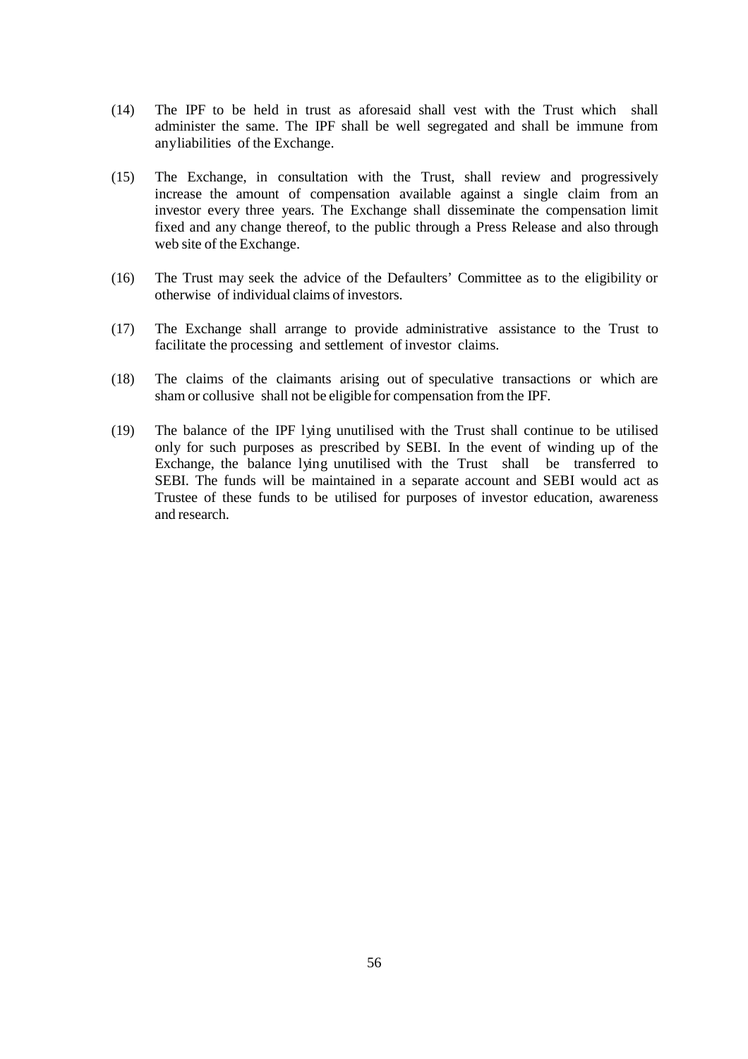(14) The IPF to be held in trust as aforesaid shall vest with the Trust which shall administer the same. The IPF shall be well segregated and shall be immune from anyliabilities of the Exchange.

(15) The Exchange, in consultation with the Trust, shall review and progressively increase the amount of compensation available against a single claim from an investor every three years. The Exchange shall disseminate the compensation limit fixed and any change thereof, to the public through a Press Release and also through web site of the Exchange.

(16) The Trust may seek the advice of the Defaulters' Committee as to the eligibility or otherwise of individual claims of investors.

(17) The Exchange shall arrange to provide administrative assistance to the Trust to facilitate the processing and settlement of investor claims.

(18) The claims of the claimants arising out of speculative transactions or which are sham or collusive shall not be eligible for compensation from the IPF.

(19) The balance of the IPF lying unutilised with the Trust shall continue to be utilised only for such purposes as prescribed by SEBI. In the event of winding up of the Exchange, the balance lying unutilised with the Trust shall be transferred to SEBI. The funds will be maintained in a separate account and SEBI would act as Trustee of these funds to be utilised for purposes of investor education, awareness and research.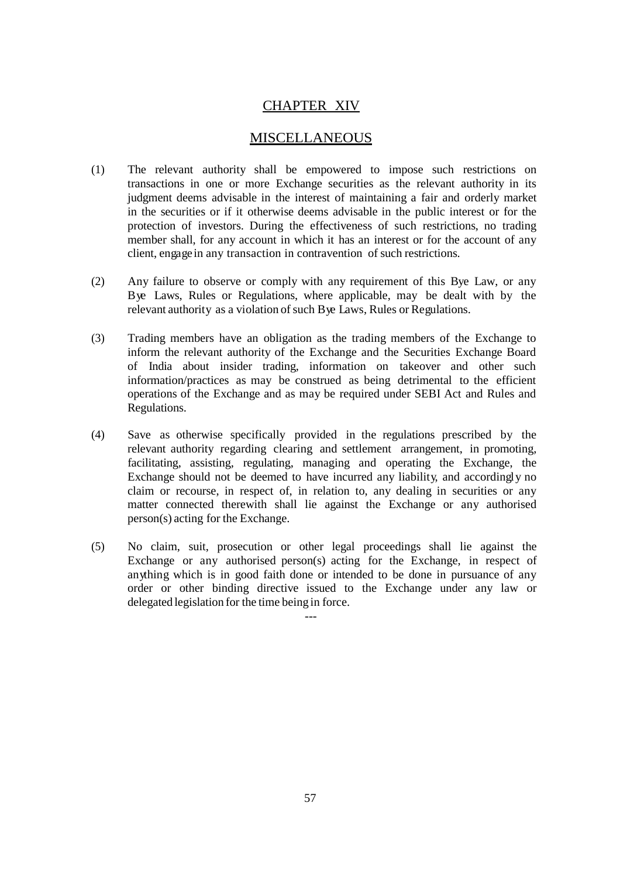# CHAPTER XIV

## MISCELLANEOUS

(1) The relevant authority shall be empowered to impose such restrictions on transactions in one or more Exchange securities as the relevant authority in its judgment deems advisable in the interest of maintaining a fair and orderly market in the securities or if it otherwise deems advisable in the public interest or for the protection of investors. During the effectiveness of such restrictions, no trading member shall, for any account in which it has an interest or for the account of any client, engage in any transaction in contravention of such restrictions.

(2) Any failure to observe or comply with any requirement of this Bye Law, or any Bye Laws, Rules or Regulations, where applicable, may be dealt with by the relevant authority as a violation of such Bye Laws, Rules or Regulations.

(3) Trading members have an obligation as the trading members of the Exchange to inform the relevant authority of the Exchange and the Securities Exchange Board of India about insider trading, information on takeover and other such information/practices as may be construed as being detrimental to the efficient operations of the Exchange and as may be required under SEBI Act and Rules and Regulations.

(4) Save as otherwise specifically provided in the regulations prescribed by the relevant authority regarding clearing and settlement arrangement, in promoting, facilitating, assisting, regulating, managing and operating the Exchange, the Exchange should not be deemed to have incurred any liability, and accordingly no claim or recourse, in respect of, in relation to, any dealing in securities or any matter connected therewith shall lie against the Exchange or any authorised person(s) acting for the Exchange.

(5) No claim, suit, prosecution or other legal proceedings shall lie against the Exchange or any authorised person(s) acting for the Exchange, in respect of anything which is in good faith done or intended to be done in pursuance of any order or other binding directive issued to the Exchange under any law or delegated legislation for the time being in force.

---